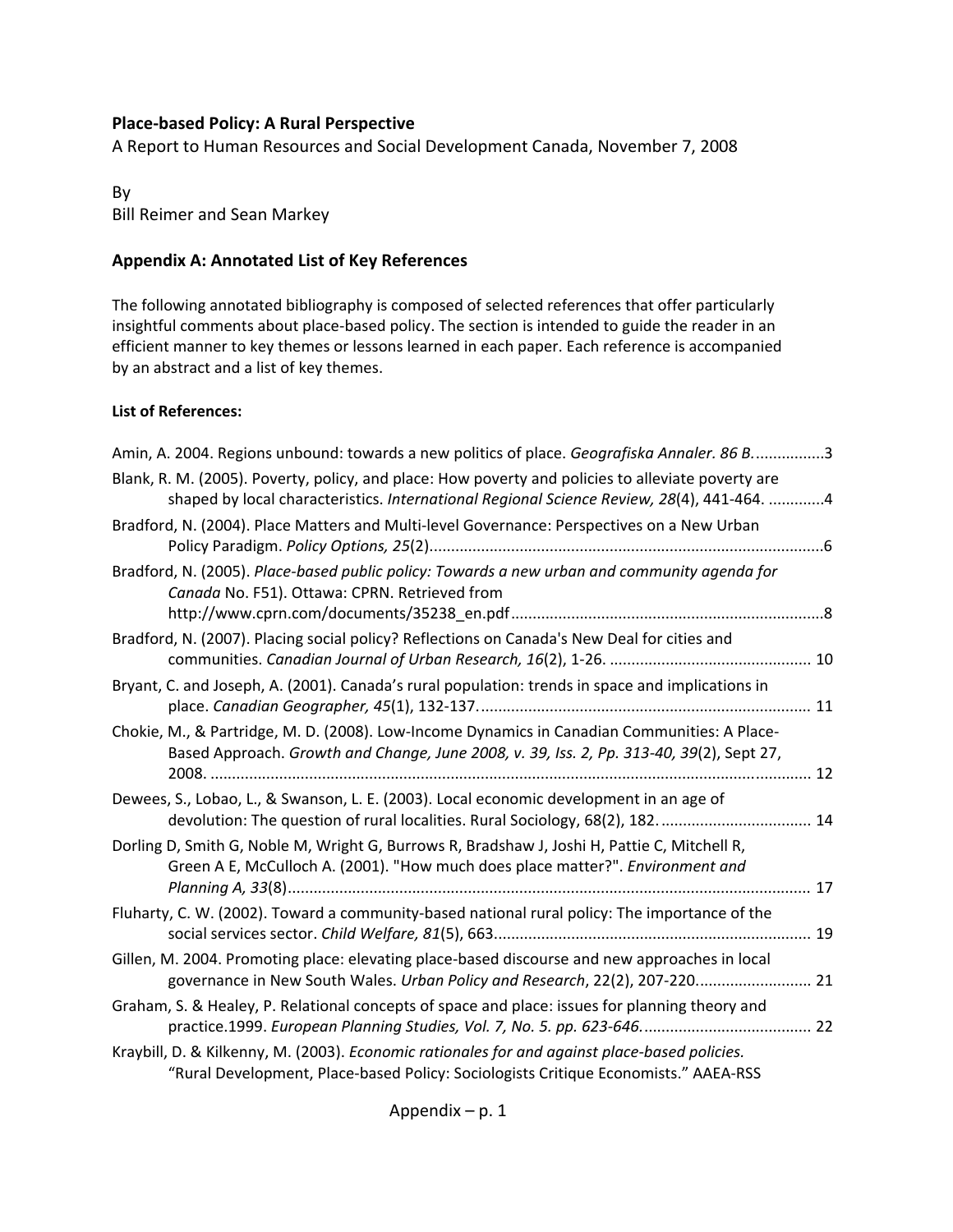**Place-based Policy: A Rural Perspective**

A Report to Human Resources and Social Development Canada, November 7, 2008

By
Bill Reimer and Sean Markey

## Appendix A: Annotated List of Key References

The following annotated bibliography is composed of selected references that offer particularly insightful comments about place-based policy. The section is intended to guide the reader in an efficient manner to key themes or lessons learned in each paper. Each reference is accompanied by an abstract and a list of key themes.

**List of References:**

Amin, A. 2004. Regions unbound: towards a new politics of place. *Geografiska Annaler. 86 B.* ................3

Blank, R. M. (2005). Poverty, policy, and place: How poverty and policies to alleviate poverty are shaped by local characteristics. *International Regional Science Review, 28*(4), 441-464. .............4

Bradford, N. (2004). Place Matters and Multi-level Governance: Perspectives on a New Urban Policy Paradigm. *Policy Options, 25*(2)............................................................................................6

Bradford, N. (2005). *Place-based public policy: Towards a new urban and community agenda for Canada* No. F51). Ottawa: CPRN. Retrieved from http://www.cprn.com/documents/35238_en.pdf........................................................................8

Bradford, N. (2007). Placing social policy? Reflections on Canada's New Deal for cities and communities. *Canadian Journal of Urban Research, 16*(2), 1-26. ............................................... 10

Bryant, C. and Joseph, A. (2001). Canada's rural population: trends in space and implications in place. *Canadian Geographer, 45*(1), 132-137.............................................................................. 11

Chokie, M., & Partridge, M. D. (2008). Low-Income Dynamics in Canadian Communities: A Place-Based Approach. *Growth and Change, June 2008, v. 39, Iss. 2, Pp. 313-40, 39*(2), Sept 27, 2008. .......................................................................................................................................... 12

Dewees, S., Lobao, L., & Swanson, L. E. (2003). Local economic development in an age of devolution: The question of rural localities. Rural Sociology, 68(2), 182. .................................. 14

Dorling D, Smith G, Noble M, Wright G, Burrows R, Bradshaw J, Joshi H, Pattie C, Mitchell R, Green A E, McCulloch A. (2001). "How much does place matter?". *Environment and Planning A, 33*(8)......................................................................................................................... 17

Fluharty, C. W. (2002). Toward a community-based national rural policy: The importance of the social services sector. *Child Welfare, 81*(5), 663......................................................................... 19

Gillen, M. 2004. Promoting place: elevating place-based discourse and new approaches in local governance in New South Wales. *Urban Policy and Research*, 22(2), 207-220.......................... 21

Graham, S. & Healey, P. Relational concepts of space and place: issues for planning theory and practice.1999. *European Planning Studies, Vol. 7, No. 5. pp. 623-646.*....................................... 22

Kraybill, D. & Kilkenny, M. (2003). *Economic rationales for and against place-based policies.* "Rural Development, Place-based Policy: Sociologists Critique Economists." AAEA-RSS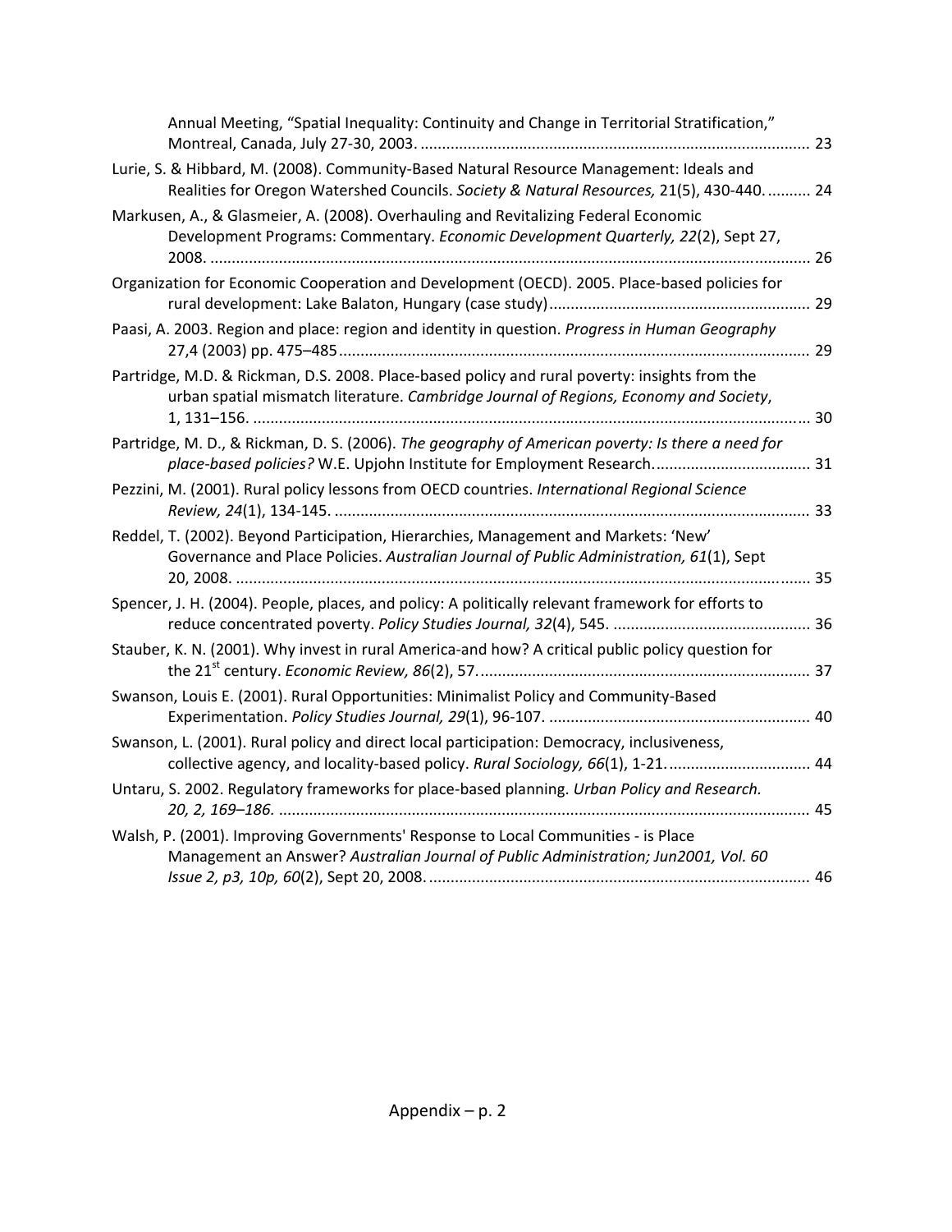Annual Meeting, "Spatial Inequality: Continuity and Change in Territorial Stratification," Montreal, Canada, July 27-30, 2003. .......................................................................................... 23

Lurie, S. & Hibbard, M. (2008). Community-Based Natural Resource Management: Ideals and Realities for Oregon Watershed Councils. *Society & Natural Resources,* 21(5), 430-440. .......... 24

Markusen, A., & Glasmeier, A. (2008). Overhauling and Revitalizing Federal Economic Development Programs: Commentary. *Economic Development Quarterly, 22*(2), Sept 27, 2008. ........................................................................................................................... 26

Organization for Economic Cooperation and Development (OECD). 2005. Place-based policies for rural development: Lake Balaton, Hungary (case study) ............................................................ 29

Paasi, A. 2003. Region and place: region and identity in question. *Progress in Human Geography* 27,4 (2003) pp. 475–485 ............................................................................................................. 29

Partridge, M.D. & Rickman, D.S. 2008. Place-based policy and rural poverty: insights from the urban spatial mismatch literature. *Cambridge Journal of Regions, Economy and Society*, 1, 131–156. ................................................................................................................................ 30

Partridge, M. D., & Rickman, D. S. (2006). *The geography of American poverty: Is there a need for place-based policies?* W.E. Upjohn Institute for Employment Research. .................................... 31

Pezzini, M. (2001). Rural policy lessons from OECD countries. *International Regional Science Review, 24*(1), 134-145. ............................................................................................................. 33

Reddel, T. (2002). Beyond Participation, Hierarchies, Management and Markets: 'New' Governance and Place Policies. *Australian Journal of Public Administration, 61*(1), Sept 20, 2008. ..................................................................................................................................... 35

Spencer, J. H. (2004). People, places, and policy: A politically relevant framework for efforts to reduce concentrated poverty. *Policy Studies Journal, 32*(4), 545. ............................................... 36

Stauber, K. N. (2001). Why invest in rural America-and how? A critical public policy question for the 21st century. *Economic Review, 86*(2), 57. ............................................................................ 37

Swanson, Louis E. (2001). Rural Opportunities: Minimalist Policy and Community-Based Experimentation. *Policy Studies Journal, 29*(1), 96-107. ............................................................ 40

Swanson, L. (2001). Rural policy and direct local participation: Democracy, inclusiveness, collective agency, and locality-based policy. *Rural Sociology, 66*(1), 1-21. ................................. 44

Untaru, S. 2002. Regulatory frameworks for place-based planning. *Urban Policy and Research. 20, 2, 169–186.* ........................................................................................................................... 45

Walsh, P. (2001). Improving Governments' Response to Local Communities - is Place Management an Answer? *Australian Journal of Public Administration; Jun2001, Vol. 60 Issue 2, p3, 10p, 60*(2), Sept 20, 2008. ........................................................................................ 46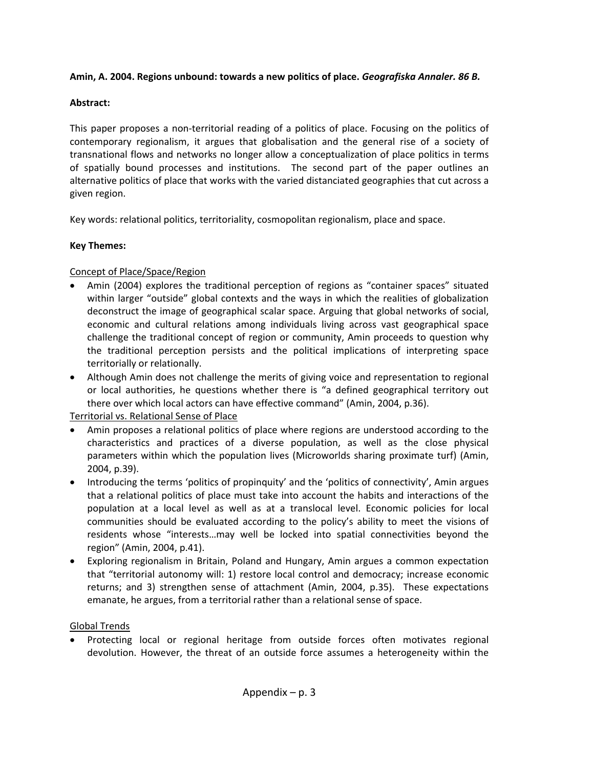**Amin, A. 2004. Regions unbound: towards a new politics of place.** ***Geografiska Annaler. 86 B.***

**Abstract:**

This paper proposes a non-territorial reading of a politics of place. Focusing on the politics of contemporary regionalism, it argues that globalisation and the general rise of a society of transnational flows and networks no longer allow a conceptualization of place politics in terms of spatially bound processes and institutions. The second part of the paper outlines an alternative politics of place that works with the varied distanciated geographies that cut across a given region.

Key words: relational politics, territoriality, cosmopolitan regionalism, place and space.

**Key Themes:**

Concept of Place/Space/Region

- Amin (2004) explores the traditional perception of regions as "container spaces" situated within larger "outside" global contexts and the ways in which the realities of globalization deconstruct the image of geographical scalar space. Arguing that global networks of social, economic and cultural relations among individuals living across vast geographical space challenge the traditional concept of region or community, Amin proceeds to question why the traditional perception persists and the political implications of interpreting space territorially or relationally.
- Although Amin does not challenge the merits of giving voice and representation to regional or local authorities, he questions whether there is "a defined geographical territory out there over which local actors can have effective command" (Amin, 2004, p.36).

Territorial vs. Relational Sense of Place

- Amin proposes a relational politics of place where regions are understood according to the characteristics and practices of a diverse population, as well as the close physical parameters within which the population lives (Microworlds sharing proximate turf) (Amin, 2004, p.39).
- Introducing the terms 'politics of propinquity' and the 'politics of connectivity', Amin argues that a relational politics of place must take into account the habits and interactions of the population at a local level as well as at a translocal level. Economic policies for local communities should be evaluated according to the policy's ability to meet the visions of residents whose "interests…may well be locked into spatial connectivities beyond the region" (Amin, 2004, p.41).
- Exploring regionalism in Britain, Poland and Hungary, Amin argues a common expectation that "territorial autonomy will: 1) restore local control and democracy; increase economic returns; and 3) strengthen sense of attachment (Amin, 2004, p.35). These expectations emanate, he argues, from a territorial rather than a relational sense of space.

Global Trends

- Protecting local or regional heritage from outside forces often motivates regional devolution. However, the threat of an outside force assumes a heterogeneity within the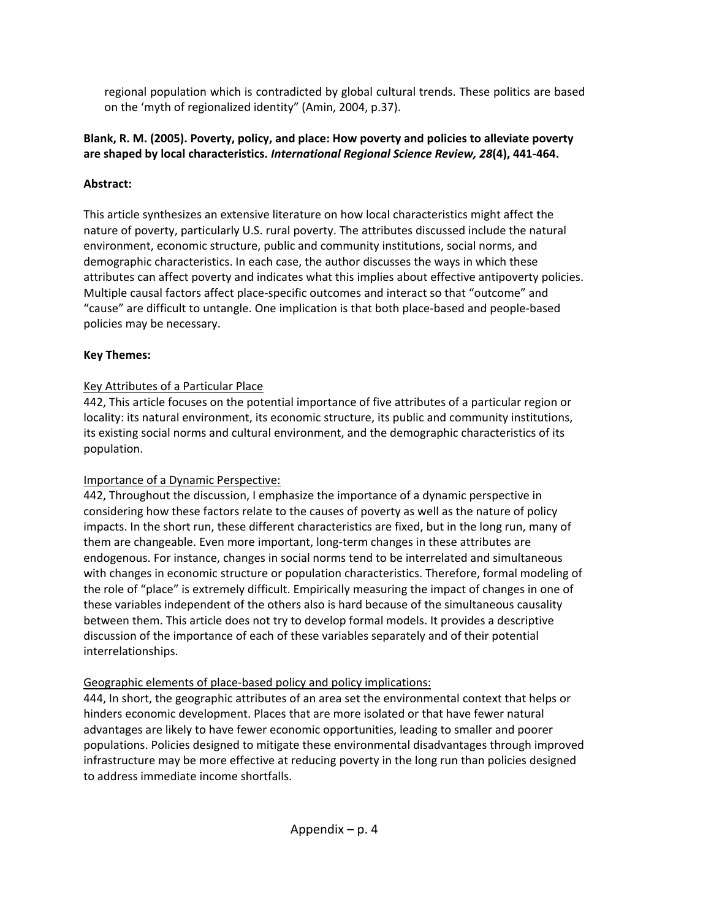regional population which is contradicted by global cultural trends. These politics are based on the 'myth of regionalized identity" (Amin, 2004, p.37).

**Blank, R. M. (2005). Poverty, policy, and place: How poverty and policies to alleviate poverty are shaped by local characteristics. *International Regional Science Review, 28*(4), 441-464.**

**Abstract:**

This article synthesizes an extensive literature on how local characteristics might affect the nature of poverty, particularly U.S. rural poverty. The attributes discussed include the natural environment, economic structure, public and community institutions, social norms, and demographic characteristics. In each case, the author discusses the ways in which these attributes can affect poverty and indicates what this implies about effective antipoverty policies. Multiple causal factors affect place-specific outcomes and interact so that "outcome" and "cause" are difficult to untangle. One implication is that both place-based and people-based policies may be necessary.

**Key Themes:**

Key Attributes of a Particular Place

442, This article focuses on the potential importance of five attributes of a particular region or locality: its natural environment, its economic structure, its public and community institutions, its existing social norms and cultural environment, and the demographic characteristics of its population.

Importance of a Dynamic Perspective:

442, Throughout the discussion, I emphasize the importance of a dynamic perspective in considering how these factors relate to the causes of poverty as well as the nature of policy impacts. In the short run, these different characteristics are fixed, but in the long run, many of them are changeable. Even more important, long-term changes in these attributes are endogenous. For instance, changes in social norms tend to be interrelated and simultaneous with changes in economic structure or population characteristics. Therefore, formal modeling of the role of "place" is extremely difficult. Empirically measuring the impact of changes in one of these variables independent of the others also is hard because of the simultaneous causality between them. This article does not try to develop formal models. It provides a descriptive discussion of the importance of each of these variables separately and of their potential interrelationships.

Geographic elements of place-based policy and policy implications:

444, In short, the geographic attributes of an area set the environmental context that helps or hinders economic development. Places that are more isolated or that have fewer natural advantages are likely to have fewer economic opportunities, leading to smaller and poorer populations. Policies designed to mitigate these environmental disadvantages through improved infrastructure may be more effective at reducing poverty in the long run than policies designed to address immediate income shortfalls.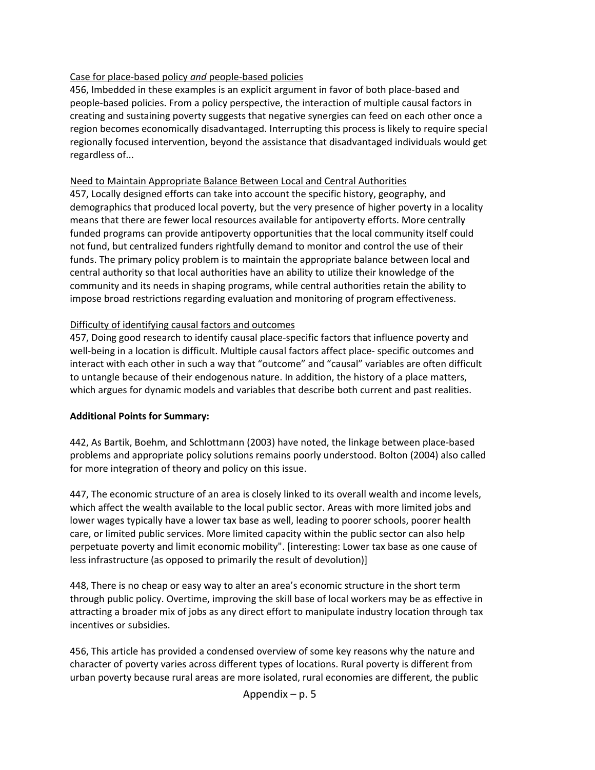<u>Case for place-based policy *and* people-based policies</u>

456, Imbedded in these examples is an explicit argument in favor of both place-based and people-based policies. From a policy perspective, the interaction of multiple causal factors in creating and sustaining poverty suggests that negative synergies can feed on each other once a region becomes economically disadvantaged. Interrupting this process is likely to require special regionally focused intervention, beyond the assistance that disadvantaged individuals would get regardless of...

<u>Need to Maintain Appropriate Balance Between Local and Central Authorities</u>

457, Locally designed efforts can take into account the specific history, geography, and demographics that produced local poverty, but the very presence of higher poverty in a locality means that there are fewer local resources available for antipoverty efforts. More centrally funded programs can provide antipoverty opportunities that the local community itself could not fund, but centralized funders rightfully demand to monitor and control the use of their funds. The primary policy problem is to maintain the appropriate balance between local and central authority so that local authorities have an ability to utilize their knowledge of the community and its needs in shaping programs, while central authorities retain the ability to impose broad restrictions regarding evaluation and monitoring of program effectiveness.

<u>Difficulty of identifying causal factors and outcomes</u>

457, Doing good research to identify causal place-specific factors that influence poverty and well-being in a location is difficult. Multiple causal factors affect place- specific outcomes and interact with each other in such a way that "outcome" and "causal" variables are often difficult to untangle because of their endogenous nature. In addition, the history of a place matters, which argues for dynamic models and variables that describe both current and past realities.

**Additional Points for Summary:**

442, As Bartik, Boehm, and Schlottmann (2003) have noted, the linkage between place-based problems and appropriate policy solutions remains poorly understood. Bolton (2004) also called for more integration of theory and policy on this issue.

447, The economic structure of an area is closely linked to its overall wealth and income levels, which affect the wealth available to the local public sector. Areas with more limited jobs and lower wages typically have a lower tax base as well, leading to poorer schools, poorer health care, or limited public services. More limited capacity within the public sector can also help perpetuate poverty and limit economic mobility". [interesting: Lower tax base as one cause of less infrastructure (as opposed to primarily the result of devolution)]

448, There is no cheap or easy way to alter an area's economic structure in the short term through public policy. Overtime, improving the skill base of local workers may be as effective in attracting a broader mix of jobs as any direct effort to manipulate industry location through tax incentives or subsidies.

456, This article has provided a condensed overview of some key reasons why the nature and character of poverty varies across different types of locations. Rural poverty is different from urban poverty because rural areas are more isolated, rural economies are different, the public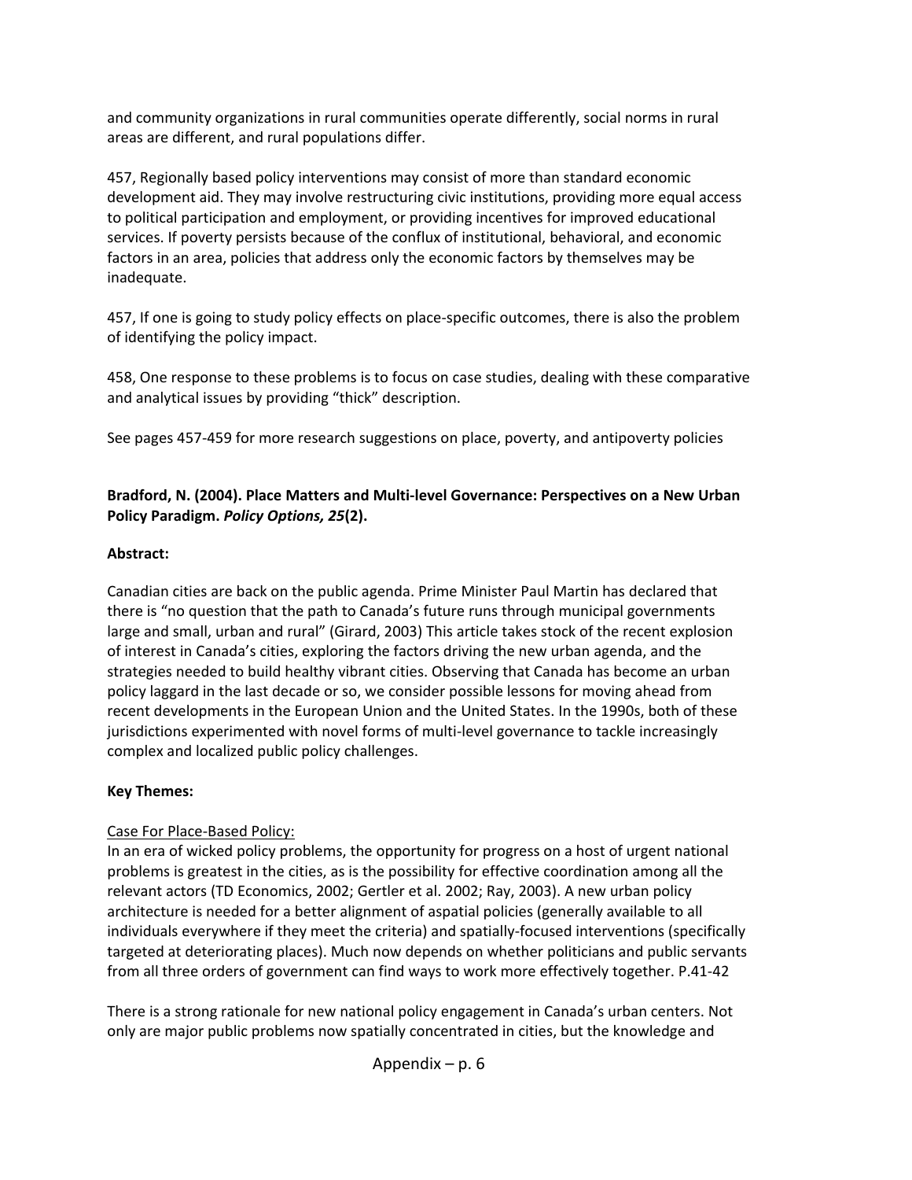and community organizations in rural communities operate differently, social norms in rural areas are different, and rural populations differ.

457, Regionally based policy interventions may consist of more than standard economic development aid. They may involve restructuring civic institutions, providing more equal access to political participation and employment, or providing incentives for improved educational services. If poverty persists because of the conflux of institutional, behavioral, and economic factors in an area, policies that address only the economic factors by themselves may be inadequate.

457, If one is going to study policy effects on place-specific outcomes, there is also the problem of identifying the policy impact.

458, One response to these problems is to focus on case studies, dealing with these comparative and analytical issues by providing "thick" description.

See pages 457-459 for more research suggestions on place, poverty, and antipoverty policies

**Bradford, N. (2004). Place Matters and Multi-level Governance: Perspectives on a New Urban Policy Paradigm. *Policy Options, 25*(2).**

**Abstract:**

Canadian cities are back on the public agenda. Prime Minister Paul Martin has declared that there is "no question that the path to Canada's future runs through municipal governments large and small, urban and rural" (Girard, 2003) This article takes stock of the recent explosion of interest in Canada's cities, exploring the factors driving the new urban agenda, and the strategies needed to build healthy vibrant cities. Observing that Canada has become an urban policy laggard in the last decade or so, we consider possible lessons for moving ahead from recent developments in the European Union and the United States. In the 1990s, both of these jurisdictions experimented with novel forms of multi-level governance to tackle increasingly complex and localized public policy challenges.

**Key Themes:**

Case For Place-Based Policy:

In an era of wicked policy problems, the opportunity for progress on a host of urgent national problems is greatest in the cities, as is the possibility for effective coordination among all the relevant actors (TD Economics, 2002; Gertler et al. 2002; Ray, 2003). A new urban policy architecture is needed for a better alignment of aspatial policies (generally available to all individuals everywhere if they meet the criteria) and spatially-focused interventions (specifically targeted at deteriorating places). Much now depends on whether politicians and public servants from all three orders of government can find ways to work more effectively together. P.41-42

There is a strong rationale for new national policy engagement in Canada's urban centers. Not only are major public problems now spatially concentrated in cities, but the knowledge and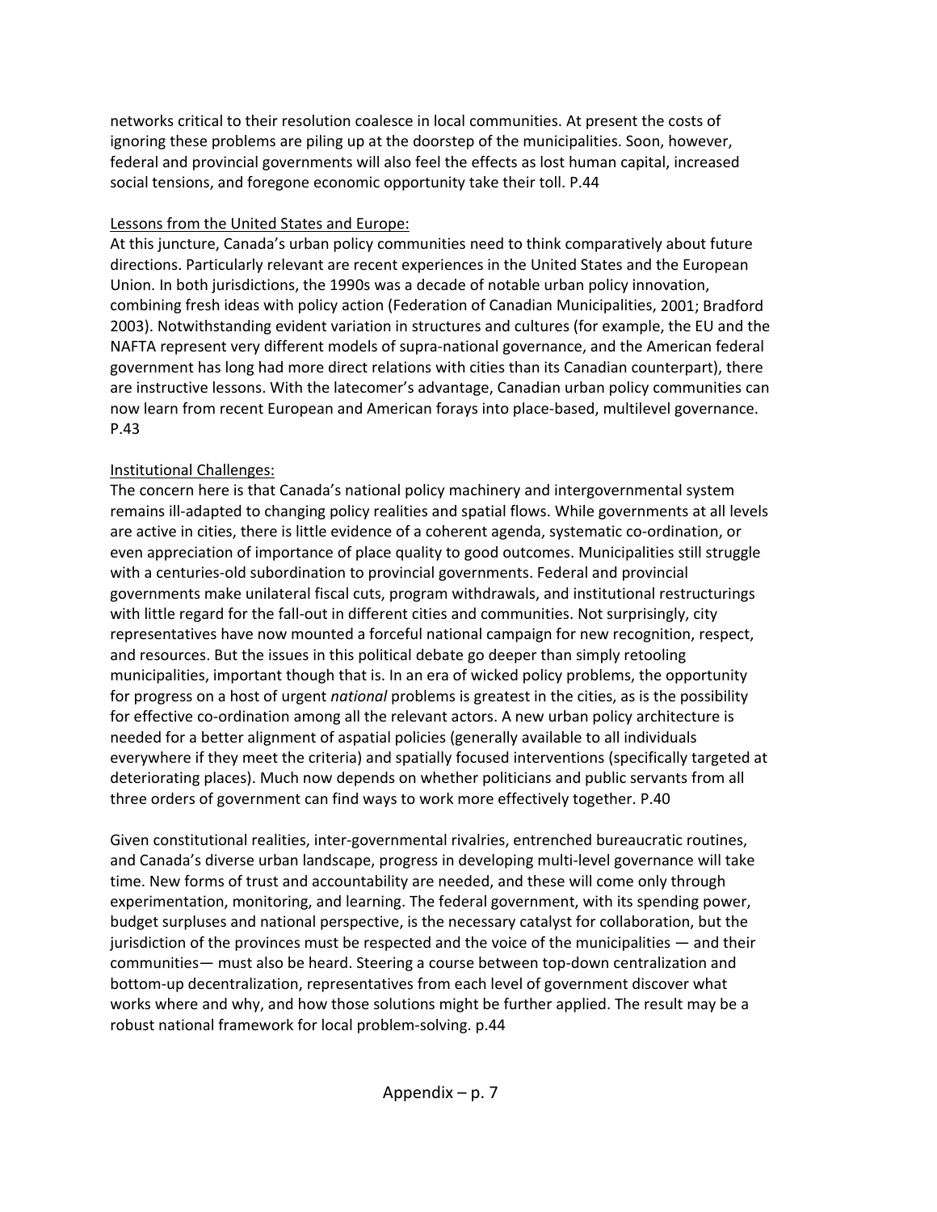networks critical to their resolution coalesce in local communities. At present the costs of ignoring these problems are piling up at the doorstep of the municipalities. Soon, however, federal and provincial governments will also feel the effects as lost human capital, increased social tensions, and foregone economic opportunity take their toll. P.44

<u>Lessons from the United States and Europe:</u>
At this juncture, Canada's urban policy communities need to think comparatively about future directions. Particularly relevant are recent experiences in the United States and the European Union. In both jurisdictions, the 1990s was a decade of notable urban policy innovation, combining fresh ideas with policy action (Federation of Canadian Municipalities, 2001; Bradford 2003). Notwithstanding evident variation in structures and cultures (for example, the EU and the NAFTA represent very different models of supra-national governance, and the American federal government has long had more direct relations with cities than its Canadian counterpart), there are instructive lessons. With the latecomer's advantage, Canadian urban policy communities can now learn from recent European and American forays into place-based, multilevel governance. P.43

<u>Institutional Challenges:</u>
The concern here is that Canada's national policy machinery and intergovernmental system remains ill-adapted to changing policy realities and spatial flows. While governments at all levels are active in cities, there is little evidence of a coherent agenda, systematic co-ordination, or even appreciation of importance of place quality to good outcomes. Municipalities still struggle with a centuries-old subordination to provincial governments. Federal and provincial governments make unilateral fiscal cuts, program withdrawals, and institutional restructurings with little regard for the fall-out in different cities and communities. Not surprisingly, city representatives have now mounted a forceful national campaign for new recognition, respect, and resources. But the issues in this political debate go deeper than simply retooling municipalities, important though that is. In an era of wicked policy problems, the opportunity for progress on a host of urgent *national* problems is greatest in the cities, as is the possibility for effective co-ordination among all the relevant actors. A new urban policy architecture is needed for a better alignment of aspatial policies (generally available to all individuals everywhere if they meet the criteria) and spatially focused interventions (specifically targeted at deteriorating places). Much now depends on whether politicians and public servants from all three orders of government can find ways to work more effectively together. P.40

Given constitutional realities, inter-governmental rivalries, entrenched bureaucratic routines, and Canada's diverse urban landscape, progress in developing multi-level governance will take time. New forms of trust and accountability are needed, and these will come only through experimentation, monitoring, and learning. The federal government, with its spending power, budget surpluses and national perspective, is the necessary catalyst for collaboration, but the jurisdiction of the provinces must be respected and the voice of the municipalities — and their communities— must also be heard. Steering a course between top-down centralization and bottom-up decentralization, representatives from each level of government discover what works where and why, and how those solutions might be further applied. The result may be a robust national framework for local problem-solving. p.44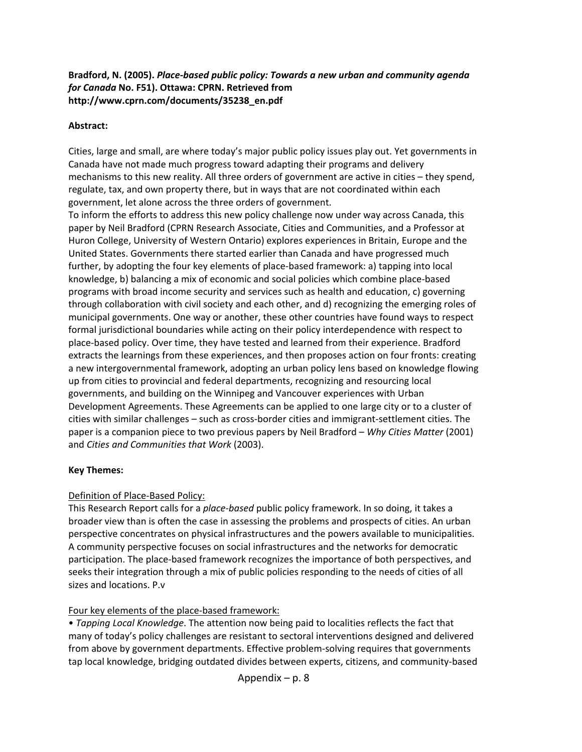**Bradford, N. (2005). *Place-based public policy: Towards a new urban and community agenda for Canada* No. F51). Ottawa: CPRN. Retrieved from http://www.cprn.com/documents/35238_en.pdf**

**Abstract:**

Cities, large and small, are where today's major public policy issues play out. Yet governments in Canada have not made much progress toward adapting their programs and delivery mechanisms to this new reality. All three orders of government are active in cities – they spend, regulate, tax, and own property there, but in ways that are not coordinated within each government, let alone across the three orders of government.

To inform the efforts to address this new policy challenge now under way across Canada, this paper by Neil Bradford (CPRN Research Associate, Cities and Communities, and a Professor at Huron College, University of Western Ontario) explores experiences in Britain, Europe and the United States. Governments there started earlier than Canada and have progressed much further, by adopting the four key elements of place-based framework: a) tapping into local knowledge, b) balancing a mix of economic and social policies which combine place-based programs with broad income security and services such as health and education, c) governing through collaboration with civil society and each other, and d) recognizing the emerging roles of municipal governments. One way or another, these other countries have found ways to respect formal jurisdictional boundaries while acting on their policy interdependence with respect to place-based policy. Over time, they have tested and learned from their experience. Bradford extracts the learnings from these experiences, and then proposes action on four fronts: creating a new intergovernmental framework, adopting an urban policy lens based on knowledge flowing up from cities to provincial and federal departments, recognizing and resourcing local governments, and building on the Winnipeg and Vancouver experiences with Urban Development Agreements. These Agreements can be applied to one large city or to a cluster of cities with similar challenges – such as cross-border cities and immigrant-settlement cities. The paper is a companion piece to two previous papers by Neil Bradford – *Why Cities Matter* (2001) and *Cities and Communities that Work* (2003).

**Key Themes:**

Definition of Place-Based Policy:

This Research Report calls for a *place-based* public policy framework. In so doing, it takes a broader view than is often the case in assessing the problems and prospects of cities. An urban perspective concentrates on physical infrastructures and the powers available to municipalities. A community perspective focuses on social infrastructures and the networks for democratic participation. The place-based framework recognizes the importance of both perspectives, and seeks their integration through a mix of public policies responding to the needs of cities of all sizes and locations. P.v

Four key elements of the place-based framework:

- *Tapping Local Knowledge*. The attention now being paid to localities reflects the fact that many of today's policy challenges are resistant to sectoral interventions designed and delivered from above by government departments. Effective problem-solving requires that governments tap local knowledge, bridging outdated divides between experts, citizens, and community-based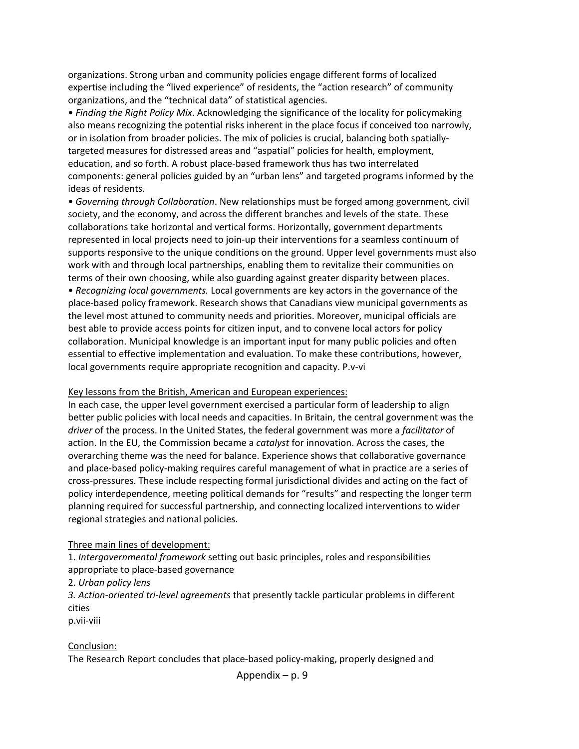organizations. Strong urban and community policies engage different forms of localized expertise including the "lived experience" of residents, the "action research" of community organizations, and the "technical data" of statistical agencies.

- *Finding the Right Policy Mix*. Acknowledging the significance of the locality for policymaking also means recognizing the potential risks inherent in the place focus if conceived too narrowly, or in isolation from broader policies. The mix of policies is crucial, balancing both spatially-targeted measures for distressed areas and "aspatial" policies for health, employment, education, and so forth. A robust place-based framework thus has two interrelated components: general policies guided by an "urban lens" and targeted programs informed by the ideas of residents.
- *Governing through Collaboration*. New relationships must be forged among government, civil society, and the economy, and across the different branches and levels of the state. These collaborations take horizontal and vertical forms. Horizontally, government departments represented in local projects need to join-up their interventions for a seamless continuum of supports responsive to the unique conditions on the ground. Upper level governments must also work with and through local partnerships, enabling them to revitalize their communities on terms of their own choosing, while also guarding against greater disparity between places.
- *Recognizing local governments.* Local governments are key actors in the governance of the place-based policy framework. Research shows that Canadians view municipal governments as the level most attuned to community needs and priorities. Moreover, municipal officials are best able to provide access points for citizen input, and to convene local actors for policy collaboration. Municipal knowledge is an important input for many public policies and often essential to effective implementation and evaluation. To make these contributions, however, local governments require appropriate recognition and capacity. P.v-vi

<u>Key lessons from the British, American and European experiences:</u>

In each case, the upper level government exercised a particular form of leadership to align better public policies with local needs and capacities. In Britain, the central government was the *driver* of the process. In the United States, the federal government was more a *facilitator* of action. In the EU, the Commission became a *catalyst* for innovation. Across the cases, the overarching theme was the need for balance. Experience shows that collaborative governance and place-based policy-making requires careful management of what in practice are a series of cross-pressures. These include respecting formal jurisdictional divides and acting on the fact of policy interdependence, meeting political demands for "results" and respecting the longer term planning required for successful partnership, and connecting localized interventions to wider regional strategies and national policies.

<u>Three main lines of development:</u>

1. *Intergovernmental framework* setting out basic principles, roles and responsibilities appropriate to place-based governance
2. *Urban policy lens*
3. *Action-oriented tri-level agreements* that presently tackle particular problems in different cities

p.vii-viii

<u>Conclusion:</u>

The Research Report concludes that place-based policy-making, properly designed and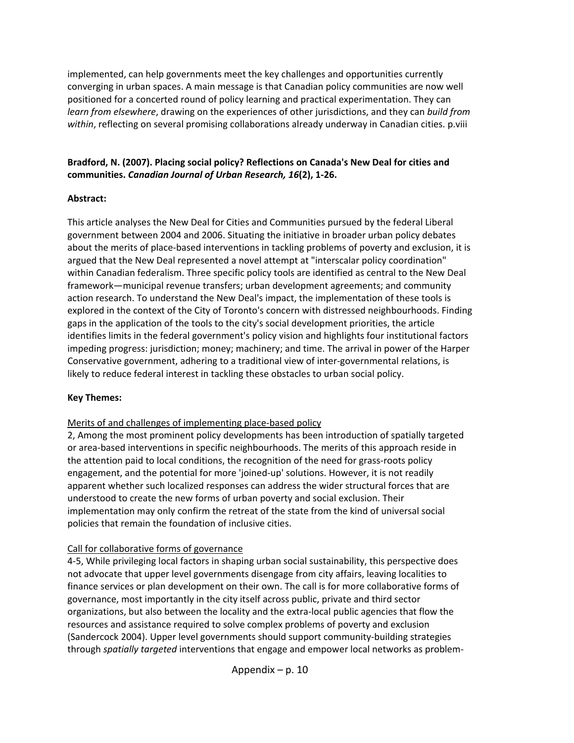implemented, can help governments meet the key challenges and opportunities currently converging in urban spaces. A main message is that Canadian policy communities are now well positioned for a concerted round of policy learning and practical experimentation. They can *learn from elsewhere*, drawing on the experiences of other jurisdictions, and they can *build from within*, reflecting on several promising collaborations already underway in Canadian cities. p.viii

**Bradford, N. (2007). Placing social policy? Reflections on Canada's New Deal for cities and communities. *Canadian Journal of Urban Research, 16*(2), 1-26.**

**Abstract:**

This article analyses the New Deal for Cities and Communities pursued by the federal Liberal government between 2004 and 2006. Situating the initiative in broader urban policy debates about the merits of place-based interventions in tackling problems of poverty and exclusion, it is argued that the New Deal represented a novel attempt at "interscalar policy coordination" within Canadian federalism. Three specific policy tools are identified as central to the New Deal framework—municipal revenue transfers; urban development agreements; and community action research. To understand the New Deal's impact, the implementation of these tools is explored in the context of the City of Toronto's concern with distressed neighbourhoods. Finding gaps in the application of the tools to the city's social development priorities, the article identifies limits in the federal government's policy vision and highlights four institutional factors impeding progress: jurisdiction; money; machinery; and time. The arrival in power of the Harper Conservative government, adhering to a traditional view of inter-governmental relations, is likely to reduce federal interest in tackling these obstacles to urban social policy.

**Key Themes:**

<u>Merits of and challenges of implementing place-based policy</u>
2, Among the most prominent policy developments has been introduction of spatially targeted or area-based interventions in specific neighbourhoods. The merits of this approach reside in the attention paid to local conditions, the recognition of the need for grass-roots policy engagement, and the potential for more 'joined-up' solutions. However, it is not readily apparent whether such localized responses can address the wider structural forces that are understood to create the new forms of urban poverty and social exclusion. Their implementation may only confirm the retreat of the state from the kind of universal social policies that remain the foundation of inclusive cities.

<u>Call for collaborative forms of governance</u>
4-5, While privileging local factors in shaping urban social sustainability, this perspective does not advocate that upper level governments disengage from city affairs, leaving localities to finance services or plan development on their own. The call is for more collaborative forms of governance, most importantly in the city itself across public, private and third sector organizations, but also between the locality and the extra-local public agencies that flow the resources and assistance required to solve complex problems of poverty and exclusion (Sandercock 2004). Upper level governments should support community-building strategies through *spatially targeted* interventions that engage and empower local networks as problem-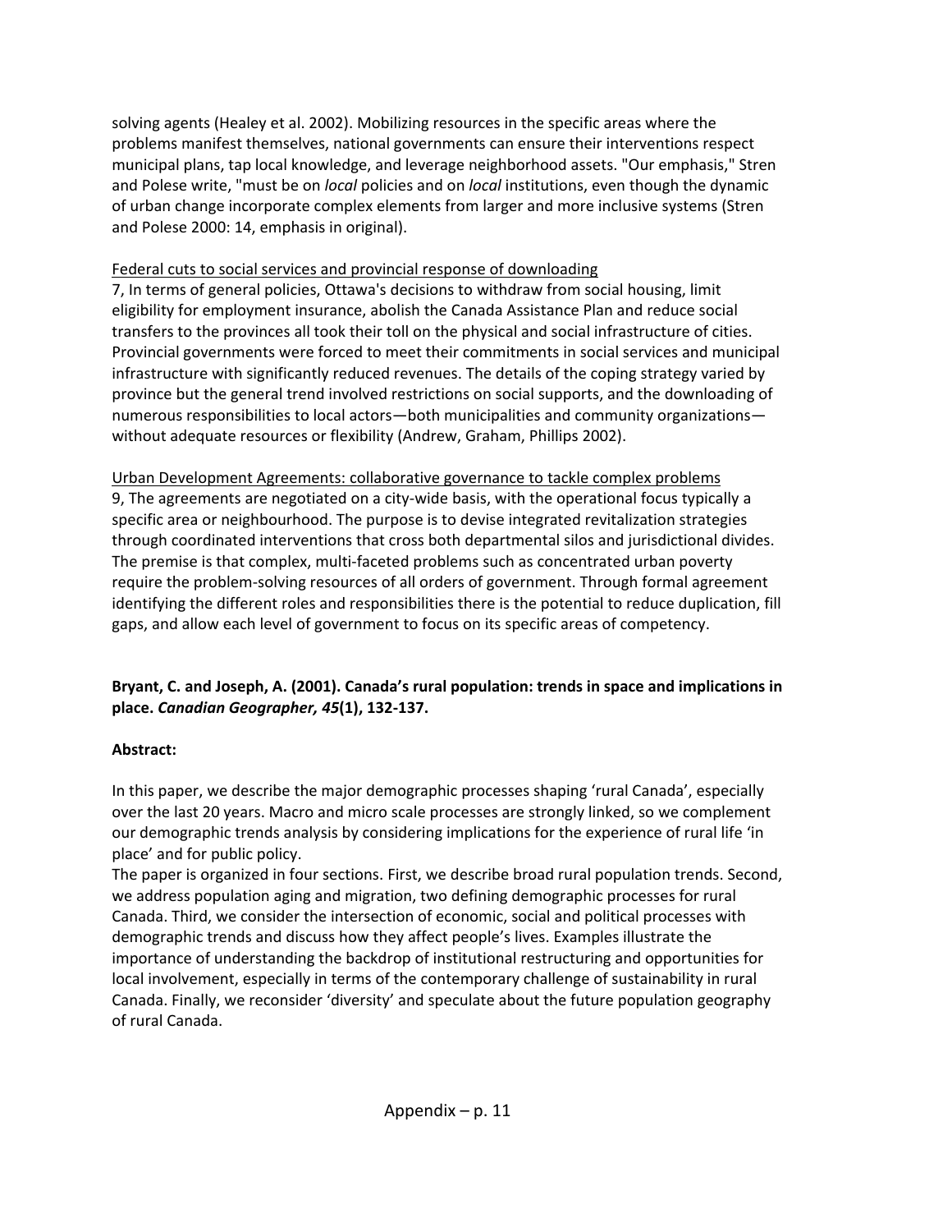solving agents (Healey et al. 2002). Mobilizing resources in the specific areas where the problems manifest themselves, national governments can ensure their interventions respect municipal plans, tap local knowledge, and leverage neighborhood assets. "Our emphasis," Stren and Polese write, "must be on *local* policies and on *local* institutions, even though the dynamic of urban change incorporate complex elements from larger and more inclusive systems (Stren and Polese 2000: 14, emphasis in original).

<u>Federal cuts to social services and provincial response of downloading</u>
7, In terms of general policies, Ottawa's decisions to withdraw from social housing, limit eligibility for employment insurance, abolish the Canada Assistance Plan and reduce social transfers to the provinces all took their toll on the physical and social infrastructure of cities. Provincial governments were forced to meet their commitments in social services and municipal infrastructure with significantly reduced revenues. The details of the coping strategy varied by province but the general trend involved restrictions on social supports, and the downloading of numerous responsibilities to local actors—both municipalities and community organizations—without adequate resources or flexibility (Andrew, Graham, Phillips 2002).

<u>Urban Development Agreements: collaborative governance to tackle complex problems</u>
9, The agreements are negotiated on a city-wide basis, with the operational focus typically a specific area or neighbourhood. The purpose is to devise integrated revitalization strategies through coordinated interventions that cross both departmental silos and jurisdictional divides. The premise is that complex, multi-faceted problems such as concentrated urban poverty require the problem-solving resources of all orders of government. Through formal agreement identifying the different roles and responsibilities there is the potential to reduce duplication, fill gaps, and allow each level of government to focus on its specific areas of competency.

**Bryant, C. and Joseph, A. (2001). Canada's rural population: trends in space and implications in place. *Canadian Geographer, 45*(1), 132-137.**

**Abstract:**

In this paper, we describe the major demographic processes shaping 'rural Canada', especially over the last 20 years. Macro and micro scale processes are strongly linked, so we complement our demographic trends analysis by considering implications for the experience of rural life 'in place' and for public policy.
The paper is organized in four sections. First, we describe broad rural population trends. Second, we address population aging and migration, two defining demographic processes for rural Canada. Third, we consider the intersection of economic, social and political processes with demographic trends and discuss how they affect people's lives. Examples illustrate the importance of understanding the backdrop of institutional restructuring and opportunities for local involvement, especially in terms of the contemporary challenge of sustainability in rural Canada. Finally, we reconsider 'diversity' and speculate about the future population geography of rural Canada.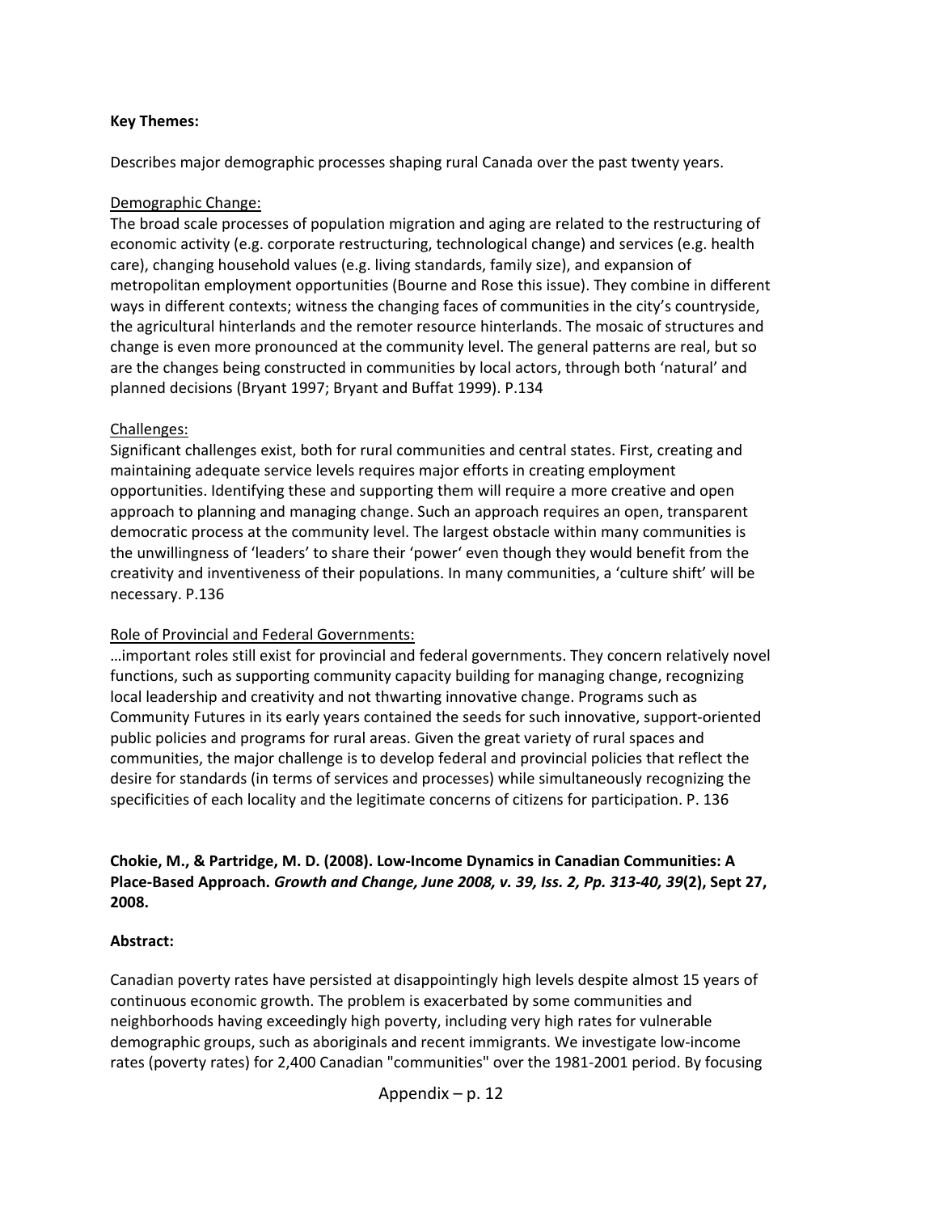**Key Themes:**

Describes major demographic processes shaping rural Canada over the past twenty years.

<u>Demographic Change:</u>
The broad scale processes of population migration and aging are related to the restructuring of economic activity (e.g. corporate restructuring, technological change) and services (e.g. health care), changing household values (e.g. living standards, family size), and expansion of metropolitan employment opportunities (Bourne and Rose this issue). They combine in different ways in different contexts; witness the changing faces of communities in the city's countryside, the agricultural hinterlands and the remoter resource hinterlands. The mosaic of structures and change is even more pronounced at the community level. The general patterns are real, but so are the changes being constructed in communities by local actors, through both 'natural' and planned decisions (Bryant 1997; Bryant and Buffat 1999). P.134

<u>Challenges:</u>
Significant challenges exist, both for rural communities and central states. First, creating and maintaining adequate service levels requires major efforts in creating employment opportunities. Identifying these and supporting them will require a more creative and open approach to planning and managing change. Such an approach requires an open, transparent democratic process at the community level. The largest obstacle within many communities is the unwillingness of 'leaders' to share their 'power' even though they would benefit from the creativity and inventiveness of their populations. In many communities, a 'culture shift' will be necessary. P.136

<u>Role of Provincial and Federal Governments:</u>
…important roles still exist for provincial and federal governments. They concern relatively novel functions, such as supporting community capacity building for managing change, recognizing local leadership and creativity and not thwarting innovative change. Programs such as Community Futures in its early years contained the seeds for such innovative, support-oriented public policies and programs for rural areas. Given the great variety of rural spaces and communities, the major challenge is to develop federal and provincial policies that reflect the desire for standards (in terms of services and processes) while simultaneously recognizing the specificities of each locality and the legitimate concerns of citizens for participation. P. 136

**Chokie, M., & Partridge, M. D. (2008). Low-Income Dynamics in Canadian Communities: A Place-Based Approach. *Growth and Change, June 2008, v. 39, Iss. 2, Pp. 313-40, 39*(2), Sept 27, 2008.**

**Abstract:**

Canadian poverty rates have persisted at disappointingly high levels despite almost 15 years of continuous economic growth. The problem is exacerbated by some communities and neighborhoods having exceedingly high poverty, including very high rates for vulnerable demographic groups, such as aboriginals and recent immigrants. We investigate low-income rates (poverty rates) for 2,400 Canadian "communities" over the 1981-2001 period. By focusing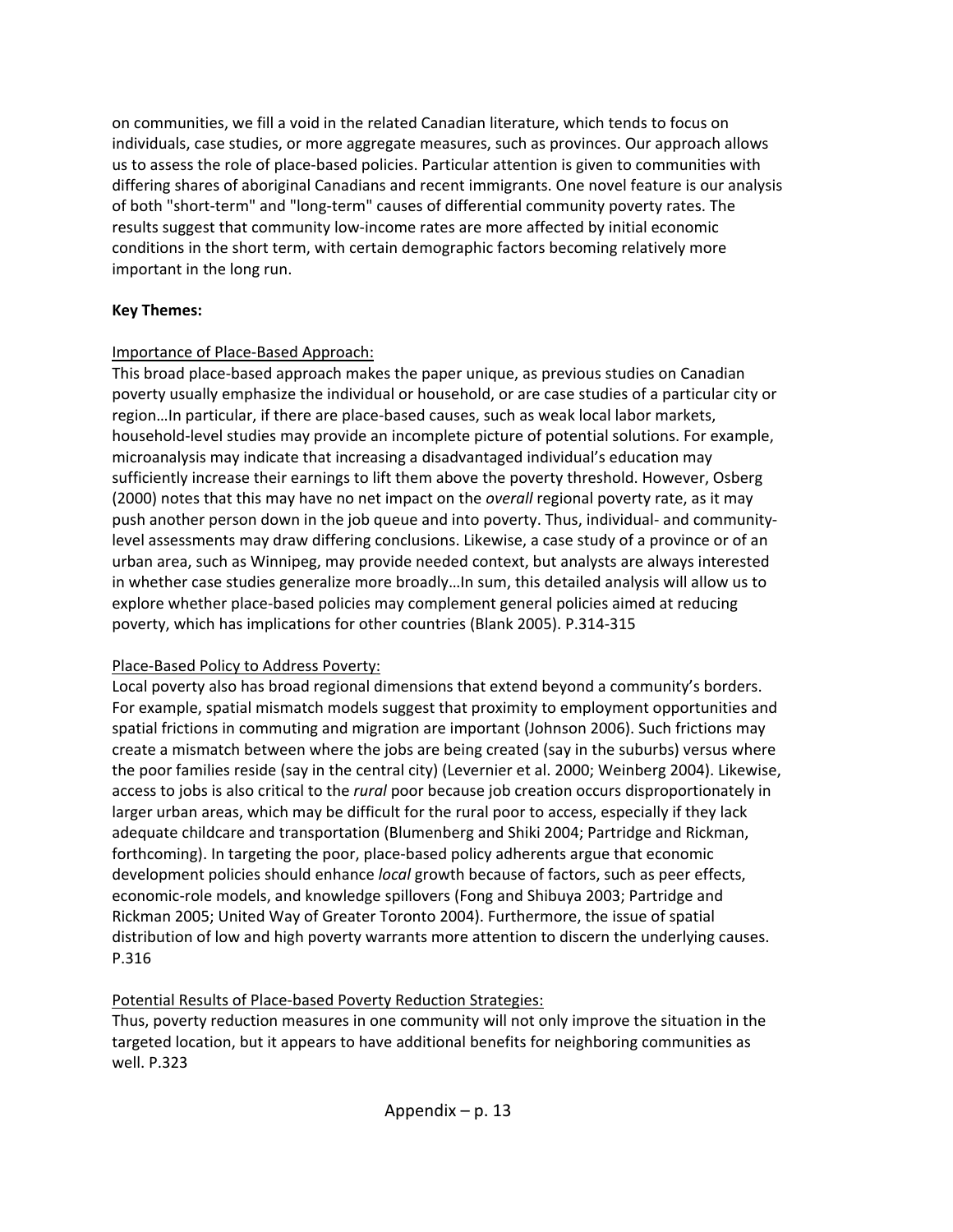on communities, we fill a void in the related Canadian literature, which tends to focus on individuals, case studies, or more aggregate measures, such as provinces. Our approach allows us to assess the role of place-based policies. Particular attention is given to communities with differing shares of aboriginal Canadians and recent immigrants. One novel feature is our analysis of both "short-term" and "long-term" causes of differential community poverty rates. The results suggest that community low-income rates are more affected by initial economic conditions in the short term, with certain demographic factors becoming relatively more important in the long run.

**Key Themes:**

Importance of Place-Based Approach:

This broad place-based approach makes the paper unique, as previous studies on Canadian poverty usually emphasize the individual or household, or are case studies of a particular city or region…In particular, if there are place-based causes, such as weak local labor markets, household-level studies may provide an incomplete picture of potential solutions. For example, microanalysis may indicate that increasing a disadvantaged individual's education may sufficiently increase their earnings to lift them above the poverty threshold. However, Osberg (2000) notes that this may have no net impact on the *overall* regional poverty rate, as it may push another person down in the job queue and into poverty. Thus, individual- and community-level assessments may draw differing conclusions. Likewise, a case study of a province or of an urban area, such as Winnipeg, may provide needed context, but analysts are always interested in whether case studies generalize more broadly…In sum, this detailed analysis will allow us to explore whether place-based policies may complement general policies aimed at reducing poverty, which has implications for other countries (Blank 2005). P.314-315

Place-Based Policy to Address Poverty:

Local poverty also has broad regional dimensions that extend beyond a community's borders. For example, spatial mismatch models suggest that proximity to employment opportunities and spatial frictions in commuting and migration are important (Johnson 2006). Such frictions may create a mismatch between where the jobs are being created (say in the suburbs) versus where the poor families reside (say in the central city) (Levernier et al. 2000; Weinberg 2004). Likewise, access to jobs is also critical to the *rural* poor because job creation occurs disproportionately in larger urban areas, which may be difficult for the rural poor to access, especially if they lack adequate childcare and transportation (Blumenberg and Shiki 2004; Partridge and Rickman, forthcoming). In targeting the poor, place-based policy adherents argue that economic development policies should enhance *local* growth because of factors, such as peer effects, economic-role models, and knowledge spillovers (Fong and Shibuya 2003; Partridge and Rickman 2005; United Way of Greater Toronto 2004). Furthermore, the issue of spatial distribution of low and high poverty warrants more attention to discern the underlying causes. P.316

Potential Results of Place-based Poverty Reduction Strategies:

Thus, poverty reduction measures in one community will not only improve the situation in the targeted location, but it appears to have additional benefits for neighboring communities as well. P.323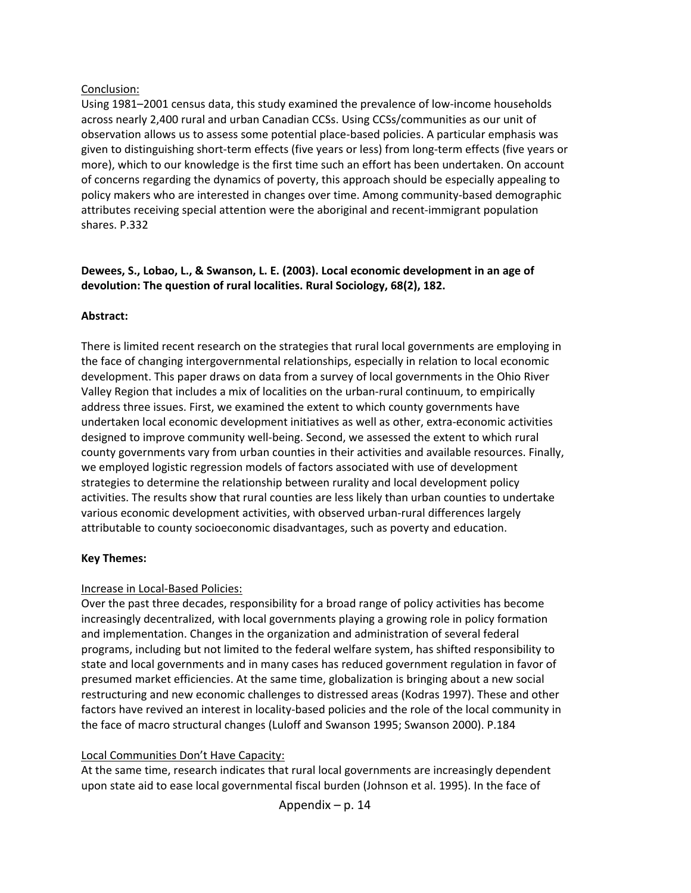Conclusion:

Using 1981–2001 census data, this study examined the prevalence of low-income households across nearly 2,400 rural and urban Canadian CCSs. Using CCSs/communities as our unit of observation allows us to assess some potential place-based policies. A particular emphasis was given to distinguishing short-term effects (five years or less) from long-term effects (five years or more), which to our knowledge is the first time such an effort has been undertaken. On account of concerns regarding the dynamics of poverty, this approach should be especially appealing to policy makers who are interested in changes over time. Among community-based demographic attributes receiving special attention were the aboriginal and recent-immigrant population shares. P.332

**Dewees, S., Lobao, L., & Swanson, L. E. (2003). Local economic development in an age of devolution: The question of rural localities. Rural Sociology, 68(2), 182.**

**Abstract:**

There is limited recent research on the strategies that rural local governments are employing in the face of changing intergovernmental relationships, especially in relation to local economic development. This paper draws on data from a survey of local governments in the Ohio River Valley Region that includes a mix of localities on the urban-rural continuum, to empirically address three issues. First, we examined the extent to which county governments have undertaken local economic development initiatives as well as other, extra-economic activities designed to improve community well-being. Second, we assessed the extent to which rural county governments vary from urban counties in their activities and available resources. Finally, we employed logistic regression models of factors associated with use of development strategies to determine the relationship between rurality and local development policy activities. The results show that rural counties are less likely than urban counties to undertake various economic development activities, with observed urban-rural differences largely attributable to county socioeconomic disadvantages, such as poverty and education.

**Key Themes:**

Increase in Local-Based Policies:

Over the past three decades, responsibility for a broad range of policy activities has become increasingly decentralized, with local governments playing a growing role in policy formation and implementation. Changes in the organization and administration of several federal programs, including but not limited to the federal welfare system, has shifted responsibility to state and local governments and in many cases has reduced government regulation in favor of presumed market efficiencies. At the same time, globalization is bringing about a new social restructuring and new economic challenges to distressed areas (Kodras 1997). These and other factors have revived an interest in locality-based policies and the role of the local community in the face of macro structural changes (Luloff and Swanson 1995; Swanson 2000). P.184

Local Communities Don't Have Capacity:

At the same time, research indicates that rural local governments are increasingly dependent upon state aid to ease local governmental fiscal burden (Johnson et al. 1995). In the face of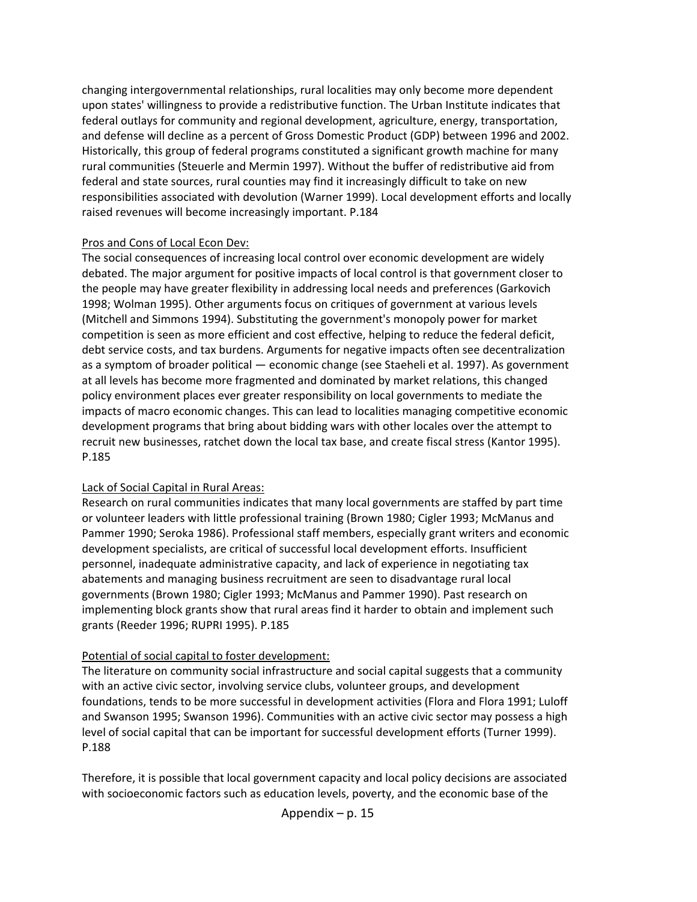changing intergovernmental relationships, rural localities may only become more dependent upon states' willingness to provide a redistributive function. The Urban Institute indicates that federal outlays for community and regional development, agriculture, energy, transportation, and defense will decline as a percent of Gross Domestic Product (GDP) between 1996 and 2002. Historically, this group of federal programs constituted a significant growth machine for many rural communities (Steuerle and Mermin 1997). Without the buffer of redistributive aid from federal and state sources, rural counties may find it increasingly difficult to take on new responsibilities associated with devolution (Warner 1999). Local development efforts and locally raised revenues will become increasingly important. P.184

<u>Pros and Cons of Local Econ Dev:</u>

The social consequences of increasing local control over economic development are widely debated. The major argument for positive impacts of local control is that government closer to the people may have greater flexibility in addressing local needs and preferences (Garkovich 1998; Wolman 1995). Other arguments focus on critiques of government at various levels (Mitchell and Simmons 1994). Substituting the government's monopoly power for market competition is seen as more efficient and cost effective, helping to reduce the federal deficit, debt service costs, and tax burdens. Arguments for negative impacts often see decentralization as a symptom of broader political — economic change (see Staeheli et al. 1997). As government at all levels has become more fragmented and dominated by market relations, this changed policy environment places ever greater responsibility on local governments to mediate the impacts of macro economic changes. This can lead to localities managing competitive economic development programs that bring about bidding wars with other locales over the attempt to recruit new businesses, ratchet down the local tax base, and create fiscal stress (Kantor 1995). P.185

<u>Lack of Social Capital in Rural Areas:</u>

Research on rural communities indicates that many local governments are staffed by part time or volunteer leaders with little professional training (Brown 1980; Cigler 1993; McManus and Pammer 1990; Seroka 1986). Professional staff members, especially grant writers and economic development specialists, are critical of successful local development efforts. Insufficient personnel, inadequate administrative capacity, and lack of experience in negotiating tax abatements and managing business recruitment are seen to disadvantage rural local governments (Brown 1980; Cigler 1993; McManus and Pammer 1990). Past research on implementing block grants show that rural areas find it harder to obtain and implement such grants (Reeder 1996; RUPRI 1995). P.185

<u>Potential of social capital to foster development:</u>

The literature on community social infrastructure and social capital suggests that a community with an active civic sector, involving service clubs, volunteer groups, and development foundations, tends to be more successful in development activities (Flora and Flora 1991; Luloff and Swanson 1995; Swanson 1996). Communities with an active civic sector may possess a high level of social capital that can be important for successful development efforts (Turner 1999). P.188

Therefore, it is possible that local government capacity and local policy decisions are associated with socioeconomic factors such as education levels, poverty, and the economic base of the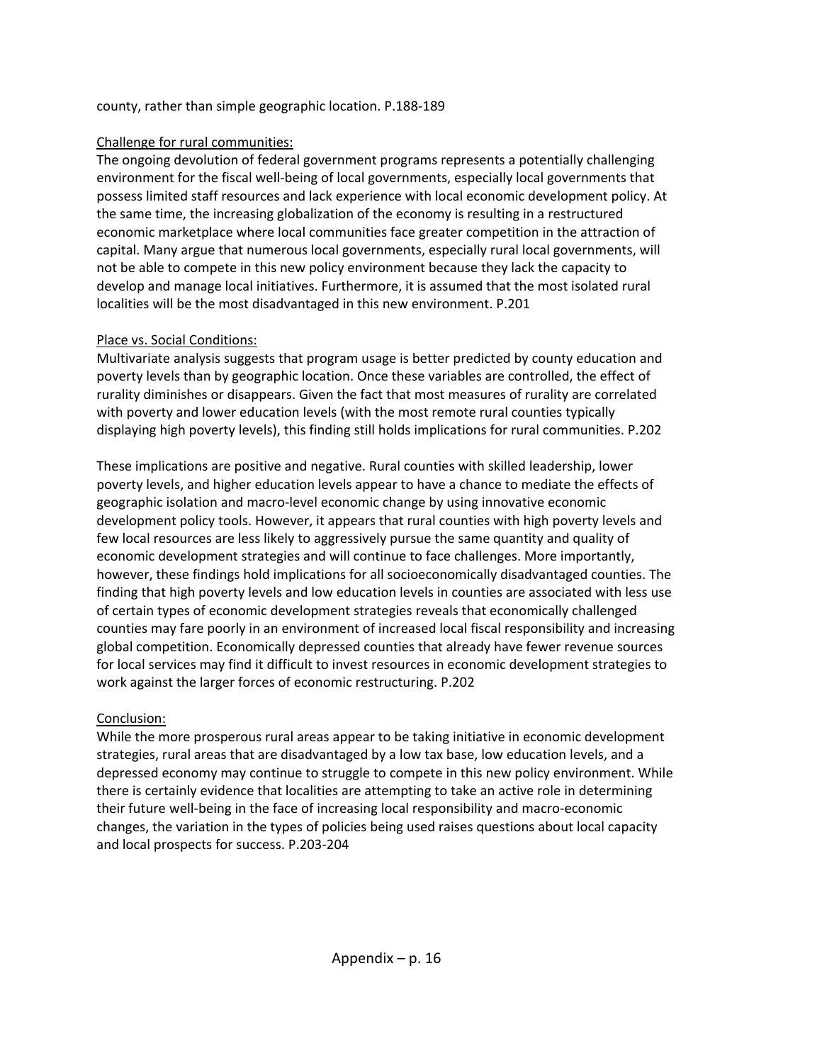county, rather than simple geographic location. P.188-189

Challenge for rural communities:

The ongoing devolution of federal government programs represents a potentially challenging environment for the fiscal well-being of local governments, especially local governments that possess limited staff resources and lack experience with local economic development policy. At the same time, the increasing globalization of the economy is resulting in a restructured economic marketplace where local communities face greater competition in the attraction of capital. Many argue that numerous local governments, especially rural local governments, will not be able to compete in this new policy environment because they lack the capacity to develop and manage local initiatives. Furthermore, it is assumed that the most isolated rural localities will be the most disadvantaged in this new environment. P.201

Place vs. Social Conditions:

Multivariate analysis suggests that program usage is better predicted by county education and poverty levels than by geographic location. Once these variables are controlled, the effect of rurality diminishes or disappears. Given the fact that most measures of rurality are correlated with poverty and lower education levels (with the most remote rural counties typically displaying high poverty levels), this finding still holds implications for rural communities. P.202

These implications are positive and negative. Rural counties with skilled leadership, lower poverty levels, and higher education levels appear to have a chance to mediate the effects of geographic isolation and macro-level economic change by using innovative economic development policy tools. However, it appears that rural counties with high poverty levels and few local resources are less likely to aggressively pursue the same quantity and quality of economic development strategies and will continue to face challenges. More importantly, however, these findings hold implications for all socioeconomically disadvantaged counties. The finding that high poverty levels and low education levels in counties are associated with less use of certain types of economic development strategies reveals that economically challenged counties may fare poorly in an environment of increased local fiscal responsibility and increasing global competition. Economically depressed counties that already have fewer revenue sources for local services may find it difficult to invest resources in economic development strategies to work against the larger forces of economic restructuring. P.202

Conclusion:

While the more prosperous rural areas appear to be taking initiative in economic development strategies, rural areas that are disadvantaged by a low tax base, low education levels, and a depressed economy may continue to struggle to compete in this new policy environment. While there is certainly evidence that localities are attempting to take an active role in determining their future well-being in the face of increasing local responsibility and macro-economic changes, the variation in the types of policies being used raises questions about local capacity and local prospects for success. P.203-204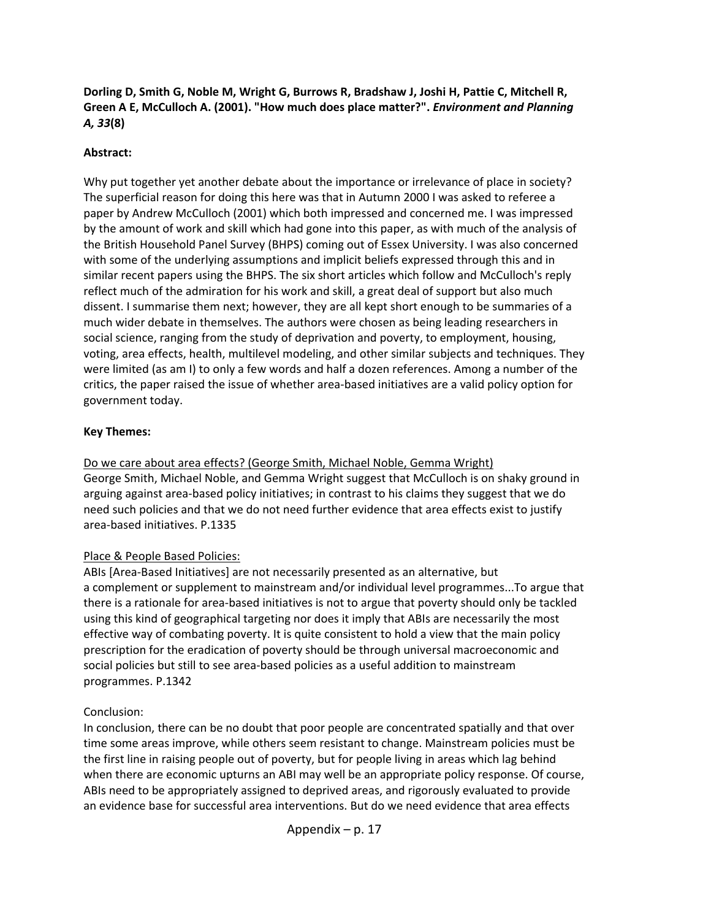**Dorling D, Smith G, Noble M, Wright G, Burrows R, Bradshaw J, Joshi H, Pattie C, Mitchell R, Green A E, McCulloch A. (2001). "How much does place matter?". *Environment and Planning A, 33*(8)**

**Abstract:**

Why put together yet another debate about the importance or irrelevance of place in society? The superficial reason for doing this here was that in Autumn 2000 I was asked to referee a paper by Andrew McCulloch (2001) which both impressed and concerned me. I was impressed by the amount of work and skill which had gone into this paper, as with much of the analysis of the British Household Panel Survey (BHPS) coming out of Essex University. I was also concerned with some of the underlying assumptions and implicit beliefs expressed through this and in similar recent papers using the BHPS. The six short articles which follow and McCulloch's reply reflect much of the admiration for his work and skill, a great deal of support but also much dissent. I summarise them next; however, they are all kept short enough to be summaries of a much wider debate in themselves. The authors were chosen as being leading researchers in social science, ranging from the study of deprivation and poverty, to employment, housing, voting, area effects, health, multilevel modeling, and other similar subjects and techniques. They were limited (as am I) to only a few words and half a dozen references. Among a number of the critics, the paper raised the issue of whether area-based initiatives are a valid policy option for government today.

**Key Themes:**

<u>Do we care about area effects? (George Smith, Michael Noble, Gemma Wright)</u>
George Smith, Michael Noble, and Gemma Wright suggest that McCulloch is on shaky ground in arguing against area-based policy initiatives; in contrast to his claims they suggest that we do need such policies and that we do not need further evidence that area effects exist to justify area-based initiatives. P.1335

<u>Place & People Based Policies:</u>
ABIs [Area-Based Initiatives] are not necessarily presented as an alternative, but a complement or supplement to mainstream and/or individual level programmes...To argue that there is a rationale for area-based initiatives is not to argue that poverty should only be tackled using this kind of geographical targeting nor does it imply that ABIs are necessarily the most effective way of combating poverty. It is quite consistent to hold a view that the main policy prescription for the eradication of poverty should be through universal macroeconomic and social policies but still to see area-based policies as a useful addition to mainstream programmes. P.1342

Conclusion:
In conclusion, there can be no doubt that poor people are concentrated spatially and that over time some areas improve, while others seem resistant to change. Mainstream policies must be the first line in raising people out of poverty, but for people living in areas which lag behind when there are economic upturns an ABI may well be an appropriate policy response. Of course, ABIs need to be appropriately assigned to deprived areas, and rigorously evaluated to provide an evidence base for successful area interventions. But do we need evidence that area effects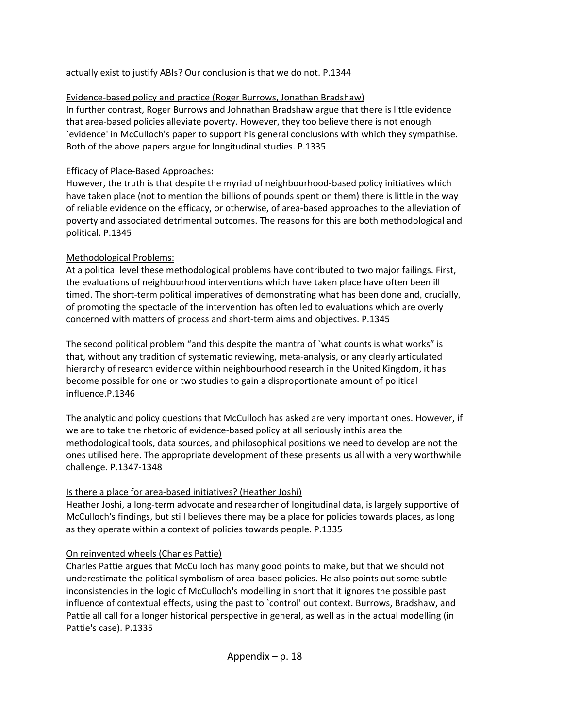actually exist to justify ABIs? Our conclusion is that we do not. P.1344

Evidence-based policy and practice (Roger Burrows, Jonathan Bradshaw)

In further contrast, Roger Burrows and Johnathan Bradshaw argue that there is little evidence that area-based policies alleviate poverty. However, they too believe there is not enough `evidence' in McCulloch's paper to support his general conclusions with which they sympathise. Both of the above papers argue for longitudinal studies. P.1335

Efficacy of Place-Based Approaches:

However, the truth is that despite the myriad of neighbourhood-based policy initiatives which have taken place (not to mention the billions of pounds spent on them) there is little in the way of reliable evidence on the efficacy, or otherwise, of area-based approaches to the alleviation of poverty and associated detrimental outcomes. The reasons for this are both methodological and political. P.1345

Methodological Problems:

At a political level these methodological problems have contributed to two major failings. First, the evaluations of neighbourhood interventions which have taken place have often been ill timed. The short-term political imperatives of demonstrating what has been done and, crucially, of promoting the spectacle of the intervention has often led to evaluations which are overly concerned with matters of process and short-term aims and objectives. P.1345

The second political problem "and this despite the mantra of `what counts is what works" is that, without any tradition of systematic reviewing, meta-analysis, or any clearly articulated hierarchy of research evidence within neighbourhood research in the United Kingdom, it has become possible for one or two studies to gain a disproportionate amount of political influence.P.1346

The analytic and policy questions that McCulloch has asked are very important ones. However, if we are to take the rhetoric of evidence-based policy at all seriously inthis area the methodological tools, data sources, and philosophical positions we need to develop are not the ones utilised here. The appropriate development of these presents us all with a very worthwhile challenge. P.1347-1348

Is there a place for area-based initiatives? (Heather Joshi)

Heather Joshi, a long-term advocate and researcher of longitudinal data, is largely supportive of McCulloch's findings, but still believes there may be a place for policies towards places, as long as they operate within a context of policies towards people. P.1335

On reinvented wheels (Charles Pattie)

Charles Pattie argues that McCulloch has many good points to make, but that we should not underestimate the political symbolism of area-based policies. He also points out some subtle inconsistencies in the logic of McCulloch's modelling in short that it ignores the possible past influence of contextual effects, using the past to `control' out context. Burrows, Bradshaw, and Pattie all call for a longer historical perspective in general, as well as in the actual modelling (in Pattie's case). P.1335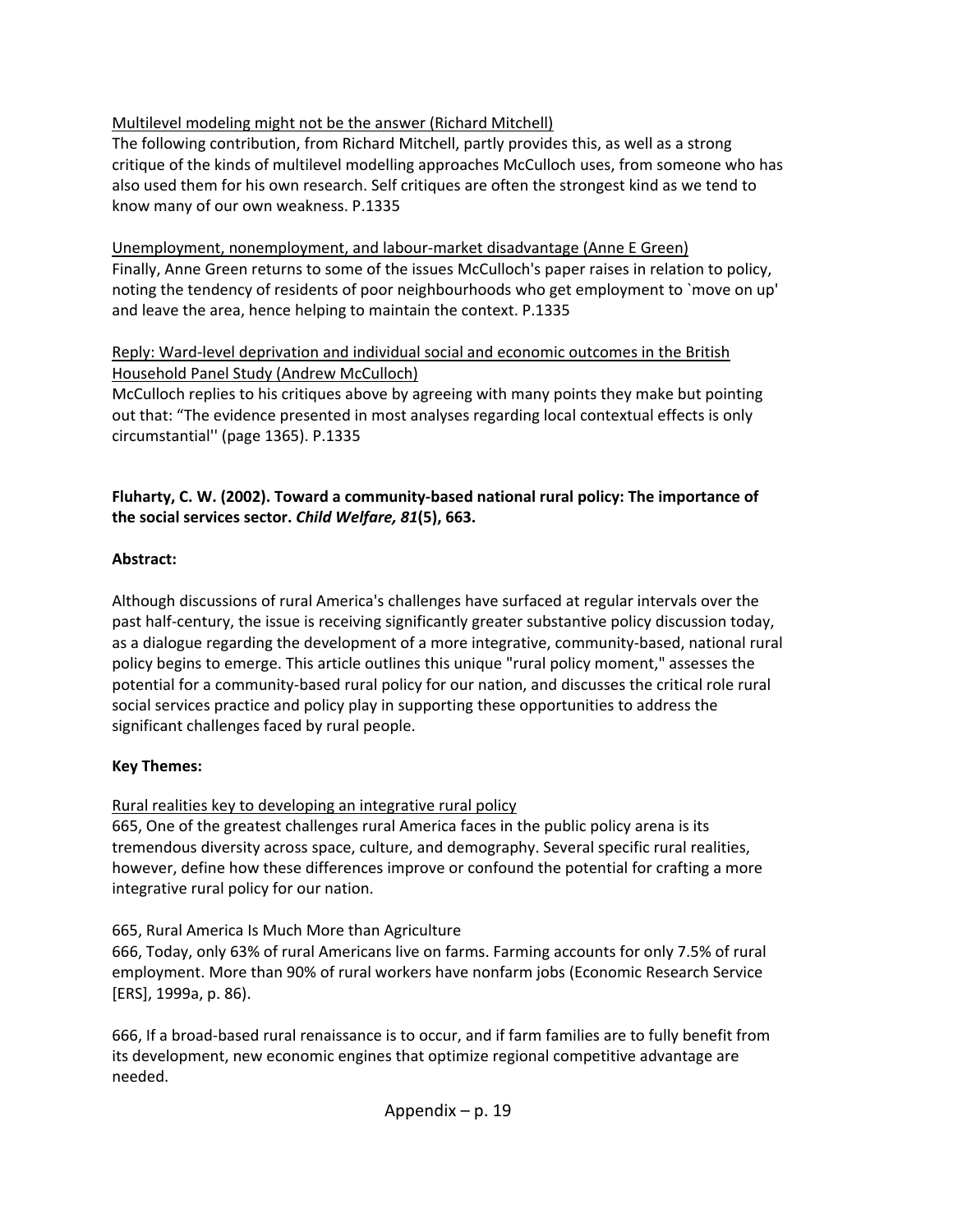Multilevel modeling might not be the answer (Richard Mitchell)

The following contribution, from Richard Mitchell, partly provides this, as well as a strong critique of the kinds of multilevel modelling approaches McCulloch uses, from someone who has also used them for his own research. Self critiques are often the strongest kind as we tend to know many of our own weakness. P.1335

Unemployment, nonemployment, and labour-market disadvantage (Anne E Green)

Finally, Anne Green returns to some of the issues McCulloch's paper raises in relation to policy, noting the tendency of residents of poor neighbourhoods who get employment to `move on up' and leave the area, hence helping to maintain the context. P.1335

Reply: Ward-level deprivation and individual social and economic outcomes in the British Household Panel Study (Andrew McCulloch)

McCulloch replies to his critiques above by agreeing with many points they make but pointing out that: "The evidence presented in most analyses regarding local contextual effects is only circumstantial'' (page 1365). P.1335

**Fluharty, C. W. (2002). Toward a community-based national rural policy: The importance of the social services sector. *Child Welfare, 81*(5), 663.**

**Abstract:**

Although discussions of rural America's challenges have surfaced at regular intervals over the past half-century, the issue is receiving significantly greater substantive policy discussion today, as a dialogue regarding the development of a more integrative, community-based, national rural policy begins to emerge. This article outlines this unique "rural policy moment," assesses the potential for a community-based rural policy for our nation, and discusses the critical role rural social services practice and policy play in supporting these opportunities to address the significant challenges faced by rural people.

**Key Themes:**

Rural realities key to developing an integrative rural policy

665, One of the greatest challenges rural America faces in the public policy arena is its tremendous diversity across space, culture, and demography. Several specific rural realities, however, define how these differences improve or confound the potential for crafting a more integrative rural policy for our nation.

665, Rural America Is Much More than Agriculture

666, Today, only 63% of rural Americans live on farms. Farming accounts for only 7.5% of rural employment. More than 90% of rural workers have nonfarm jobs (Economic Research Service [ERS], 1999a, p. 86).

666, If a broad-based rural renaissance is to occur, and if farm families are to fully benefit from its development, new economic engines that optimize regional competitive advantage are needed.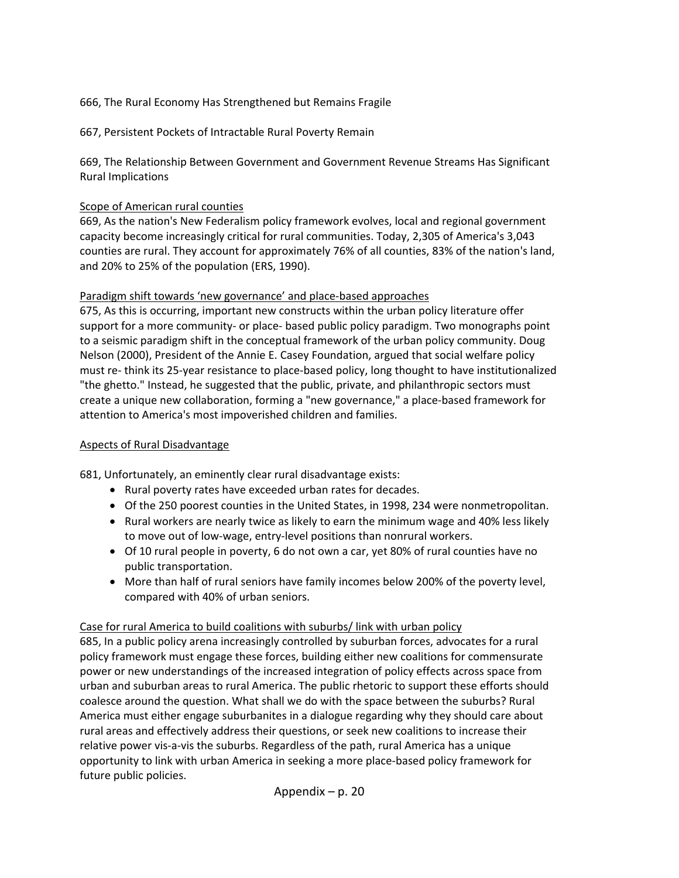666, The Rural Economy Has Strengthened but Remains Fragile

667, Persistent Pockets of Intractable Rural Poverty Remain

669, The Relationship Between Government and Government Revenue Streams Has Significant Rural Implications

<u>Scope of American rural counties</u>

669, As the nation's New Federalism policy framework evolves, local and regional government capacity become increasingly critical for rural communities. Today, 2,305 of America's 3,043 counties are rural. They account for approximately 76% of all counties, 83% of the nation's land, and 20% to 25% of the population (ERS, 1990).

<u>Paradigm shift towards 'new governance' and place-based approaches</u>

675, As this is occurring, important new constructs within the urban policy literature offer support for a more community- or place- based public policy paradigm. Two monographs point to a seismic paradigm shift in the conceptual framework of the urban policy community. Doug Nelson (2000), President of the Annie E. Casey Foundation, argued that social welfare policy must re- think its 25-year resistance to place-based policy, long thought to have institutionalized "the ghetto." Instead, he suggested that the public, private, and philanthropic sectors must create a unique new collaboration, forming a "new governance," a place-based framework for attention to America's most impoverished children and families.

<u>Aspects of Rural Disadvantage</u>

681, Unfortunately, an eminently clear rural disadvantage exists:

- Rural poverty rates have exceeded urban rates for decades.
- Of the 250 poorest counties in the United States, in 1998, 234 were nonmetropolitan.
- Rural workers are nearly twice as likely to earn the minimum wage and 40% less likely to move out of low-wage, entry-level positions than nonrural workers.
- Of 10 rural people in poverty, 6 do not own a car, yet 80% of rural counties have no public transportation.
- More than half of rural seniors have family incomes below 200% of the poverty level, compared with 40% of urban seniors.

<u>Case for rural America to build coalitions with suburbs/ link with urban policy</u>

685, In a public policy arena increasingly controlled by suburban forces, advocates for a rural policy framework must engage these forces, building either new coalitions for commensurate power or new understandings of the increased integration of policy effects across space from urban and suburban areas to rural America. The public rhetoric to support these efforts should coalesce around the question. What shall we do with the space between the suburbs? Rural America must either engage suburbanites in a dialogue regarding why they should care about rural areas and effectively address their questions, or seek new coalitions to increase their relative power vis-a-vis the suburbs. Regardless of the path, rural America has a unique opportunity to link with urban America in seeking a more place-based policy framework for future public policies.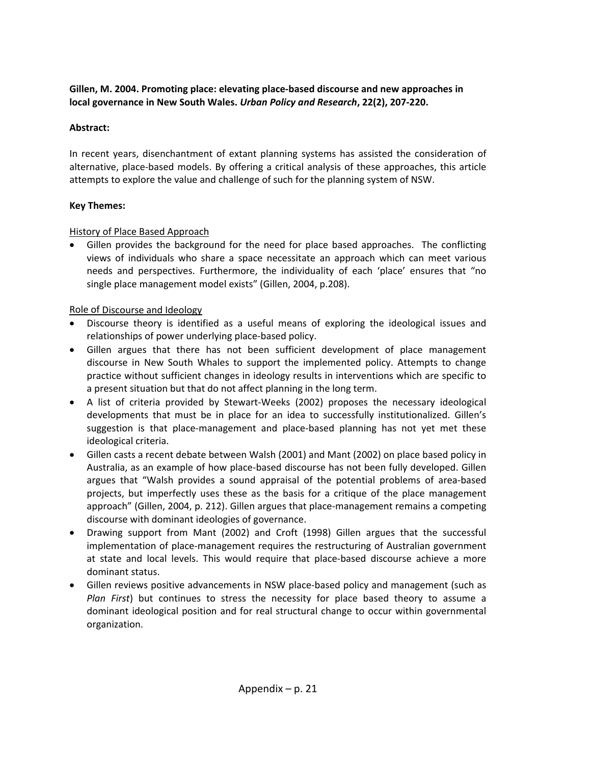**Gillen, M. 2004. Promoting place: elevating place-based discourse and new approaches in local governance in New South Wales.** ***Urban Policy and Research*****, 22(2), 207-220.**

**Abstract:**

In recent years, disenchantment of extant planning systems has assisted the consideration of alternative, place-based models. By offering a critical analysis of these approaches, this article attempts to explore the value and challenge of such for the planning system of NSW.

**Key Themes:**

History of Place Based Approach

- Gillen provides the background for the need for place based approaches. The conflicting views of individuals who share a space necessitate an approach which can meet various needs and perspectives. Furthermore, the individuality of each 'place' ensures that "no single place management model exists" (Gillen, 2004, p.208).

Role of Discourse and Ideology

- Discourse theory is identified as a useful means of exploring the ideological issues and relationships of power underlying place-based policy.
- Gillen argues that there has not been sufficient development of place management discourse in New South Whales to support the implemented policy. Attempts to change practice without sufficient changes in ideology results in interventions which are specific to a present situation but that do not affect planning in the long term.
- A list of criteria provided by Stewart-Weeks (2002) proposes the necessary ideological developments that must be in place for an idea to successfully institutionalized. Gillen's suggestion is that place-management and place-based planning has not yet met these ideological criteria.
- Gillen casts a recent debate between Walsh (2001) and Mant (2002) on place based policy in Australia, as an example of how place-based discourse has not been fully developed. Gillen argues that "Walsh provides a sound appraisal of the potential problems of area-based projects, but imperfectly uses these as the basis for a critique of the place management approach" (Gillen, 2004, p. 212). Gillen argues that place-management remains a competing discourse with dominant ideologies of governance.
- Drawing support from Mant (2002) and Croft (1998) Gillen argues that the successful implementation of place-management requires the restructuring of Australian government at state and local levels. This would require that place-based discourse achieve a more dominant status.
- Gillen reviews positive advancements in NSW place-based policy and management (such as *Plan First*) but continues to stress the necessity for place based theory to assume a dominant ideological position and for real structural change to occur within governmental organization.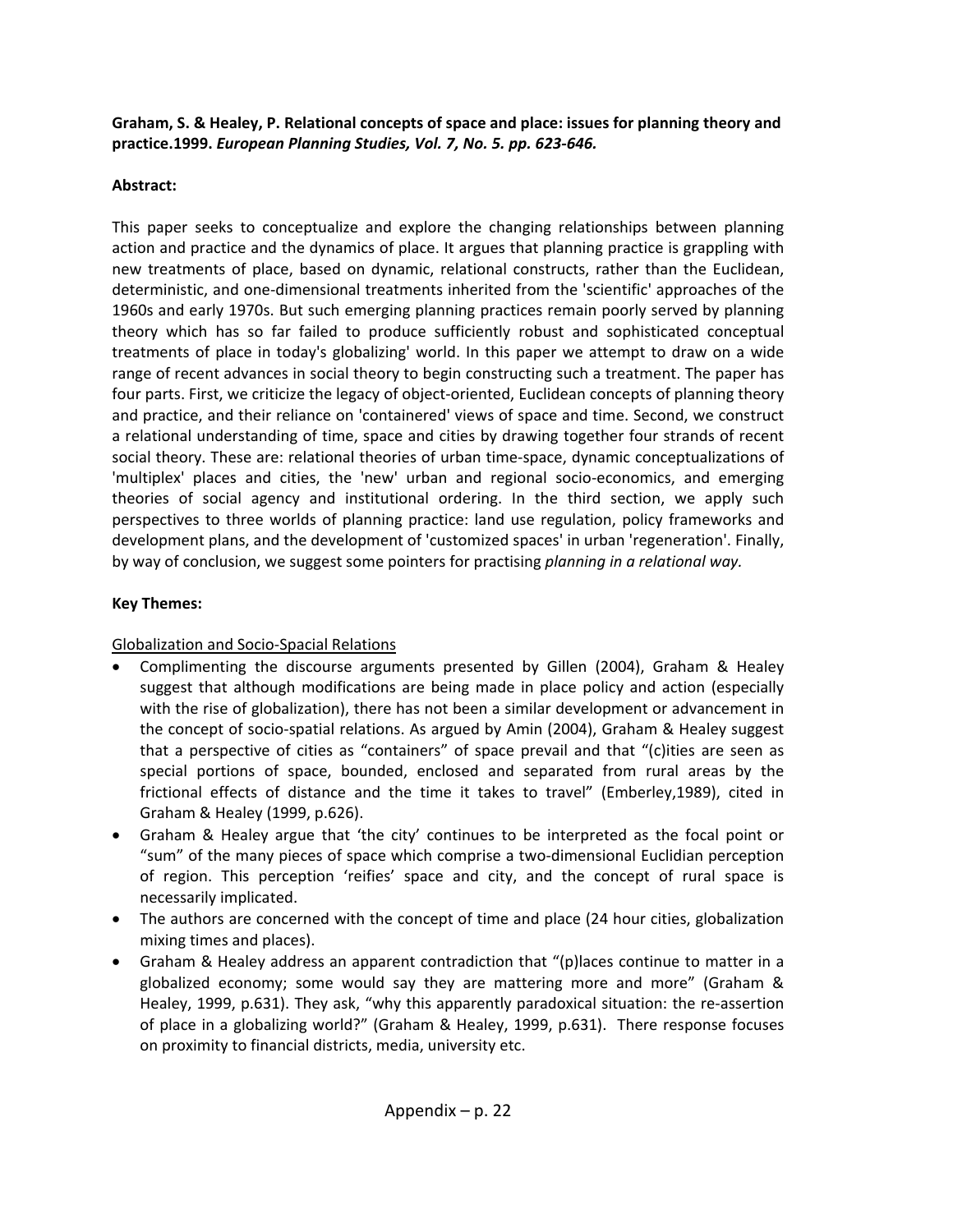**Graham, S. & Healey, P. Relational concepts of space and place: issues for planning theory and practice.1999. *European Planning Studies, Vol. 7, No. 5. pp. 623-646.***

**Abstract:**

This paper seeks to conceptualize and explore the changing relationships between planning action and practice and the dynamics of place. It argues that planning practice is grappling with new treatments of place, based on dynamic, relational constructs, rather than the Euclidean, deterministic, and one-dimensional treatments inherited from the 'scientific' approaches of the 1960s and early 1970s. But such emerging planning practices remain poorly served by planning theory which has so far failed to produce sufficiently robust and sophisticated conceptual treatments of place in today's globalizing' world. In this paper we attempt to draw on a wide range of recent advances in social theory to begin constructing such a treatment. The paper has four parts. First, we criticize the legacy of object-oriented, Euclidean concepts of planning theory and practice, and their reliance on 'containered' views of space and time. Second, we construct a relational understanding of time, space and cities by drawing together four strands of recent social theory. These are: relational theories of urban time-space, dynamic conceptualizations of 'multiplex' places and cities, the 'new' urban and regional socio-economics, and emerging theories of social agency and institutional ordering. In the third section, we apply such perspectives to three worlds of planning practice: land use regulation, policy frameworks and development plans, and the development of 'customized spaces' in urban 'regeneration'. Finally, by way of conclusion, we suggest some pointers for practising *planning in a relational way.*

**Key Themes:**

Globalization and Socio-Spacial Relations

- Complimenting the discourse arguments presented by Gillen (2004), Graham & Healey suggest that although modifications are being made in place policy and action (especially with the rise of globalization), there has not been a similar development or advancement in the concept of socio-spatial relations. As argued by Amin (2004), Graham & Healey suggest that a perspective of cities as "containers" of space prevail and that "(c)ities are seen as special portions of space, bounded, enclosed and separated from rural areas by the frictional effects of distance and the time it takes to travel" (Emberley,1989), cited in Graham & Healey (1999, p.626).
- Graham & Healey argue that 'the city' continues to be interpreted as the focal point or "sum" of the many pieces of space which comprise a two-dimensional Euclidian perception of region. This perception 'reifies' space and city, and the concept of rural space is necessarily implicated.
- The authors are concerned with the concept of time and place (24 hour cities, globalization mixing times and places).
- Graham & Healey address an apparent contradiction that "(p)laces continue to matter in a globalized economy; some would say they are mattering more and more" (Graham & Healey, 1999, p.631). They ask, "why this apparently paradoxical situation: the re-assertion of place in a globalizing world?" (Graham & Healey, 1999, p.631). There response focuses on proximity to financial districts, media, university etc.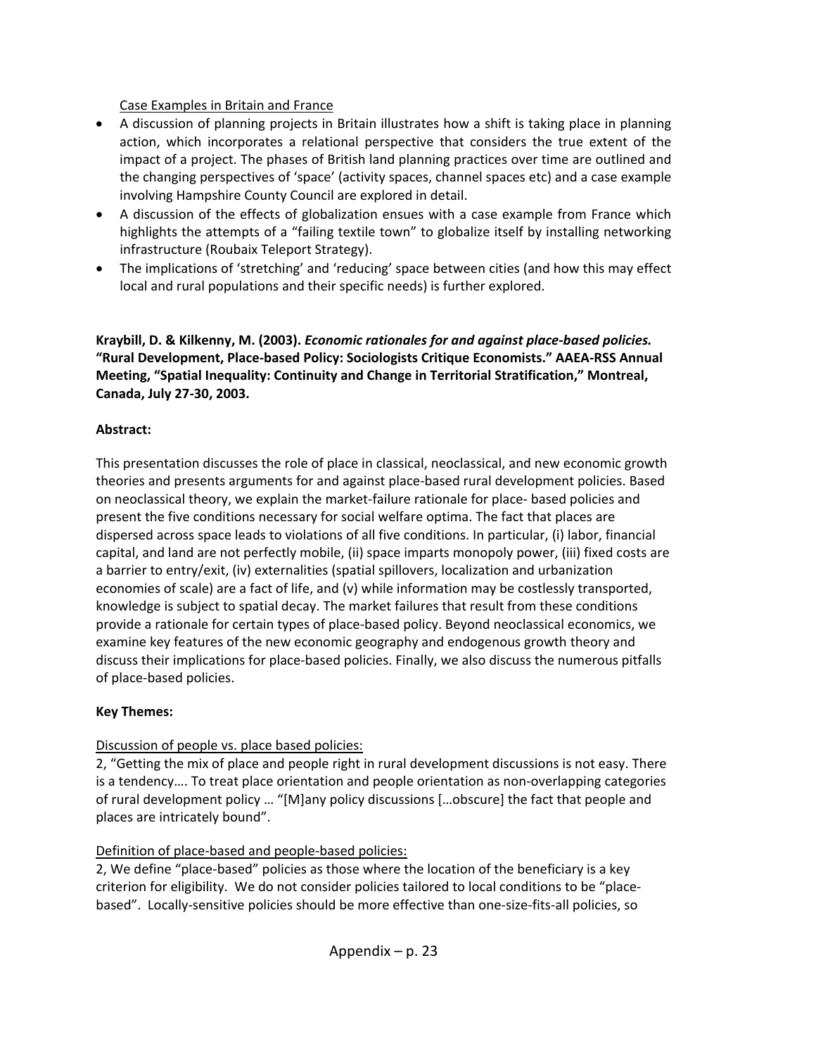Case Examples in Britain and France

- A discussion of planning projects in Britain illustrates how a shift is taking place in planning action, which incorporates a relational perspective that considers the true extent of the impact of a project. The phases of British land planning practices over time are outlined and the changing perspectives of 'space' (activity spaces, channel spaces etc) and a case example involving Hampshire County Council are explored in detail.
- A discussion of the effects of globalization ensues with a case example from France which highlights the attempts of a "failing textile town" to globalize itself by installing networking infrastructure (Roubaix Teleport Strategy).
- The implications of 'stretching' and 'reducing' space between cities (and how this may effect local and rural populations and their specific needs) is further explored.

**Kraybill, D. & Kilkenny, M. (2003). *Economic rationales for and against place-based policies.* "Rural Development, Place-based Policy: Sociologists Critique Economists." AAEA-RSS Annual Meeting, "Spatial Inequality: Continuity and Change in Territorial Stratification," Montreal, Canada, July 27-30, 2003.**

**Abstract:**

This presentation discusses the role of place in classical, neoclassical, and new economic growth theories and presents arguments for and against place-based rural development policies. Based on neoclassical theory, we explain the market-failure rationale for place- based policies and present the five conditions necessary for social welfare optima. The fact that places are dispersed across space leads to violations of all five conditions. In particular, (i) labor, financial capital, and land are not perfectly mobile, (ii) space imparts monopoly power, (iii) fixed costs are a barrier to entry/exit, (iv) externalities (spatial spillovers, localization and urbanization economies of scale) are a fact of life, and (v) while information may be costlessly transported, knowledge is subject to spatial decay. The market failures that result from these conditions provide a rationale for certain types of place-based policy. Beyond neoclassical economics, we examine key features of the new economic geography and endogenous growth theory and discuss their implications for place-based policies. Finally, we also discuss the numerous pitfalls of place-based policies.

**Key Themes:**

Discussion of people vs. place based policies:

2, "Getting the mix of place and people right in rural development discussions is not easy. There is a tendency…. To treat place orientation and people orientation as non-overlapping categories of rural development policy … "[M]any policy discussions […obscure] the fact that people and places are intricately bound".

Definition of place-based and people-based policies:

2, We define "place-based" policies as those where the location of the beneficiary is a key criterion for eligibility. We do not consider policies tailored to local conditions to be "place-based". Locally-sensitive policies should be more effective than one-size-fits-all policies, so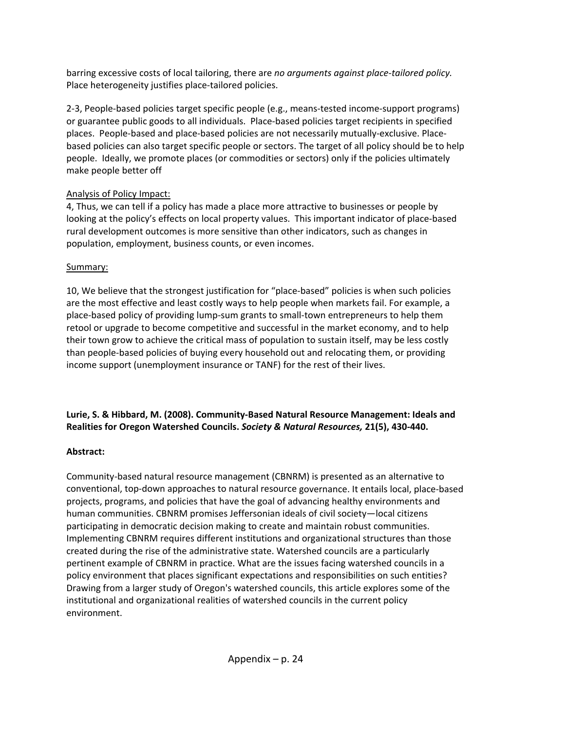barring excessive costs of local tailoring, there are *no arguments against place-tailored policy.* Place heterogeneity justifies place-tailored policies.

2-3, People-based policies target specific people (e.g., means-tested income-support programs) or guarantee public goods to all individuals. Place-based policies target recipients in specified places. People-based and place-based policies are not necessarily mutually-exclusive. Place-based policies can also target specific people or sectors. The target of all policy should be to help people. Ideally, we promote places (or commodities or sectors) only if the policies ultimately make people better off

<u>Analysis of Policy Impact:</u>

4, Thus, we can tell if a policy has made a place more attractive to businesses or people by looking at the policy's effects on local property values. This important indicator of place-based rural development outcomes is more sensitive than other indicators, such as changes in population, employment, business counts, or even incomes.

<u>Summary:</u>

10, We believe that the strongest justification for "place-based" policies is when such policies are the most effective and least costly ways to help people when markets fail. For example, a place-based policy of providing lump-sum grants to small-town entrepreneurs to help them retool or upgrade to become competitive and successful in the market economy, and to help their town grow to achieve the critical mass of population to sustain itself, may be less costly than people-based policies of buying every household out and relocating them, or providing income support (unemployment insurance or TANF) for the rest of their lives.

**Lurie, S. & Hibbard, M. (2008). Community-Based Natural Resource Management: Ideals and Realities for Oregon Watershed Councils. *Society & Natural Resources,* 21(5), 430-440.**

**Abstract:**

Community-based natural resource management (CBNRM) is presented as an alternative to conventional, top-down approaches to natural resource governance. It entails local, place-based projects, programs, and policies that have the goal of advancing healthy environments and human communities. CBNRM promises Jeffersonian ideals of civil society—local citizens participating in democratic decision making to create and maintain robust communities. Implementing CBNRM requires different institutions and organizational structures than those created during the rise of the administrative state. Watershed councils are a particularly pertinent example of CBNRM in practice. What are the issues facing watershed councils in a policy environment that places significant expectations and responsibilities on such entities? Drawing from a larger study of Oregon's watershed councils, this article explores some of the institutional and organizational realities of watershed councils in the current policy environment.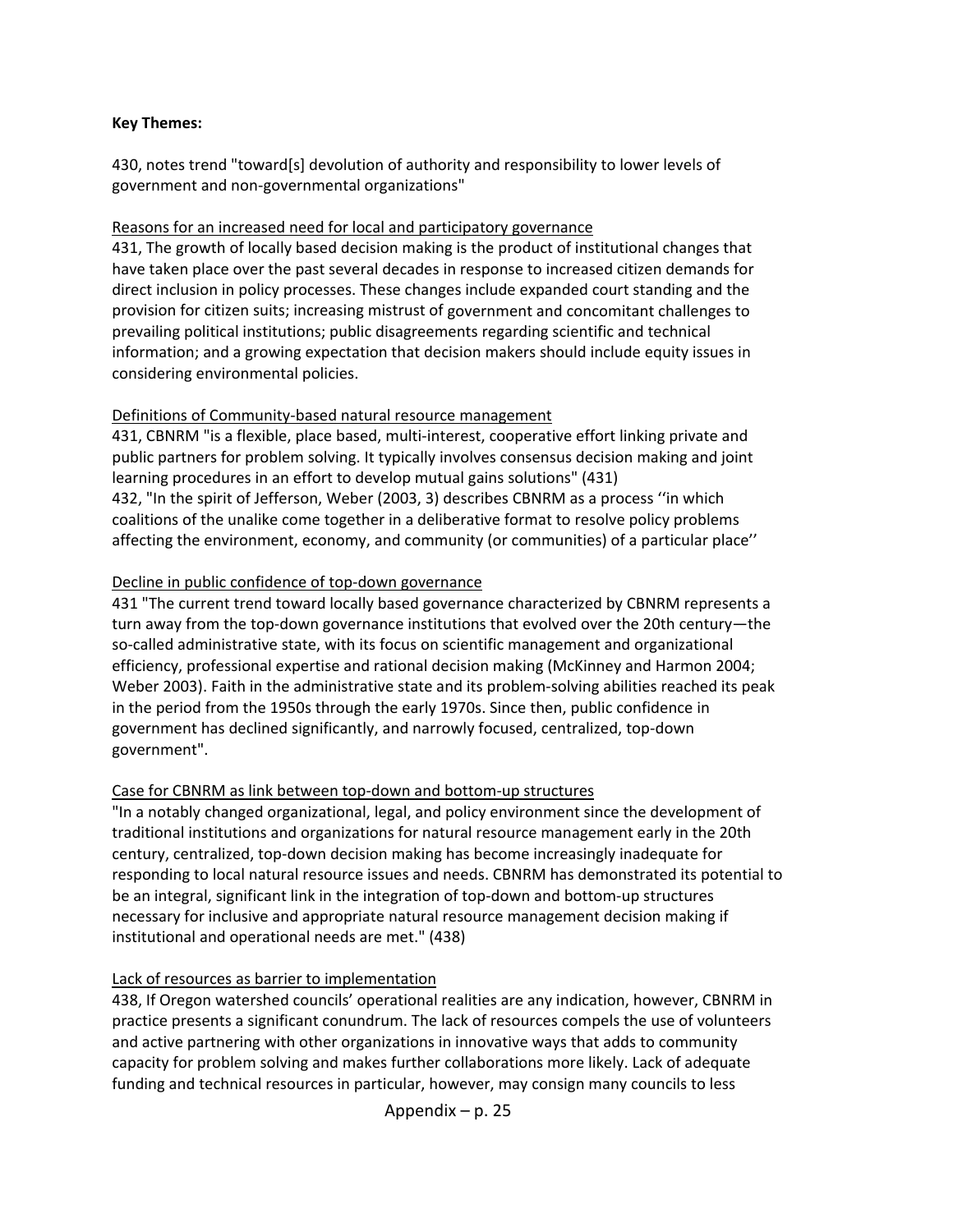**Key Themes:**

430, notes trend "toward[s] devolution of authority and responsibility to lower levels of government and non-governmental organizations"

<u>Reasons for an increased need for local and participatory governance</u>

431, The growth of locally based decision making is the product of institutional changes that have taken place over the past several decades in response to increased citizen demands for direct inclusion in policy processes. These changes include expanded court standing and the provision for citizen suits; increasing mistrust of government and concomitant challenges to prevailing political institutions; public disagreements regarding scientific and technical information; and a growing expectation that decision makers should include equity issues in considering environmental policies.

<u>Definitions of Community-based natural resource management</u>

431, CBNRM "is a flexible, place based, multi-interest, cooperative effort linking private and public partners for problem solving. It typically involves consensus decision making and joint learning procedures in an effort to develop mutual gains solutions" (431)

432, "In the spirit of Jefferson, Weber (2003, 3) describes CBNRM as a process ''in which coalitions of the unalike come together in a deliberative format to resolve policy problems affecting the environment, economy, and community (or communities) of a particular place''

<u>Decline in public confidence of top-down governance</u>

431 "The current trend toward locally based governance characterized by CBNRM represents a turn away from the top-down governance institutions that evolved over the 20th century—the so-called administrative state, with its focus on scientific management and organizational efficiency, professional expertise and rational decision making (McKinney and Harmon 2004; Weber 2003). Faith in the administrative state and its problem-solving abilities reached its peak in the period from the 1950s through the early 1970s. Since then, public confidence in government has declined significantly, and narrowly focused, centralized, top-down government".

<u>Case for CBNRM as link between top-down and bottom-up structures</u>

"In a notably changed organizational, legal, and policy environment since the development of traditional institutions and organizations for natural resource management early in the 20th century, centralized, top-down decision making has become increasingly inadequate for responding to local natural resource issues and needs. CBNRM has demonstrated its potential to be an integral, significant link in the integration of top-down and bottom-up structures necessary for inclusive and appropriate natural resource management decision making if institutional and operational needs are met." (438)

<u>Lack of resources as barrier to implementation</u>

438, If Oregon watershed councils' operational realities are any indication, however, CBNRM in practice presents a significant conundrum. The lack of resources compels the use of volunteers and active partnering with other organizations in innovative ways that adds to community capacity for problem solving and makes further collaborations more likely. Lack of adequate funding and technical resources in particular, however, may consign many councils to less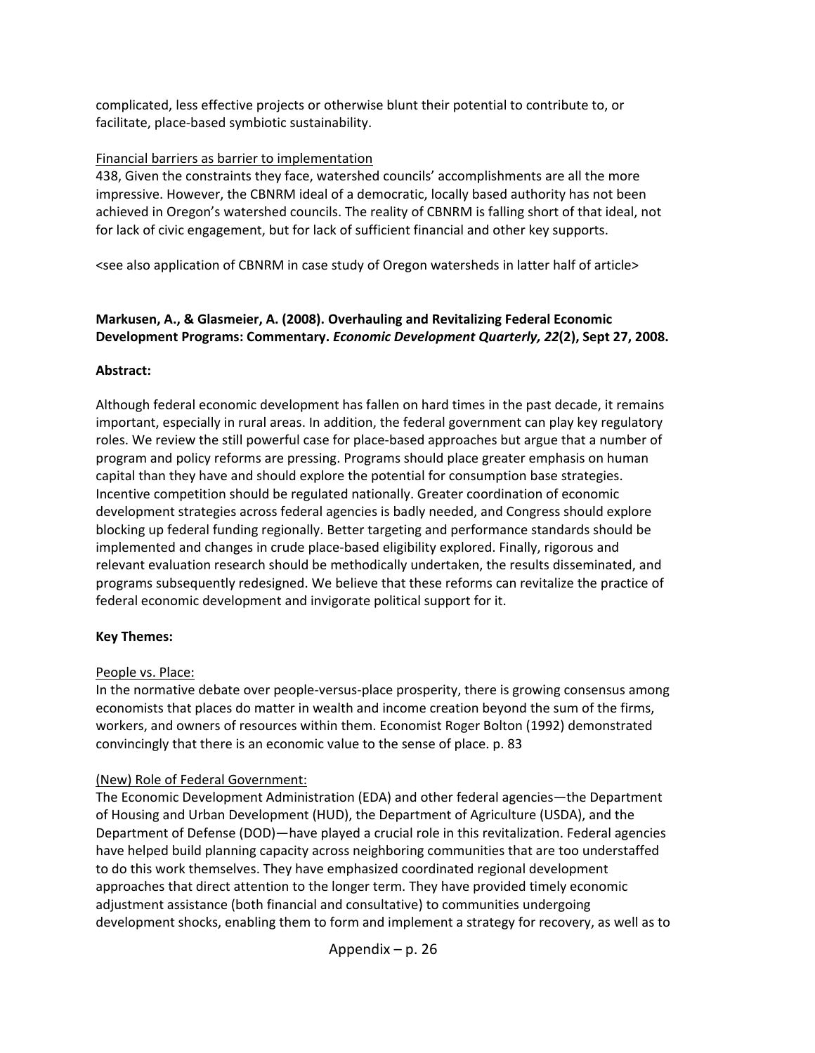complicated, less effective projects or otherwise blunt their potential to contribute to, or facilitate, place-based symbiotic sustainability.

Financial barriers as barrier to implementation

438, Given the constraints they face, watershed councils' accomplishments are all the more impressive. However, the CBNRM ideal of a democratic, locally based authority has not been achieved in Oregon's watershed councils. The reality of CBNRM is falling short of that ideal, not for lack of civic engagement, but for lack of sufficient financial and other key supports.

<see also application of CBNRM in case study of Oregon watersheds in latter half of article>

**Markusen, A., & Glasmeier, A. (2008). Overhauling and Revitalizing Federal Economic Development Programs: Commentary. *Economic Development Quarterly, 22*(2), Sept 27, 2008.**

**Abstract:**

Although federal economic development has fallen on hard times in the past decade, it remains important, especially in rural areas. In addition, the federal government can play key regulatory roles. We review the still powerful case for place-based approaches but argue that a number of program and policy reforms are pressing. Programs should place greater emphasis on human capital than they have and should explore the potential for consumption base strategies. Incentive competition should be regulated nationally. Greater coordination of economic development strategies across federal agencies is badly needed, and Congress should explore blocking up federal funding regionally. Better targeting and performance standards should be implemented and changes in crude place-based eligibility explored. Finally, rigorous and relevant evaluation research should be methodically undertaken, the results disseminated, and programs subsequently redesigned. We believe that these reforms can revitalize the practice of federal economic development and invigorate political support for it.

**Key Themes:**

People vs. Place:

In the normative debate over people-versus-place prosperity, there is growing consensus among economists that places do matter in wealth and income creation beyond the sum of the firms, workers, and owners of resources within them. Economist Roger Bolton (1992) demonstrated convincingly that there is an economic value to the sense of place. p. 83

(New) Role of Federal Government:

The Economic Development Administration (EDA) and other federal agencies—the Department of Housing and Urban Development (HUD), the Department of Agriculture (USDA), and the Department of Defense (DOD)—have played a crucial role in this revitalization. Federal agencies have helped build planning capacity across neighboring communities that are too understaffed to do this work themselves. They have emphasized coordinated regional development approaches that direct attention to the longer term. They have provided timely economic adjustment assistance (both financial and consultative) to communities undergoing development shocks, enabling them to form and implement a strategy for recovery, as well as to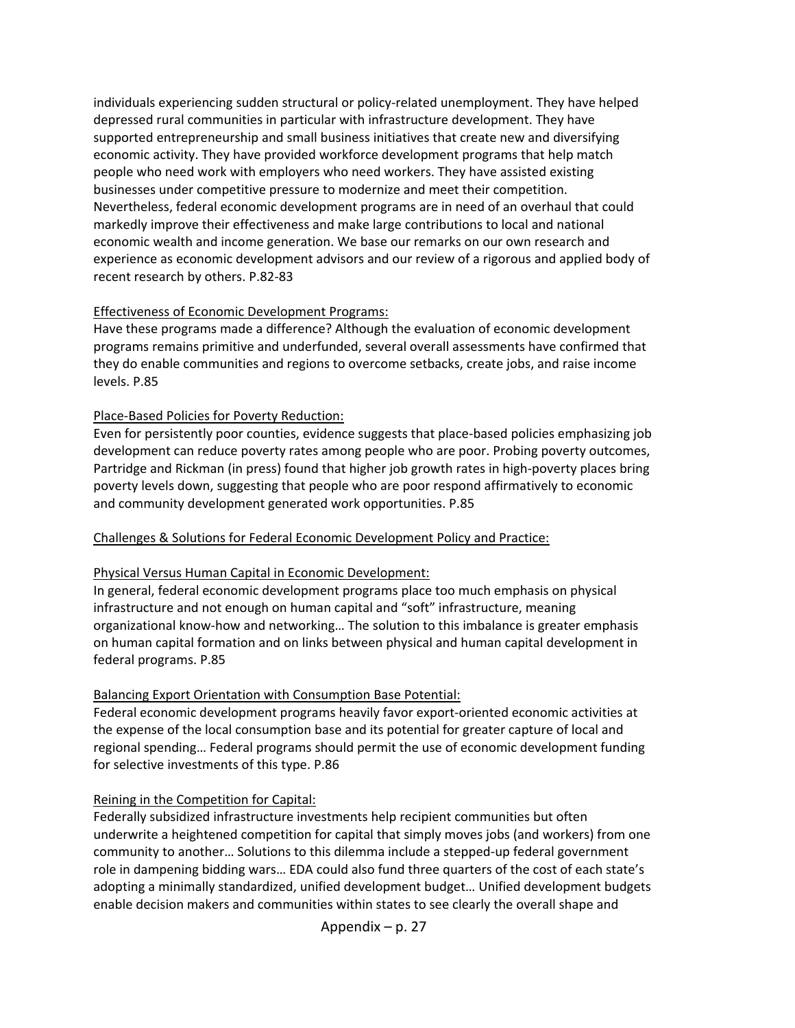individuals experiencing sudden structural or policy-related unemployment. They have helped depressed rural communities in particular with infrastructure development. They have supported entrepreneurship and small business initiatives that create new and diversifying economic activity. They have provided workforce development programs that help match people who need work with employers who need workers. They have assisted existing businesses under competitive pressure to modernize and meet their competition. Nevertheless, federal economic development programs are in need of an overhaul that could markedly improve their effectiveness and make large contributions to local and national economic wealth and income generation. We base our remarks on our own research and experience as economic development advisors and our review of a rigorous and applied body of recent research by others. P.82-83

<u>Effectiveness of Economic Development Programs:</u>
Have these programs made a difference? Although the evaluation of economic development programs remains primitive and underfunded, several overall assessments have confirmed that they do enable communities and regions to overcome setbacks, create jobs, and raise income levels. P.85

<u>Place-Based Policies for Poverty Reduction:</u>
Even for persistently poor counties, evidence suggests that place-based policies emphasizing job development can reduce poverty rates among people who are poor. Probing poverty outcomes, Partridge and Rickman (in press) found that higher job growth rates in high-poverty places bring poverty levels down, suggesting that people who are poor respond affirmatively to economic and community development generated work opportunities. P.85

<u>Challenges & Solutions for Federal Economic Development Policy and Practice:</u>

<u>Physical Versus Human Capital in Economic Development:</u>
In general, federal economic development programs place too much emphasis on physical infrastructure and not enough on human capital and "soft" infrastructure, meaning organizational know-how and networking… The solution to this imbalance is greater emphasis on human capital formation and on links between physical and human capital development in federal programs. P.85

<u>Balancing Export Orientation with Consumption Base Potential:</u>
Federal economic development programs heavily favor export-oriented economic activities at the expense of the local consumption base and its potential for greater capture of local and regional spending… Federal programs should permit the use of economic development funding for selective investments of this type. P.86

<u>Reining in the Competition for Capital:</u>
Federally subsidized infrastructure investments help recipient communities but often underwrite a heightened competition for capital that simply moves jobs (and workers) from one community to another… Solutions to this dilemma include a stepped-up federal government role in dampening bidding wars… EDA could also fund three quarters of the cost of each state's adopting a minimally standardized, unified development budget… Unified development budgets enable decision makers and communities within states to see clearly the overall shape and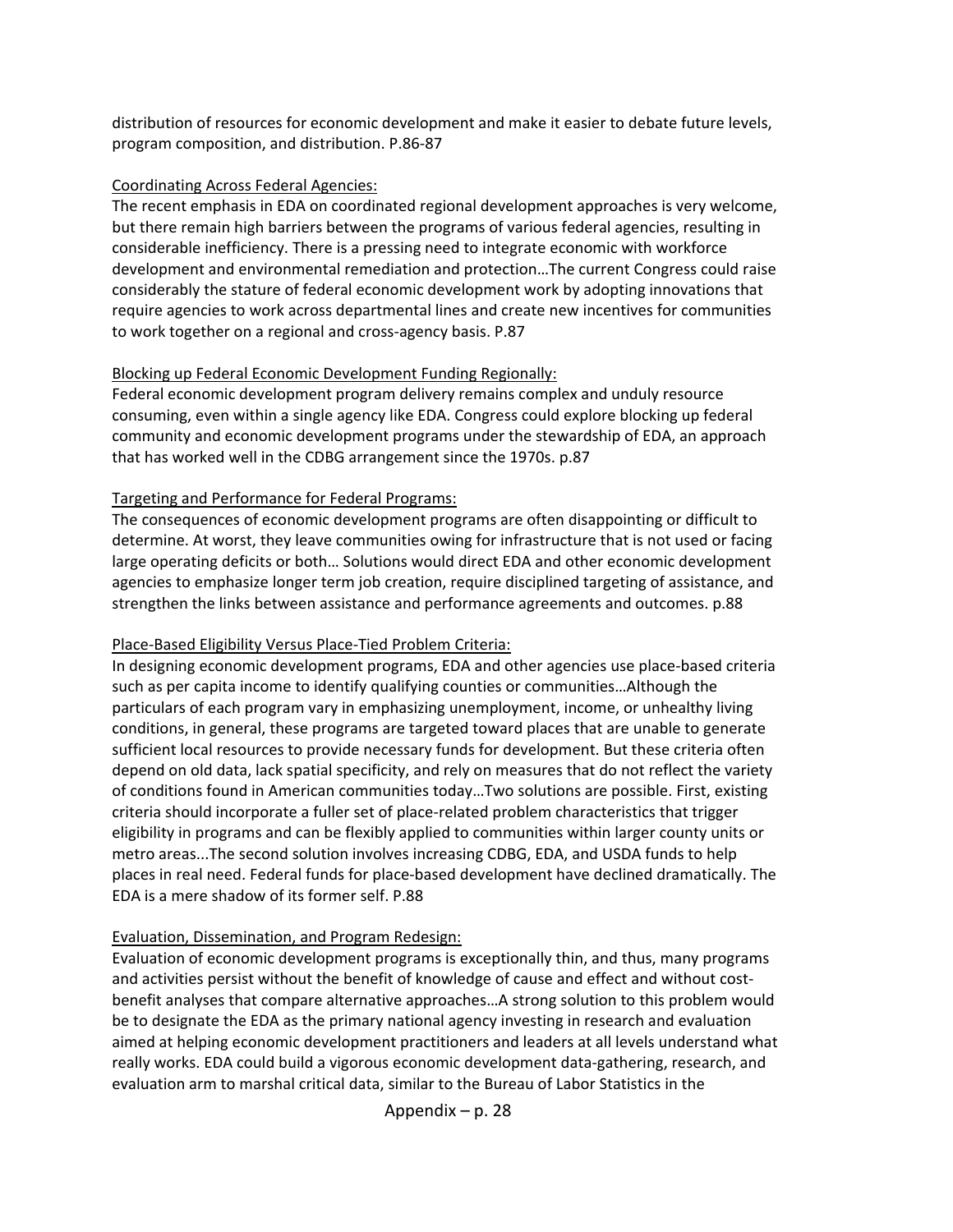distribution of resources for economic development and make it easier to debate future levels, program composition, and distribution. P.86-87

<u>Coordinating Across Federal Agencies:</u>

The recent emphasis in EDA on coordinated regional development approaches is very welcome, but there remain high barriers between the programs of various federal agencies, resulting in considerable inefficiency. There is a pressing need to integrate economic with workforce development and environmental remediation and protection…The current Congress could raise considerably the stature of federal economic development work by adopting innovations that require agencies to work across departmental lines and create new incentives for communities to work together on a regional and cross-agency basis. P.87

<u>Blocking up Federal Economic Development Funding Regionally:</u>

Federal economic development program delivery remains complex and unduly resource consuming, even within a single agency like EDA. Congress could explore blocking up federal community and economic development programs under the stewardship of EDA, an approach that has worked well in the CDBG arrangement since the 1970s. p.87

<u>Targeting and Performance for Federal Programs:</u>

The consequences of economic development programs are often disappointing or difficult to determine. At worst, they leave communities owing for infrastructure that is not used or facing large operating deficits or both… Solutions would direct EDA and other economic development agencies to emphasize longer term job creation, require disciplined targeting of assistance, and strengthen the links between assistance and performance agreements and outcomes. p.88

<u>Place-Based Eligibility Versus Place-Tied Problem Criteria:</u>

In designing economic development programs, EDA and other agencies use place-based criteria such as per capita income to identify qualifying counties or communities…Although the particulars of each program vary in emphasizing unemployment, income, or unhealthy living conditions, in general, these programs are targeted toward places that are unable to generate sufficient local resources to provide necessary funds for development. But these criteria often depend on old data, lack spatial specificity, and rely on measures that do not reflect the variety of conditions found in American communities today…Two solutions are possible. First, existing criteria should incorporate a fuller set of place-related problem characteristics that trigger eligibility in programs and can be flexibly applied to communities within larger county units or metro areas...The second solution involves increasing CDBG, EDA, and USDA funds to help places in real need. Federal funds for place-based development have declined dramatically. The EDA is a mere shadow of its former self. P.88

<u>Evaluation, Dissemination, and Program Redesign:</u>

Evaluation of economic development programs is exceptionally thin, and thus, many programs and activities persist without the benefit of knowledge of cause and effect and without cost-benefit analyses that compare alternative approaches…A strong solution to this problem would be to designate the EDA as the primary national agency investing in research and evaluation aimed at helping economic development practitioners and leaders at all levels understand what really works. EDA could build a vigorous economic development data-gathering, research, and evaluation arm to marshal critical data, similar to the Bureau of Labor Statistics in the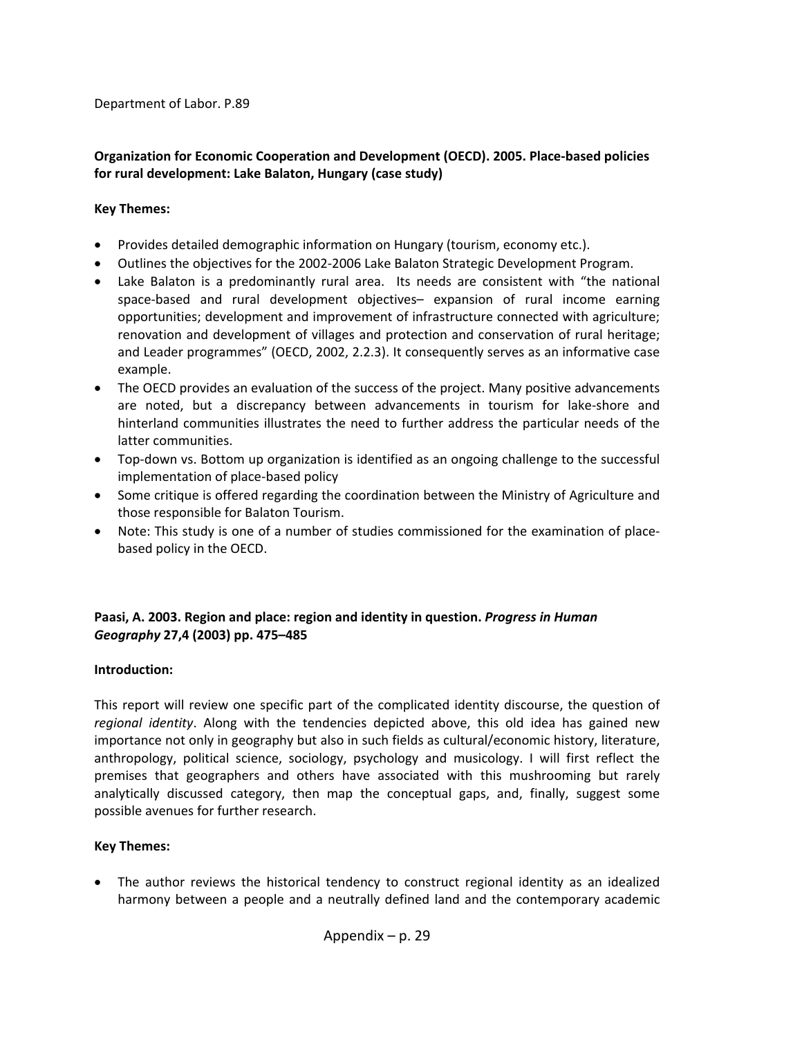Department of Labor. P.89

**Organization for Economic Cooperation and Development (OECD). 2005. Place-based policies for rural development: Lake Balaton, Hungary (case study)**

**Key Themes:**

- Provides detailed demographic information on Hungary (tourism, economy etc.).
- Outlines the objectives for the 2002-2006 Lake Balaton Strategic Development Program.
- Lake Balaton is a predominantly rural area. Its needs are consistent with "the national space-based and rural development objectives– expansion of rural income earning opportunities; development and improvement of infrastructure connected with agriculture; renovation and development of villages and protection and conservation of rural heritage; and Leader programmes" (OECD, 2002, 2.2.3). It consequently serves as an informative case example.
- The OECD provides an evaluation of the success of the project. Many positive advancements are noted, but a discrepancy between advancements in tourism for lake-shore and hinterland communities illustrates the need to further address the particular needs of the latter communities.
- Top-down vs. Bottom up organization is identified as an ongoing challenge to the successful implementation of place-based policy
- Some critique is offered regarding the coordination between the Ministry of Agriculture and those responsible for Balaton Tourism.
- Note: This study is one of a number of studies commissioned for the examination of place-based policy in the OECD.

**Paasi, A. 2003. Region and place: region and identity in question. *Progress in Human Geography* 27,4 (2003) pp. 475–485**

**Introduction:**

This report will review one specific part of the complicated identity discourse, the question of *regional identity*. Along with the tendencies depicted above, this old idea has gained new importance not only in geography but also in such fields as cultural/economic history, literature, anthropology, political science, sociology, psychology and musicology. I will first reflect the premises that geographers and others have associated with this mushrooming but rarely analytically discussed category, then map the conceptual gaps, and, finally, suggest some possible avenues for further research.

**Key Themes:**

- The author reviews the historical tendency to construct regional identity as an idealized harmony between a people and a neutrally defined land and the contemporary academic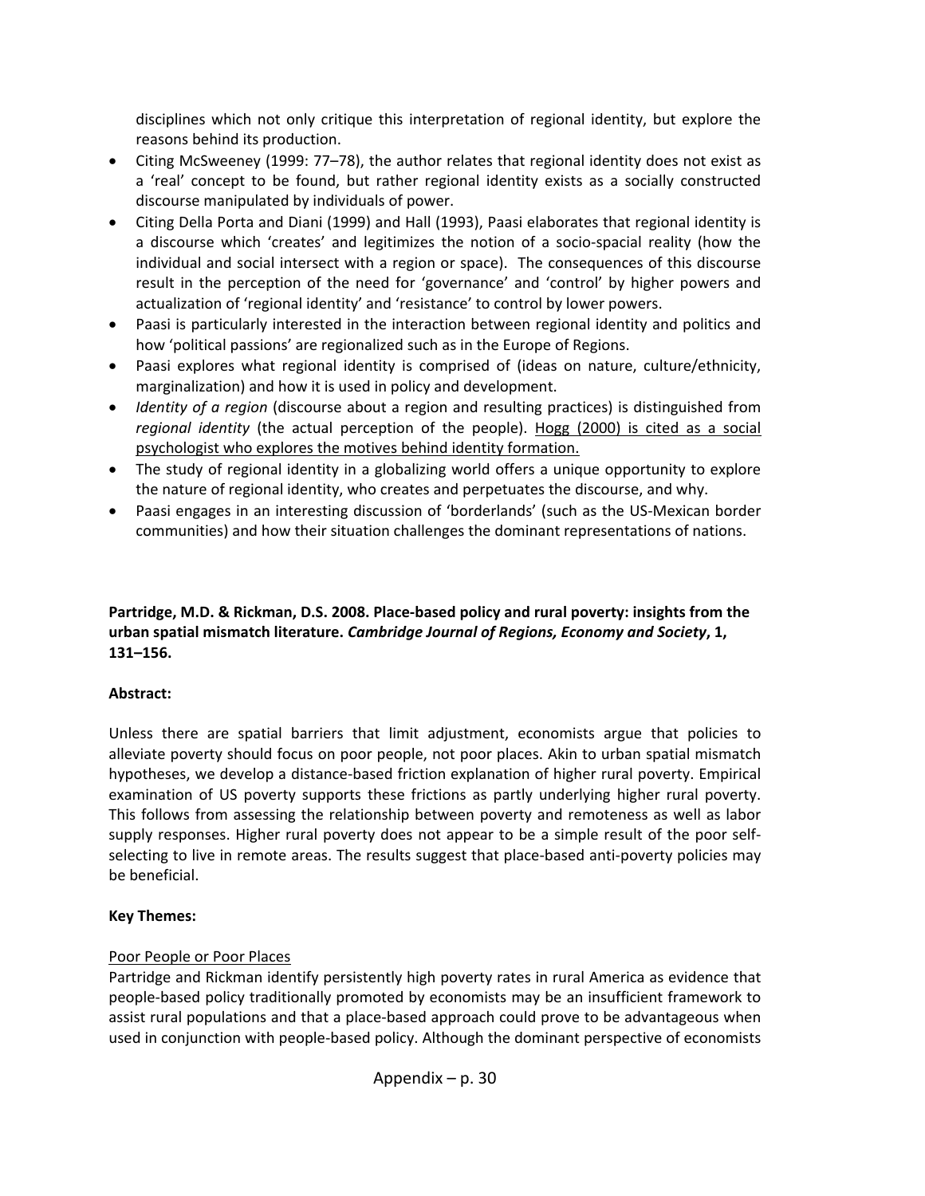disciplines which not only critique this interpretation of regional identity, but explore the reasons behind its production.

- Citing McSweeney (1999: 77–78), the author relates that regional identity does not exist as a 'real' concept to be found, but rather regional identity exists as a socially constructed discourse manipulated by individuals of power.
- Citing Della Porta and Diani (1999) and Hall (1993), Paasi elaborates that regional identity is a discourse which 'creates' and legitimizes the notion of a socio-spacial reality (how the individual and social intersect with a region or space). The consequences of this discourse result in the perception of the need for 'governance' and 'control' by higher powers and actualization of 'regional identity' and 'resistance' to control by lower powers.
- Paasi is particularly interested in the interaction between regional identity and politics and how 'political passions' are regionalized such as in the Europe of Regions.
- Paasi explores what regional identity is comprised of (ideas on nature, culture/ethnicity, marginalization) and how it is used in policy and development.
- *Identity of a region* (discourse about a region and resulting practices) is distinguished from *regional identity* (the actual perception of the people). <u>Hogg (2000) is cited as a social psychologist who explores the motives behind identity formation.</u>
- The study of regional identity in a globalizing world offers a unique opportunity to explore the nature of regional identity, who creates and perpetuates the discourse, and why.
- Paasi engages in an interesting discussion of 'borderlands' (such as the US-Mexican border communities) and how their situation challenges the dominant representations of nations.

**Partridge, M.D. & Rickman, D.S. 2008. Place-based policy and rural poverty: insights from the urban spatial mismatch literature. *Cambridge Journal of Regions, Economy and Society*, 1, 131–156.**

**Abstract:**

Unless there are spatial barriers that limit adjustment, economists argue that policies to alleviate poverty should focus on poor people, not poor places. Akin to urban spatial mismatch hypotheses, we develop a distance-based friction explanation of higher rural poverty. Empirical examination of US poverty supports these frictions as partly underlying higher rural poverty. This follows from assessing the relationship between poverty and remoteness as well as labor supply responses. Higher rural poverty does not appear to be a simple result of the poor self-selecting to live in remote areas. The results suggest that place-based anti-poverty policies may be beneficial.

**Key Themes:**

<u>Poor People or Poor Places</u>

Partridge and Rickman identify persistently high poverty rates in rural America as evidence that people-based policy traditionally promoted by economists may be an insufficient framework to assist rural populations and that a place-based approach could prove to be advantageous when used in conjunction with people-based policy. Although the dominant perspective of economists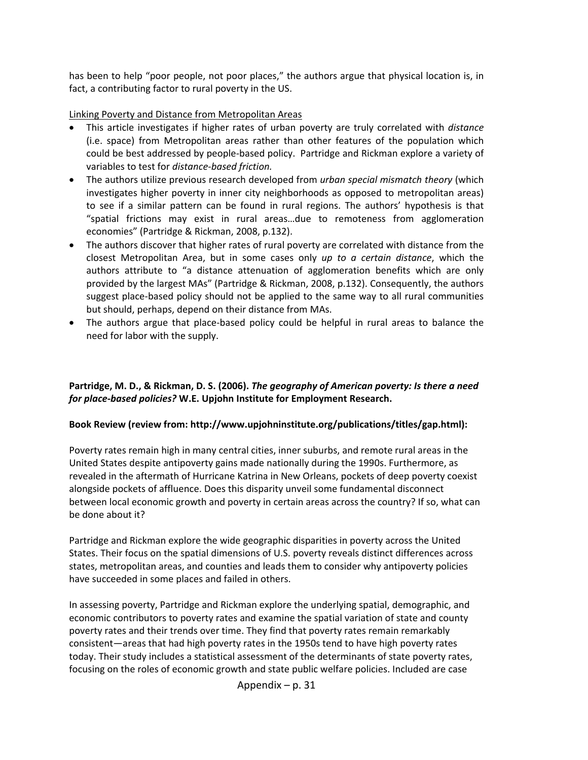has been to help "poor people, not poor places," the authors argue that physical location is, in fact, a contributing factor to rural poverty in the US.

<u>Linking Poverty and Distance from Metropolitan Areas</u>

- This article investigates if higher rates of urban poverty are truly correlated with *distance* (i.e. space) from Metropolitan areas rather than other features of the population which could be best addressed by people-based policy. Partridge and Rickman explore a variety of variables to test for *distance-based friction.*
- The authors utilize previous research developed from *urban special mismatch theory* (which investigates higher poverty in inner city neighborhoods as opposed to metropolitan areas) to see if a similar pattern can be found in rural regions. The authors' hypothesis is that "spatial frictions may exist in rural areas…due to remoteness from agglomeration economies" (Partridge & Rickman, 2008, p.132).
- The authors discover that higher rates of rural poverty are correlated with distance from the closest Metropolitan Area, but in some cases only *up to a certain distance*, which the authors attribute to "a distance attenuation of agglomeration benefits which are only provided by the largest MAs" (Partridge & Rickman, 2008, p.132). Consequently, the authors suggest place-based policy should not be applied to the same way to all rural communities but should, perhaps, depend on their distance from MAs.
- The authors argue that place-based policy could be helpful in rural areas to balance the need for labor with the supply.

**Partridge, M. D., & Rickman, D. S. (2006). *The geography of American poverty: Is there a need for place-based policies?* W.E. Upjohn Institute for Employment Research.**

**Book Review (review from: http://www.upjohninstitute.org/publications/titles/gap.html):**

Poverty rates remain high in many central cities, inner suburbs, and remote rural areas in the United States despite antipoverty gains made nationally during the 1990s. Furthermore, as revealed in the aftermath of Hurricane Katrina in New Orleans, pockets of deep poverty coexist alongside pockets of affluence. Does this disparity unveil some fundamental disconnect between local economic growth and poverty in certain areas across the country? If so, what can be done about it?

Partridge and Rickman explore the wide geographic disparities in poverty across the United States. Their focus on the spatial dimensions of U.S. poverty reveals distinct differences across states, metropolitan areas, and counties and leads them to consider why antipoverty policies have succeeded in some places and failed in others.

In assessing poverty, Partridge and Rickman explore the underlying spatial, demographic, and economic contributors to poverty rates and examine the spatial variation of state and county poverty rates and their trends over time. They find that poverty rates remain remarkably consistent—areas that had high poverty rates in the 1950s tend to have high poverty rates today. Their study includes a statistical assessment of the determinants of state poverty rates, focusing on the roles of economic growth and state public welfare policies. Included are case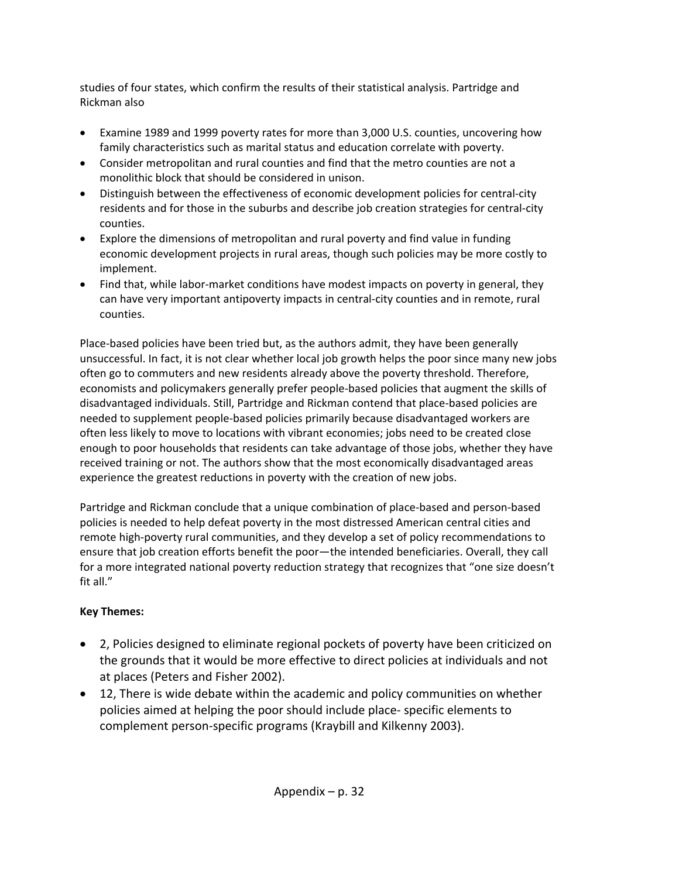studies of four states, which confirm the results of their statistical analysis. Partridge and Rickman also

- Examine 1989 and 1999 poverty rates for more than 3,000 U.S. counties, uncovering how family characteristics such as marital status and education correlate with poverty.
- Consider metropolitan and rural counties and find that the metro counties are not a monolithic block that should be considered in unison.
- Distinguish between the effectiveness of economic development policies for central-city residents and for those in the suburbs and describe job creation strategies for central-city counties.
- Explore the dimensions of metropolitan and rural poverty and find value in funding economic development projects in rural areas, though such policies may be more costly to implement.
- Find that, while labor-market conditions have modest impacts on poverty in general, they can have very important antipoverty impacts in central-city counties and in remote, rural counties.

Place-based policies have been tried but, as the authors admit, they have been generally unsuccessful. In fact, it is not clear whether local job growth helps the poor since many new jobs often go to commuters and new residents already above the poverty threshold. Therefore, economists and policymakers generally prefer people-based policies that augment the skills of disadvantaged individuals. Still, Partridge and Rickman contend that place-based policies are needed to supplement people-based policies primarily because disadvantaged workers are often less likely to move to locations with vibrant economies; jobs need to be created close enough to poor households that residents can take advantage of those jobs, whether they have received training or not. The authors show that the most economically disadvantaged areas experience the greatest reductions in poverty with the creation of new jobs.

Partridge and Rickman conclude that a unique combination of place-based and person-based policies is needed to help defeat poverty in the most distressed American central cities and remote high-poverty rural communities, and they develop a set of policy recommendations to ensure that job creation efforts benefit the poor—the intended beneficiaries. Overall, they call for a more integrated national poverty reduction strategy that recognizes that "one size doesn't fit all."

**Key Themes:**

- 2, Policies designed to eliminate regional pockets of poverty have been criticized on the grounds that it would be more effective to direct policies at individuals and not at places (Peters and Fisher 2002).
- 12, There is wide debate within the academic and policy communities on whether policies aimed at helping the poor should include place- specific elements to complement person-specific programs (Kraybill and Kilkenny 2003).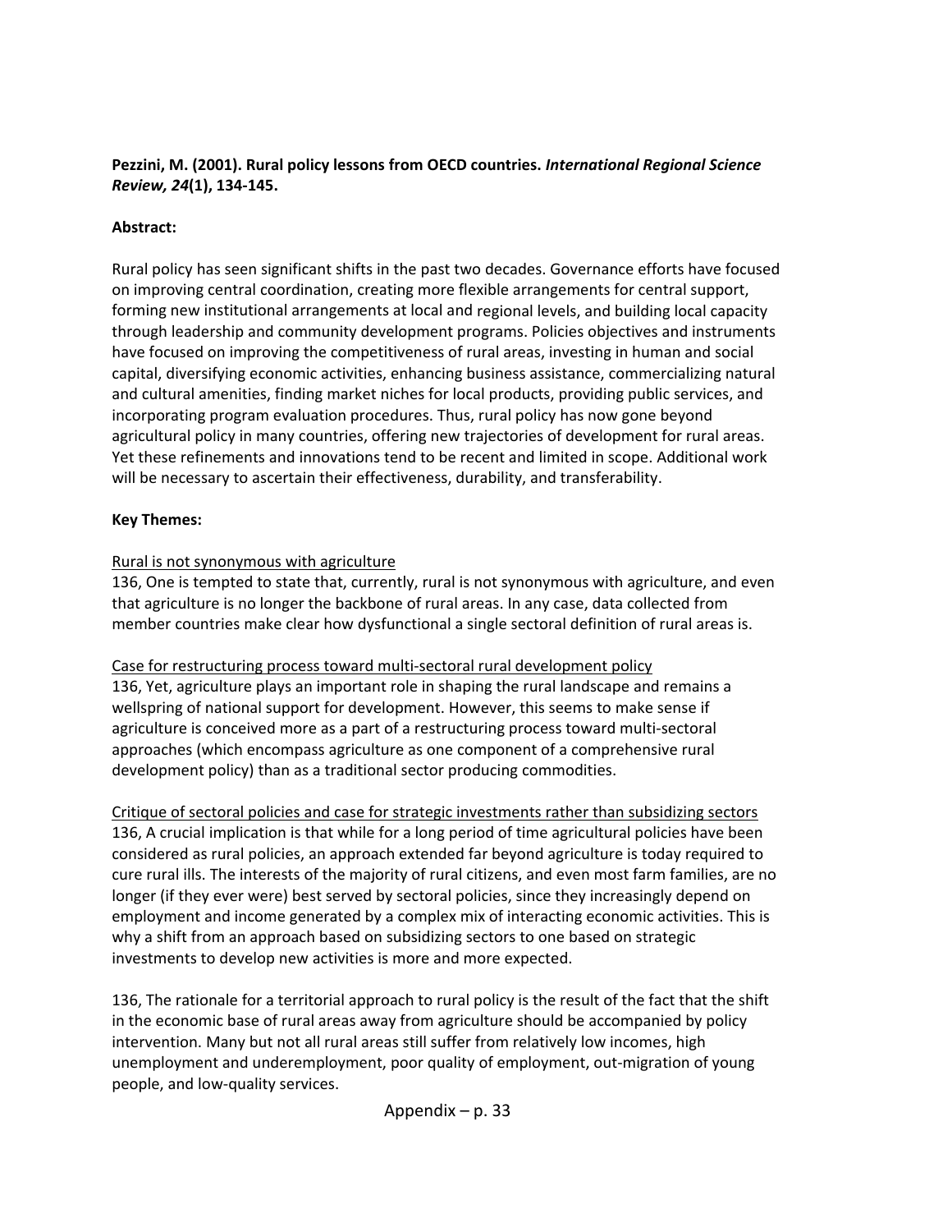**Pezzini, M. (2001). Rural policy lessons from OECD countries. *International Regional Science Review, 24*(1), 134-145.**

**Abstract:**

Rural policy has seen significant shifts in the past two decades. Governance efforts have focused on improving central coordination, creating more flexible arrangements for central support, forming new institutional arrangements at local and regional levels, and building local capacity through leadership and community development programs. Policies objectives and instruments have focused on improving the competitiveness of rural areas, investing in human and social capital, diversifying economic activities, enhancing business assistance, commercializing natural and cultural amenities, finding market niches for local products, providing public services, and incorporating program evaluation procedures. Thus, rural policy has now gone beyond agricultural policy in many countries, offering new trajectories of development for rural areas. Yet these refinements and innovations tend to be recent and limited in scope. Additional work will be necessary to ascertain their effectiveness, durability, and transferability.

**Key Themes:**

<u>Rural is not synonymous with agriculture</u>
136, One is tempted to state that, currently, rural is not synonymous with agriculture, and even that agriculture is no longer the backbone of rural areas. In any case, data collected from member countries make clear how dysfunctional a single sectoral definition of rural areas is.

<u>Case for restructuring process toward multi-sectoral rural development policy</u>
136, Yet, agriculture plays an important role in shaping the rural landscape and remains a wellspring of national support for development. However, this seems to make sense if agriculture is conceived more as a part of a restructuring process toward multi-sectoral approaches (which encompass agriculture as one component of a comprehensive rural development policy) than as a traditional sector producing commodities.

<u>Critique of sectoral policies and case for strategic investments rather than subsidizing sectors</u>
136, A crucial implication is that while for a long period of time agricultural policies have been considered as rural policies, an approach extended far beyond agriculture is today required to cure rural ills. The interests of the majority of rural citizens, and even most farm families, are no longer (if they ever were) best served by sectoral policies, since they increasingly depend on employment and income generated by a complex mix of interacting economic activities. This is why a shift from an approach based on subsidizing sectors to one based on strategic investments to develop new activities is more and more expected.

136, The rationale for a territorial approach to rural policy is the result of the fact that the shift in the economic base of rural areas away from agriculture should be accompanied by policy intervention. Many but not all rural areas still suffer from relatively low incomes, high unemployment and underemployment, poor quality of employment, out-migration of young people, and low-quality services.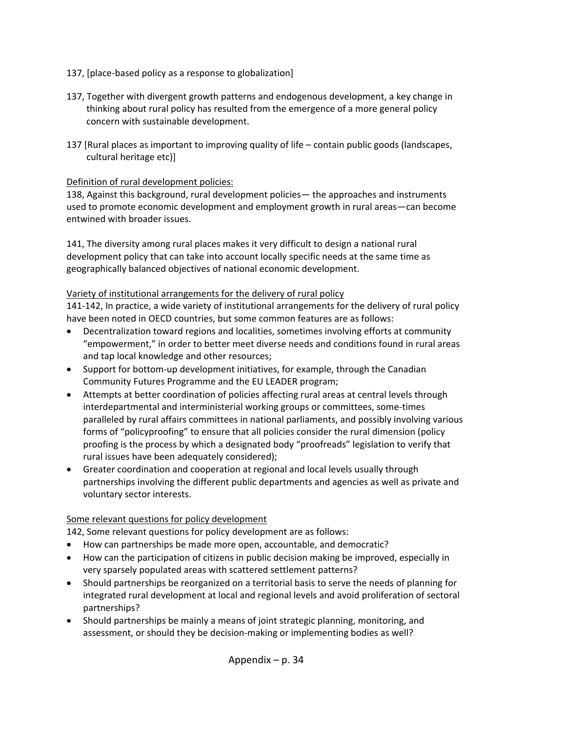137, [place-based policy as a response to globalization]

137, Together with divergent growth patterns and endogenous development, a key change in thinking about rural policy has resulted from the emergence of a more general policy concern with sustainable development.

137 [Rural places as important to improving quality of life – contain public goods (landscapes, cultural heritage etc)]

Definition of rural development policies:

138, Against this background, rural development policies— the approaches and instruments used to promote economic development and employment growth in rural areas—can become entwined with broader issues.

141, The diversity among rural places makes it very difficult to design a national rural development policy that can take into account locally specific needs at the same time as geographically balanced objectives of national economic development.

Variety of institutional arrangements for the delivery of rural policy

141-142, In practice, a wide variety of institutional arrangements for the delivery of rural policy have been noted in OECD countries, but some common features are as follows:

- Decentralization toward regions and localities, sometimes involving efforts at community "empowerment," in order to better meet diverse needs and conditions found in rural areas and tap local knowledge and other resources;
- Support for bottom-up development initiatives, for example, through the Canadian Community Futures Programme and the EU LEADER program;
- Attempts at better coordination of policies affecting rural areas at central levels through interdepartmental and interministerial working groups or committees, some-times paralleled by rural affairs committees in national parliaments, and possibly involving various forms of "policyproofing" to ensure that all policies consider the rural dimension (policy proofing is the process by which a designated body "proofreads" legislation to verify that rural issues have been adequately considered);
- Greater coordination and cooperation at regional and local levels usually through partnerships involving the different public departments and agencies as well as private and voluntary sector interests.

Some relevant questions for policy development

142, Some relevant questions for policy development are as follows:

- How can partnerships be made more open, accountable, and democratic?
- How can the participation of citizens in public decision making be improved, especially in very sparsely populated areas with scattered settlement patterns?
- Should partnerships be reorganized on a territorial basis to serve the needs of planning for integrated rural development at local and regional levels and avoid proliferation of sectoral partnerships?
- Should partnerships be mainly a means of joint strategic planning, monitoring, and assessment, or should they be decision-making or implementing bodies as well?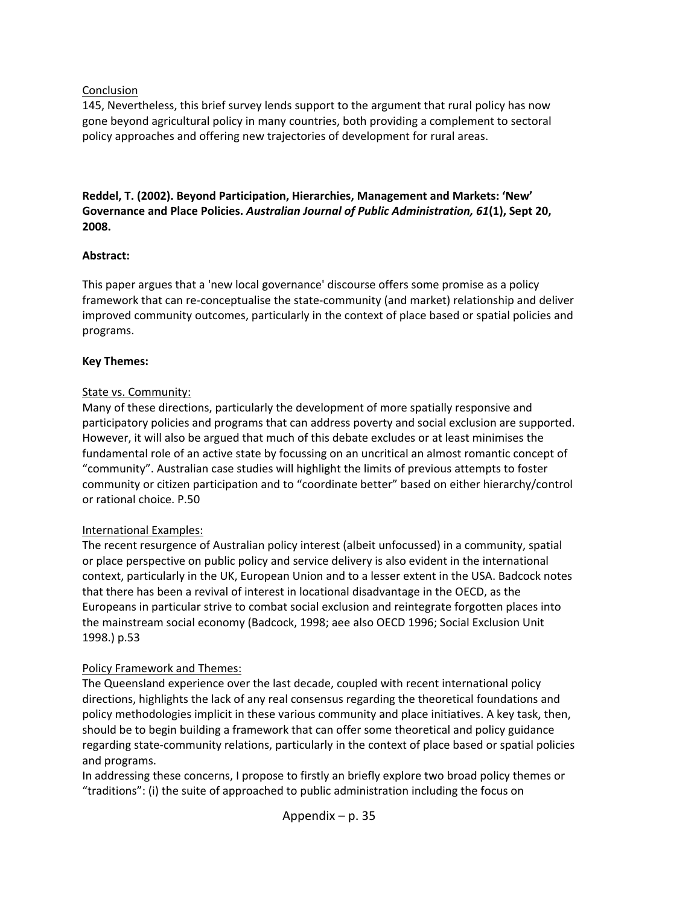Conclusion

145, Nevertheless, this brief survey lends support to the argument that rural policy has now gone beyond agricultural policy in many countries, both providing a complement to sectoral policy approaches and offering new trajectories of development for rural areas.

**Reddel, T. (2002). Beyond Participation, Hierarchies, Management and Markets: 'New' Governance and Place Policies. *Australian Journal of Public Administration, 61*(1), Sept 20, 2008.**

**Abstract:**

This paper argues that a 'new local governance' discourse offers some promise as a policy framework that can re-conceptualise the state-community (and market) relationship and deliver improved community outcomes, particularly in the context of place based or spatial policies and programs.

**Key Themes:**

State vs. Community:

Many of these directions, particularly the development of more spatially responsive and participatory policies and programs that can address poverty and social exclusion are supported. However, it will also be argued that much of this debate excludes or at least minimises the fundamental role of an active state by focussing on an uncritical an almost romantic concept of "community". Australian case studies will highlight the limits of previous attempts to foster community or citizen participation and to "coordinate better" based on either hierarchy/control or rational choice. P.50

International Examples:

The recent resurgence of Australian policy interest (albeit unfocussed) in a community, spatial or place perspective on public policy and service delivery is also evident in the international context, particularly in the UK, European Union and to a lesser extent in the USA. Badcock notes that there has been a revival of interest in locational disadvantage in the OECD, as the Europeans in particular strive to combat social exclusion and reintegrate forgotten places into the mainstream social economy (Badcock, 1998; aee also OECD 1996; Social Exclusion Unit 1998.) p.53

Policy Framework and Themes:

The Queensland experience over the last decade, coupled with recent international policy directions, highlights the lack of any real consensus regarding the theoretical foundations and policy methodologies implicit in these various community and place initiatives. A key task, then, should be to begin building a framework that can offer some theoretical and policy guidance regarding state-community relations, particularly in the context of place based or spatial policies and programs.

In addressing these concerns, I propose to firstly an briefly explore two broad policy themes or "traditions": (i) the suite of approached to public administration including the focus on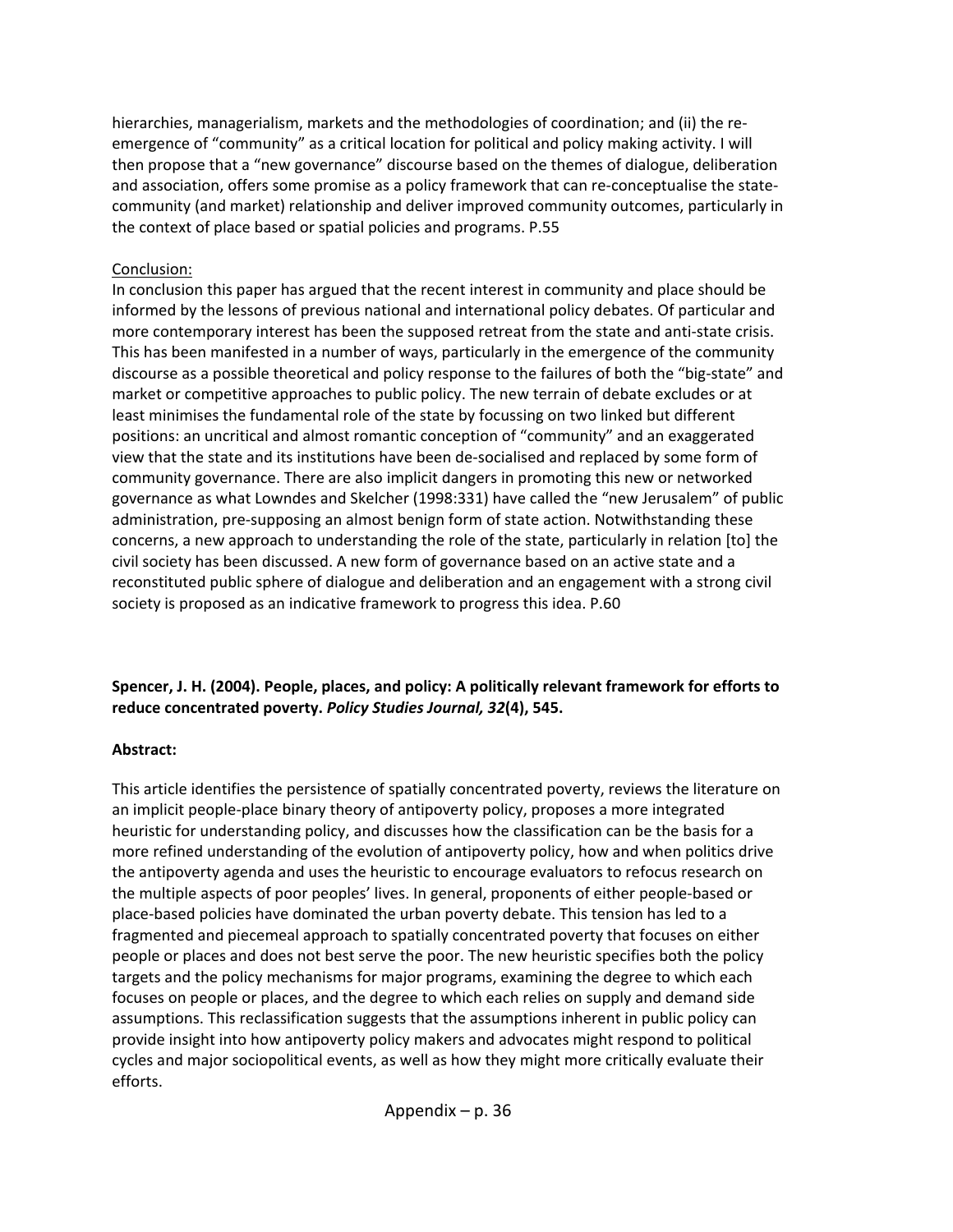hierarchies, managerialism, markets and the methodologies of coordination; and (ii) the re-emergence of "community" as a critical location for political and policy making activity. I will then propose that a "new governance" discourse based on the themes of dialogue, deliberation and association, offers some promise as a policy framework that can re-conceptualise the state-community (and market) relationship and deliver improved community outcomes, particularly in the context of place based or spatial policies and programs. P.55

Conclusion:

In conclusion this paper has argued that the recent interest in community and place should be informed by the lessons of previous national and international policy debates. Of particular and more contemporary interest has been the supposed retreat from the state and anti-state crisis. This has been manifested in a number of ways, particularly in the emergence of the community discourse as a possible theoretical and policy response to the failures of both the "big-state" and market or competitive approaches to public policy. The new terrain of debate excludes or at least minimises the fundamental role of the state by focussing on two linked but different positions: an uncritical and almost romantic conception of "community" and an exaggerated view that the state and its institutions have been de-socialised and replaced by some form of community governance. There are also implicit dangers in promoting this new or networked governance as what Lowndes and Skelcher (1998:331) have called the "new Jerusalem" of public administration, pre-supposing an almost benign form of state action. Notwithstanding these concerns, a new approach to understanding the role of the state, particularly in relation [to] the civil society has been discussed. A new form of governance based on an active state and a reconstituted public sphere of dialogue and deliberation and an engagement with a strong civil society is proposed as an indicative framework to progress this idea. P.60

**Spencer, J. H. (2004). People, places, and policy: A politically relevant framework for efforts to reduce concentrated poverty. *Policy Studies Journal, 32*(4), 545.**

**Abstract:**

This article identifies the persistence of spatially concentrated poverty, reviews the literature on an implicit people-place binary theory of antipoverty policy, proposes a more integrated heuristic for understanding policy, and discusses how the classification can be the basis for a more refined understanding of the evolution of antipoverty policy, how and when politics drive the antipoverty agenda and uses the heuristic to encourage evaluators to refocus research on the multiple aspects of poor peoples' lives. In general, proponents of either people-based or place-based policies have dominated the urban poverty debate. This tension has led to a fragmented and piecemeal approach to spatially concentrated poverty that focuses on either people or places and does not best serve the poor. The new heuristic specifies both the policy targets and the policy mechanisms for major programs, examining the degree to which each focuses on people or places, and the degree to which each relies on supply and demand side assumptions. This reclassification suggests that the assumptions inherent in public policy can provide insight into how antipoverty policy makers and advocates might respond to political cycles and major sociopolitical events, as well as how they might more critically evaluate their efforts.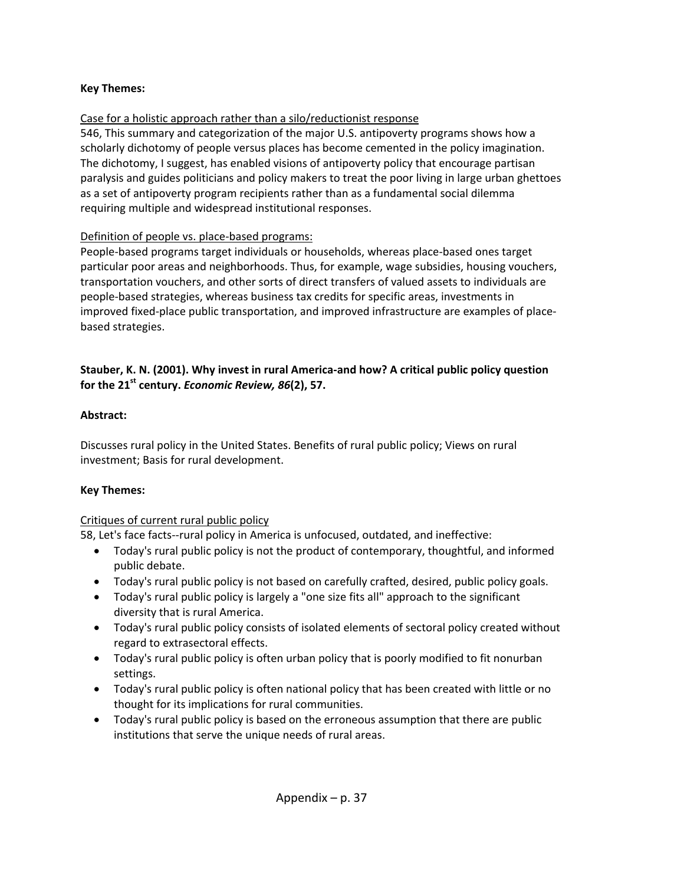**Key Themes:**

Case for a holistic approach rather than a silo/reductionist response

546, This summary and categorization of the major U.S. antipoverty programs shows how a scholarly dichotomy of people versus places has become cemented in the policy imagination. The dichotomy, I suggest, has enabled visions of antipoverty policy that encourage partisan paralysis and guides politicians and policy makers to treat the poor living in large urban ghettoes as a set of antipoverty program recipients rather than as a fundamental social dilemma requiring multiple and widespread institutional responses.

Definition of people vs. place-based programs:

People-based programs target individuals or households, whereas place-based ones target particular poor areas and neighborhoods. Thus, for example, wage subsidies, housing vouchers, transportation vouchers, and other sorts of direct transfers of valued assets to individuals are people-based strategies, whereas business tax credits for specific areas, investments in improved fixed-place public transportation, and improved infrastructure are examples of place-based strategies.

**Stauber, K. N. (2001). Why invest in rural America-and how? A critical public policy question for the 21st century. *Economic Review, 86*(2), 57.**

**Abstract:**

Discusses rural policy in the United States. Benefits of rural public policy; Views on rural investment; Basis for rural development.

**Key Themes:**

Critiques of current rural public policy

58, Let's face facts--rural policy in America is unfocused, outdated, and ineffective:

- Today's rural public policy is not the product of contemporary, thoughtful, and informed public debate.
- Today's rural public policy is not based on carefully crafted, desired, public policy goals.
- Today's rural public policy is largely a "one size fits all" approach to the significant diversity that is rural America.
- Today's rural public policy consists of isolated elements of sectoral policy created without regard to extrasectoral effects.
- Today's rural public policy is often urban policy that is poorly modified to fit nonurban settings.
- Today's rural public policy is often national policy that has been created with little or no thought for its implications for rural communities.
- Today's rural public policy is based on the erroneous assumption that there are public institutions that serve the unique needs of rural areas.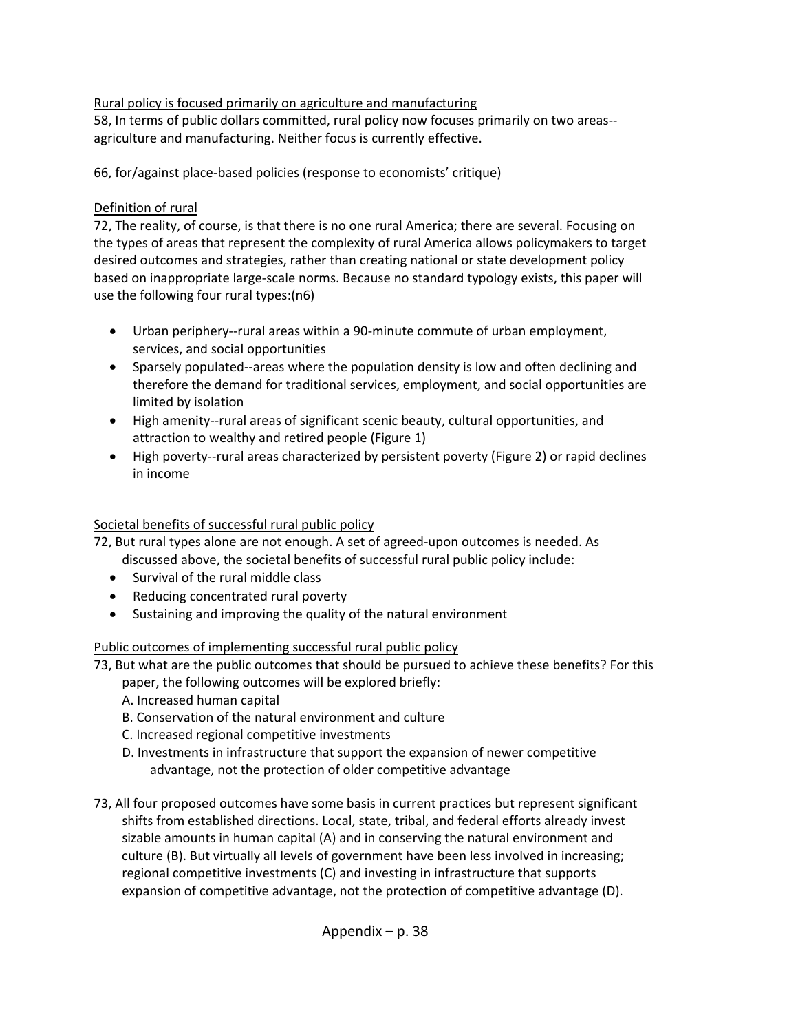Rural policy is focused primarily on agriculture and manufacturing

58, In terms of public dollars committed, rural policy now focuses primarily on two areas--agriculture and manufacturing. Neither focus is currently effective.

66, for/against place-based policies (response to economists' critique)

Definition of rural

72, The reality, of course, is that there is no one rural America; there are several. Focusing on the types of areas that represent the complexity of rural America allows policymakers to target desired outcomes and strategies, rather than creating national or state development policy based on inappropriate large-scale norms. Because no standard typology exists, this paper will use the following four rural types:(n6)

- Urban periphery--rural areas within a 90-minute commute of urban employment, services, and social opportunities
- Sparsely populated--areas where the population density is low and often declining and therefore the demand for traditional services, employment, and social opportunities are limited by isolation
- High amenity--rural areas of significant scenic beauty, cultural opportunities, and attraction to wealthy and retired people (Figure 1)
- High poverty--rural areas characterized by persistent poverty (Figure 2) or rapid declines in income

Societal benefits of successful rural public policy

72, But rural types alone are not enough. A set of agreed-upon outcomes is needed. As discussed above, the societal benefits of successful rural public policy include:

- Survival of the rural middle class
- Reducing concentrated rural poverty
- Sustaining and improving the quality of the natural environment

Public outcomes of implementing successful rural public policy

73, But what are the public outcomes that should be pursued to achieve these benefits? For this paper, the following outcomes will be explored briefly:

A. Increased human capital
B. Conservation of the natural environment and culture
C. Increased regional competitive investments
D. Investments in infrastructure that support the expansion of newer competitive advantage, not the protection of older competitive advantage

73, All four proposed outcomes have some basis in current practices but represent significant shifts from established directions. Local, state, tribal, and federal efforts already invest sizable amounts in human capital (A) and in conserving the natural environment and culture (B). But virtually all levels of government have been less involved in increasing; regional competitive investments (C) and investing in infrastructure that supports expansion of competitive advantage, not the protection of competitive advantage (D).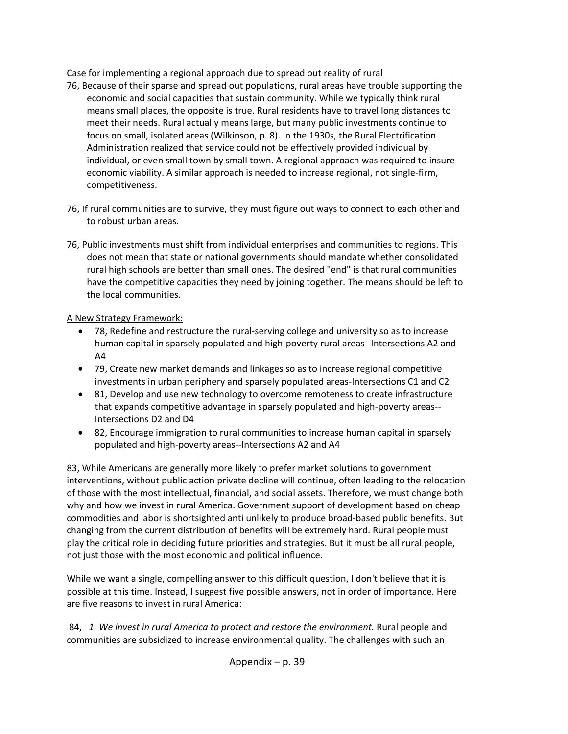Case for implementing a regional approach due to spread out reality of rural

76, Because of their sparse and spread out populations, rural areas have trouble supporting the economic and social capacities that sustain community. While we typically think rural means small places, the opposite is true. Rural residents have to travel long distances to meet their needs. Rural actually means large, but many public investments continue to focus on small, isolated areas (Wilkinson, p. 8). In the 1930s, the Rural Electrification Administration realized that service could not be effectively provided individual by individual, or even small town by small town. A regional approach was required to insure economic viability. A similar approach is needed to increase regional, not single-firm, competitiveness.

76, If rural communities are to survive, they must figure out ways to connect to each other and to robust urban areas.

76, Public investments must shift from individual enterprises and communities to regions. This does not mean that state or national governments should mandate whether consolidated rural high schools are better than small ones. The desired "end" is that rural communities have the competitive capacities they need by joining together. The means should be left to the local communities.

A New Strategy Framework:

- 78, Redefine and restructure the rural-serving college and university so as to increase human capital in sparsely populated and high-poverty rural areas--Intersections A2 and A4
- 79, Create new market demands and linkages so as to increase regional competitive investments in urban periphery and sparsely populated areas-Intersections C1 and C2
- 81, Develop and use new technology to overcome remoteness to create infrastructure that expands competitive advantage in sparsely populated and high-poverty areas--Intersections D2 and D4
- 82, Encourage immigration to rural communities to increase human capital in sparsely populated and high-poverty areas--Intersections A2 and A4

83, While Americans are generally more likely to prefer market solutions to government interventions, without public action private decline will continue, often leading to the relocation of those with the most intellectual, financial, and social assets. Therefore, we must change both why and how we invest in rural America. Government support of development based on cheap commodities and labor is shortsighted anti unlikely to produce broad-based public benefits. But changing from the current distribution of benefits will be extremely hard. Rural people must play the critical role in deciding future priorities and strategies. But it must be all rural people, not just those with the most economic and political influence.

While we want a single, compelling answer to this difficult question, I don't believe that it is possible at this time. Instead, I suggest five possible answers, not in order of importance. Here are five reasons to invest in rural America:

84, *1. We invest in rural America to protect and restore the environment.* Rural people and communities are subsidized to increase environmental quality. The challenges with such an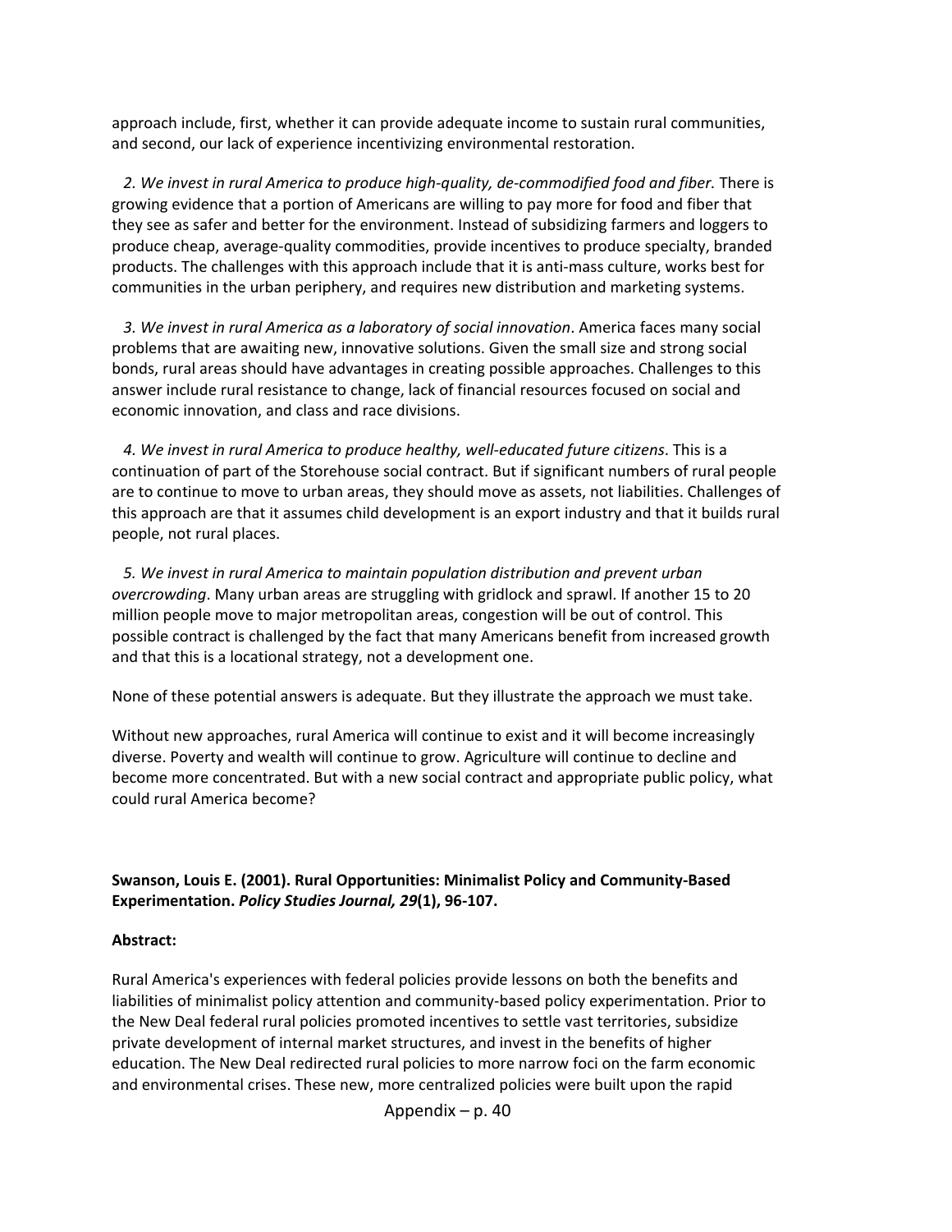approach include, first, whether it can provide adequate income to sustain rural communities, and second, our lack of experience incentivizing environmental restoration.

*2. We invest in rural America to produce high-quality, de-commodified food and fiber.* There is growing evidence that a portion of Americans are willing to pay more for food and fiber that they see as safer and better for the environment. Instead of subsidizing farmers and loggers to produce cheap, average-quality commodities, provide incentives to produce specialty, branded products. The challenges with this approach include that it is anti-mass culture, works best for communities in the urban periphery, and requires new distribution and marketing systems.

*3. We invest in rural America as a laboratory of social innovation*. America faces many social problems that are awaiting new, innovative solutions. Given the small size and strong social bonds, rural areas should have advantages in creating possible approaches. Challenges to this answer include rural resistance to change, lack of financial resources focused on social and economic innovation, and class and race divisions.

*4. We invest in rural America to produce healthy, well-educated future citizens*. This is a continuation of part of the Storehouse social contract. But if significant numbers of rural people are to continue to move to urban areas, they should move as assets, not liabilities. Challenges of this approach are that it assumes child development is an export industry and that it builds rural people, not rural places.

*5. We invest in rural America to maintain population distribution and prevent urban overcrowding*. Many urban areas are struggling with gridlock and sprawl. If another 15 to 20 million people move to major metropolitan areas, congestion will be out of control. This possible contract is challenged by the fact that many Americans benefit from increased growth and that this is a locational strategy, not a development one.

None of these potential answers is adequate. But they illustrate the approach we must take.

Without new approaches, rural America will continue to exist and it will become increasingly diverse. Poverty and wealth will continue to grow. Agriculture will continue to decline and become more concentrated. But with a new social contract and appropriate public policy, what could rural America become?

**Swanson, Louis E. (2001). Rural Opportunities: Minimalist Policy and Community-Based Experimentation. *Policy Studies Journal, 29*(1), 96-107.**

**Abstract:**

Rural America's experiences with federal policies provide lessons on both the benefits and liabilities of minimalist policy attention and community-based policy experimentation. Prior to the New Deal federal rural policies promoted incentives to settle vast territories, subsidize private development of internal market structures, and invest in the benefits of higher education. The New Deal redirected rural policies to more narrow foci on the farm economic and environmental crises. These new, more centralized policies were built upon the rapid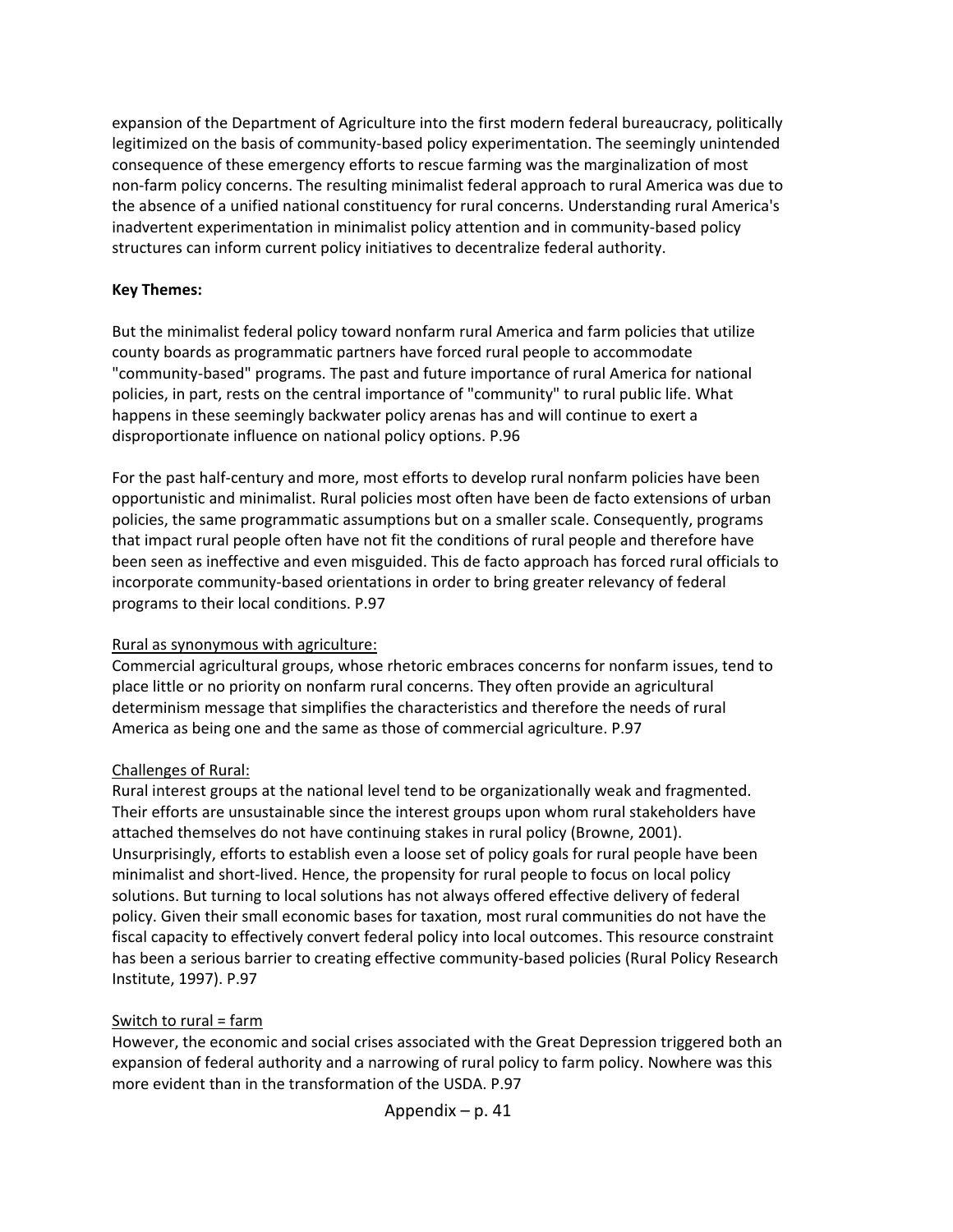expansion of the Department of Agriculture into the first modern federal bureaucracy, politically legitimized on the basis of community-based policy experimentation. The seemingly unintended consequence of these emergency efforts to rescue farming was the marginalization of most non-farm policy concerns. The resulting minimalist federal approach to rural America was due to the absence of a unified national constituency for rural concerns. Understanding rural America's inadvertent experimentation in minimalist policy attention and in community-based policy structures can inform current policy initiatives to decentralize federal authority.

**Key Themes:**

But the minimalist federal policy toward nonfarm rural America and farm policies that utilize county boards as programmatic partners have forced rural people to accommodate "community-based" programs. The past and future importance of rural America for national policies, in part, rests on the central importance of "community" to rural public life. What happens in these seemingly backwater policy arenas has and will continue to exert a disproportionate influence on national policy options. P.96

For the past half-century and more, most efforts to develop rural nonfarm policies have been opportunistic and minimalist. Rural policies most often have been de facto extensions of urban policies, the same programmatic assumptions but on a smaller scale. Consequently, programs that impact rural people often have not fit the conditions of rural people and therefore have been seen as ineffective and even misguided. This de facto approach has forced rural officials to incorporate community-based orientations in order to bring greater relevancy of federal programs to their local conditions. P.97

<u>Rural as synonymous with agriculture:</u>
Commercial agricultural groups, whose rhetoric embraces concerns for nonfarm issues, tend to place little or no priority on nonfarm rural concerns. They often provide an agricultural determinism message that simplifies the characteristics and therefore the needs of rural America as being one and the same as those of commercial agriculture. P.97

<u>Challenges of Rural:</u>
Rural interest groups at the national level tend to be organizationally weak and fragmented. Their efforts are unsustainable since the interest groups upon whom rural stakeholders have attached themselves do not have continuing stakes in rural policy (Browne, 2001). Unsurprisingly, efforts to establish even a loose set of policy goals for rural people have been minimalist and short-lived. Hence, the propensity for rural people to focus on local policy solutions. But turning to local solutions has not always offered effective delivery of federal policy. Given their small economic bases for taxation, most rural communities do not have the fiscal capacity to effectively convert federal policy into local outcomes. This resource constraint has been a serious barrier to creating effective community-based policies (Rural Policy Research Institute, 1997). P.97

<u>Switch to rural = farm</u>
However, the economic and social crises associated with the Great Depression triggered both an expansion of federal authority and a narrowing of rural policy to farm policy. Nowhere was this more evident than in the transformation of the USDA. P.97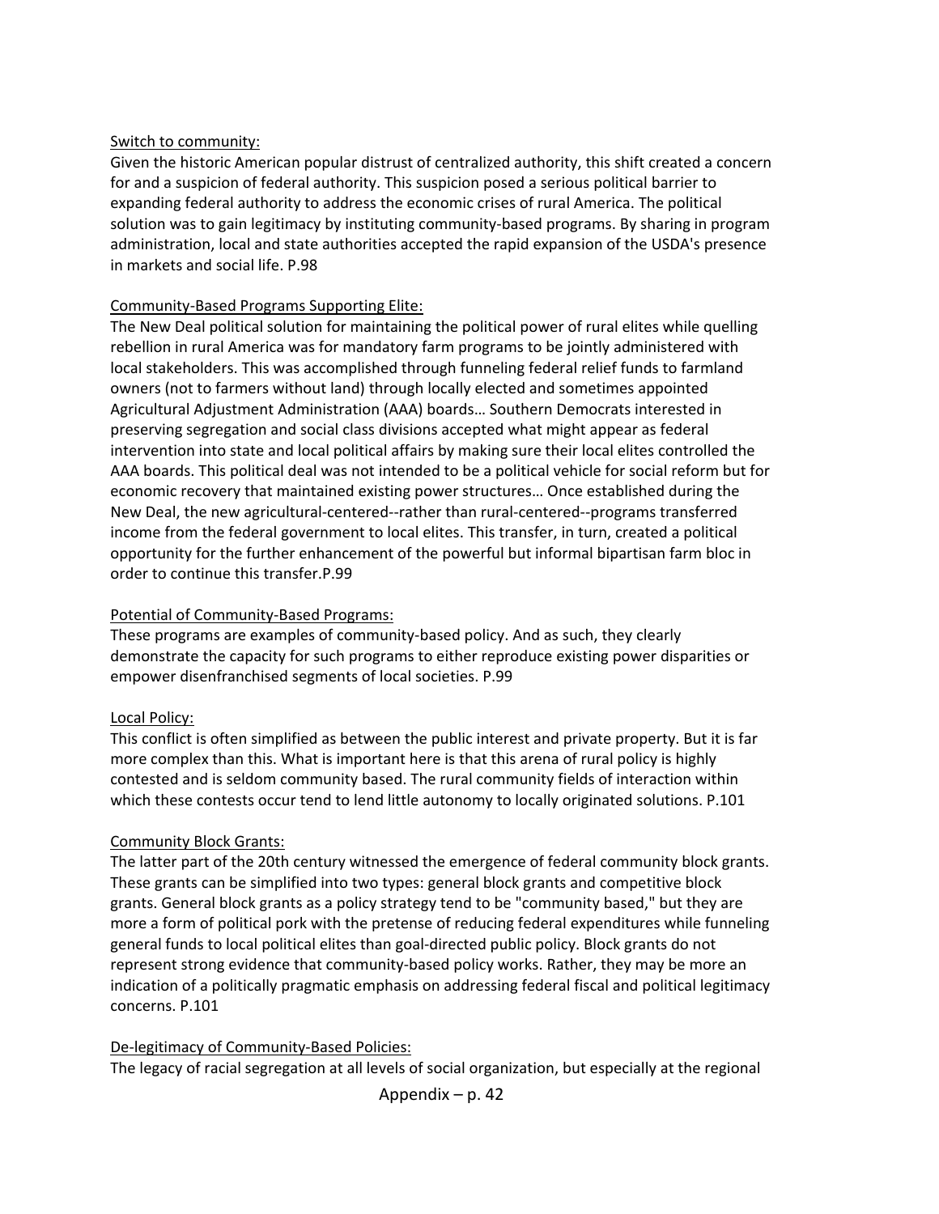Switch to community:

Given the historic American popular distrust of centralized authority, this shift created a concern for and a suspicion of federal authority. This suspicion posed a serious political barrier to expanding federal authority to address the economic crises of rural America. The political solution was to gain legitimacy by instituting community-based programs. By sharing in program administration, local and state authorities accepted the rapid expansion of the USDA's presence in markets and social life. P.98

Community-Based Programs Supporting Elite:

The New Deal political solution for maintaining the political power of rural elites while quelling rebellion in rural America was for mandatory farm programs to be jointly administered with local stakeholders. This was accomplished through funneling federal relief funds to farmland owners (not to farmers without land) through locally elected and sometimes appointed Agricultural Adjustment Administration (AAA) boards… Southern Democrats interested in preserving segregation and social class divisions accepted what might appear as federal intervention into state and local political affairs by making sure their local elites controlled the AAA boards. This political deal was not intended to be a political vehicle for social reform but for economic recovery that maintained existing power structures… Once established during the New Deal, the new agricultural-centered--rather than rural-centered--programs transferred income from the federal government to local elites. This transfer, in turn, created a political opportunity for the further enhancement of the powerful but informal bipartisan farm bloc in order to continue this transfer.P.99

Potential of Community-Based Programs:

These programs are examples of community-based policy. And as such, they clearly demonstrate the capacity for such programs to either reproduce existing power disparities or empower disenfranchised segments of local societies. P.99

Local Policy:

This conflict is often simplified as between the public interest and private property. But it is far more complex than this. What is important here is that this arena of rural policy is highly contested and is seldom community based. The rural community fields of interaction within which these contests occur tend to lend little autonomy to locally originated solutions. P.101

Community Block Grants:

The latter part of the 20th century witnessed the emergence of federal community block grants. These grants can be simplified into two types: general block grants and competitive block grants. General block grants as a policy strategy tend to be "community based," but they are more a form of political pork with the pretense of reducing federal expenditures while funneling general funds to local political elites than goal-directed public policy. Block grants do not represent strong evidence that community-based policy works. Rather, they may be more an indication of a politically pragmatic emphasis on addressing federal fiscal and political legitimacy concerns. P.101

De-legitimacy of Community-Based Policies:

The legacy of racial segregation at all levels of social organization, but especially at the regional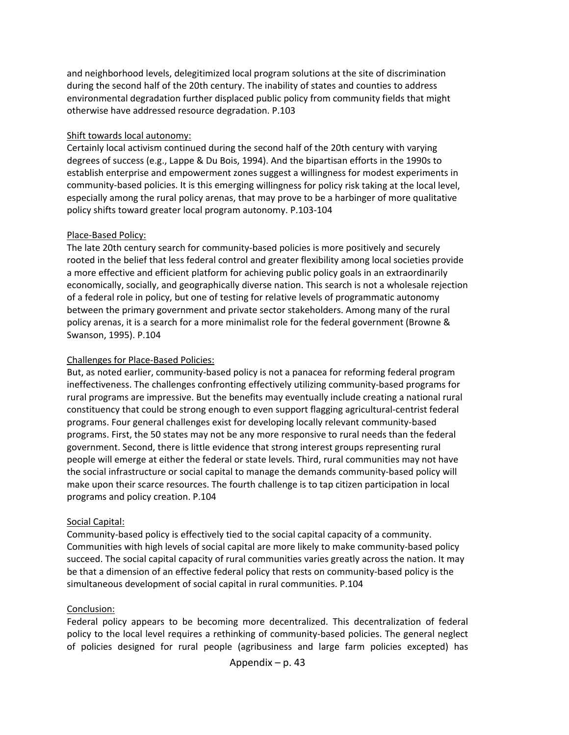and neighborhood levels, delegitimized local program solutions at the site of discrimination during the second half of the 20th century. The inability of states and counties to address environmental degradation further displaced public policy from community fields that might otherwise have addressed resource degradation. P.103

<u>Shift towards local autonomy:</u>

Certainly local activism continued during the second half of the 20th century with varying degrees of success (e.g., Lappe & Du Bois, 1994). And the bipartisan efforts in the 1990s to establish enterprise and empowerment zones suggest a willingness for modest experiments in community-based policies. It is this emerging willingness for policy risk taking at the local level, especially among the rural policy arenas, that may prove to be a harbinger of more qualitative policy shifts toward greater local program autonomy. P.103-104

<u>Place-Based Policy:</u>

The late 20th century search for community-based policies is more positively and securely rooted in the belief that less federal control and greater flexibility among local societies provide a more effective and efficient platform for achieving public policy goals in an extraordinarily economically, socially, and geographically diverse nation. This search is not a wholesale rejection of a federal role in policy, but one of testing for relative levels of programmatic autonomy between the primary government and private sector stakeholders. Among many of the rural policy arenas, it is a search for a more minimalist role for the federal government (Browne & Swanson, 1995). P.104

<u>Challenges for Place-Based Policies:</u>

But, as noted earlier, community-based policy is not a panacea for reforming federal program ineffectiveness. The challenges confronting effectively utilizing community-based programs for rural programs are impressive. But the benefits may eventually include creating a national rural constituency that could be strong enough to even support flagging agricultural-centrist federal programs. Four general challenges exist for developing locally relevant community-based programs. First, the 50 states may not be any more responsive to rural needs than the federal government. Second, there is little evidence that strong interest groups representing rural people will emerge at either the federal or state levels. Third, rural communities may not have the social infrastructure or social capital to manage the demands community-based policy will make upon their scarce resources. The fourth challenge is to tap citizen participation in local programs and policy creation. P.104

<u>Social Capital:</u>

Community-based policy is effectively tied to the social capital capacity of a community. Communities with high levels of social capital are more likely to make community-based policy succeed. The social capital capacity of rural communities varies greatly across the nation. It may be that a dimension of an effective federal policy that rests on community-based policy is the simultaneous development of social capital in rural communities. P.104

<u>Conclusion:</u>

Federal policy appears to be becoming more decentralized. This decentralization of federal policy to the local level requires a rethinking of community-based policies. The general neglect of policies designed for rural people (agribusiness and large farm policies excepted) has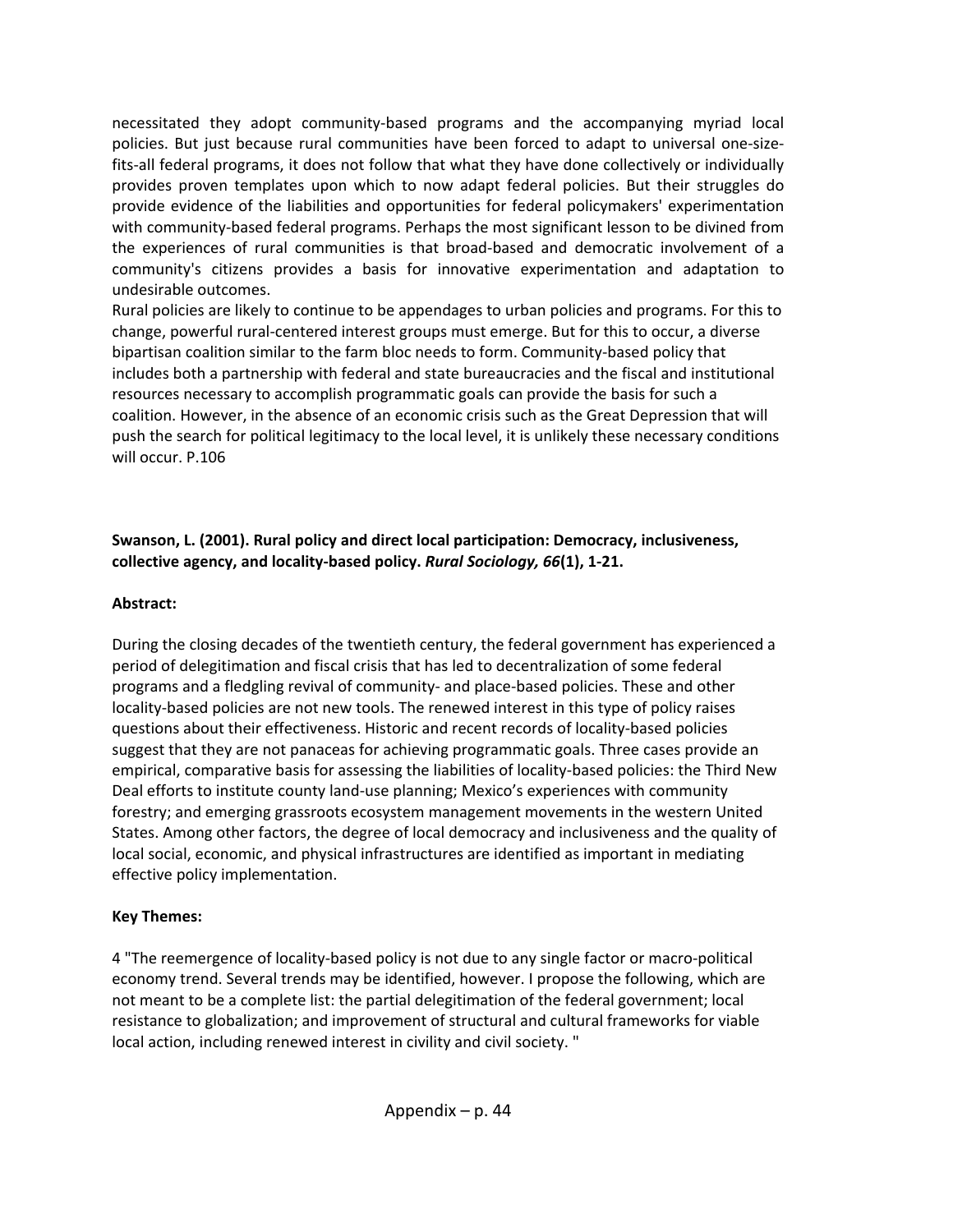necessitated they adopt community-based programs and the accompanying myriad local policies. But just because rural communities have been forced to adapt to universal one-size-fits-all federal programs, it does not follow that what they have done collectively or individually provides proven templates upon which to now adapt federal policies. But their struggles do provide evidence of the liabilities and opportunities for federal policymakers' experimentation with community-based federal programs. Perhaps the most significant lesson to be divined from the experiences of rural communities is that broad-based and democratic involvement of a community's citizens provides a basis for innovative experimentation and adaptation to undesirable outcomes.

Rural policies are likely to continue to be appendages to urban policies and programs. For this to change, powerful rural-centered interest groups must emerge. But for this to occur, a diverse bipartisan coalition similar to the farm bloc needs to form. Community-based policy that includes both a partnership with federal and state bureaucracies and the fiscal and institutional resources necessary to accomplish programmatic goals can provide the basis for such a coalition. However, in the absence of an economic crisis such as the Great Depression that will push the search for political legitimacy to the local level, it is unlikely these necessary conditions will occur. P.106

**Swanson, L. (2001). Rural policy and direct local participation: Democracy, inclusiveness, collective agency, and locality-based policy. *Rural Sociology, 66*(1), 1-21.**

**Abstract:**

During the closing decades of the twentieth century, the federal government has experienced a period of delegitimation and fiscal crisis that has led to decentralization of some federal programs and a fledgling revival of community- and place-based policies. These and other locality-based policies are not new tools. The renewed interest in this type of policy raises questions about their effectiveness. Historic and recent records of locality-based policies suggest that they are not panaceas for achieving programmatic goals. Three cases provide an empirical, comparative basis for assessing the liabilities of locality-based policies: the Third New Deal efforts to institute county land-use planning; Mexico's experiences with community forestry; and emerging grassroots ecosystem management movements in the western United States. Among other factors, the degree of local democracy and inclusiveness and the quality of local social, economic, and physical infrastructures are identified as important in mediating effective policy implementation.

**Key Themes:**

4 "The reemergence of locality-based policy is not due to any single factor or macro-political economy trend. Several trends may be identified, however. I propose the following, which are not meant to be a complete list: the partial delegitimation of the federal government; local resistance to globalization; and improvement of structural and cultural frameworks for viable local action, including renewed interest in civility and civil society. "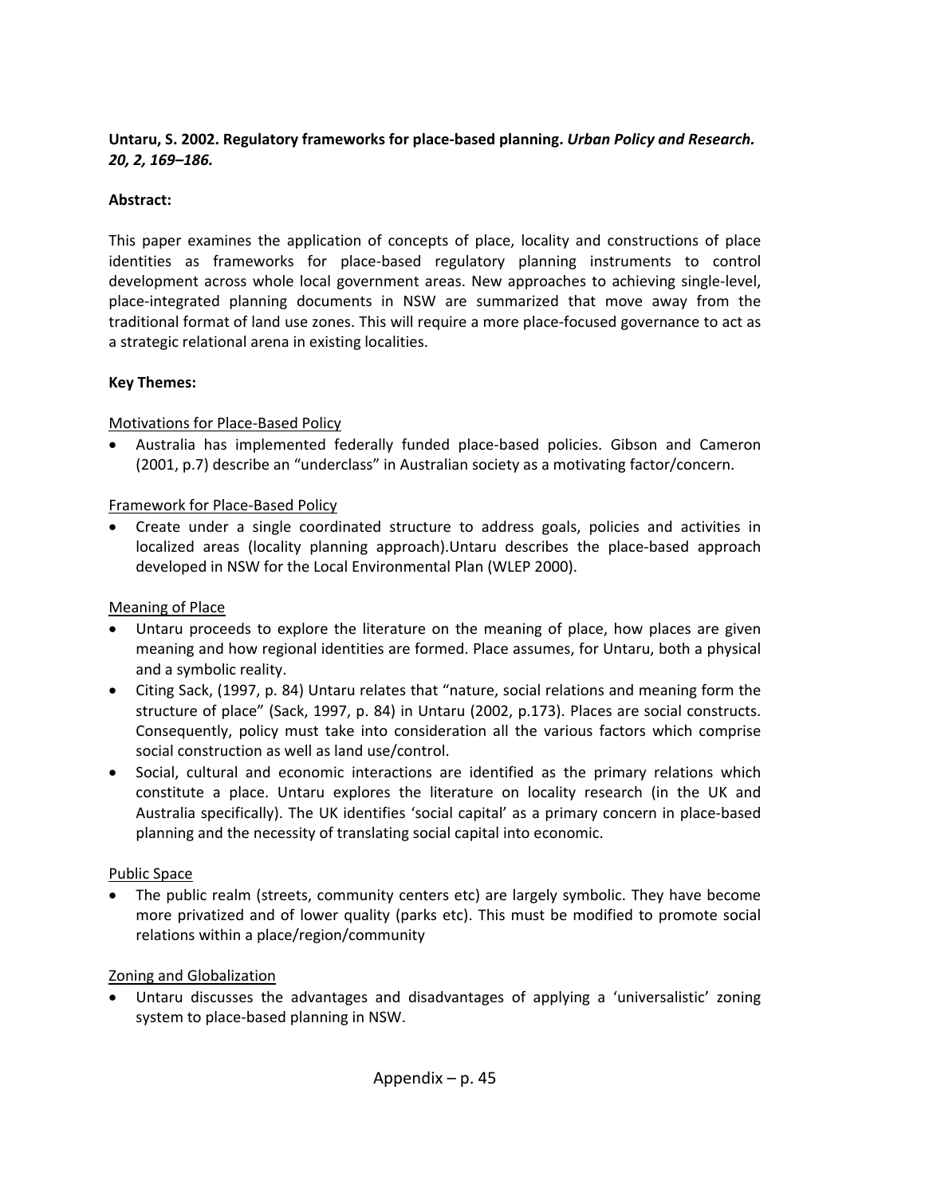**Untaru, S. 2002. Regulatory frameworks for place-based planning. *Urban Policy and Research. 20, 2, 169–186.***

**Abstract:**

This paper examines the application of concepts of place, locality and constructions of place identities as frameworks for place-based regulatory planning instruments to control development across whole local government areas. New approaches to achieving single-level, place-integrated planning documents in NSW are summarized that move away from the traditional format of land use zones. This will require a more place-focused governance to act as a strategic relational arena in existing localities.

**Key Themes:**

Motivations for Place-Based Policy

- Australia has implemented federally funded place-based policies. Gibson and Cameron (2001, p.7) describe an "underclass" in Australian society as a motivating factor/concern.

Framework for Place-Based Policy

- Create under a single coordinated structure to address goals, policies and activities in localized areas (locality planning approach).Untaru describes the place-based approach developed in NSW for the Local Environmental Plan (WLEP 2000).

Meaning of Place

- Untaru proceeds to explore the literature on the meaning of place, how places are given meaning and how regional identities are formed. Place assumes, for Untaru, both a physical and a symbolic reality.
- Citing Sack, (1997, p. 84) Untaru relates that "nature, social relations and meaning form the structure of place" (Sack, 1997, p. 84) in Untaru (2002, p.173). Places are social constructs. Consequently, policy must take into consideration all the various factors which comprise social construction as well as land use/control.
- Social, cultural and economic interactions are identified as the primary relations which constitute a place. Untaru explores the literature on locality research (in the UK and Australia specifically). The UK identifies 'social capital' as a primary concern in place-based planning and the necessity of translating social capital into economic.

Public Space

- The public realm (streets, community centers etc) are largely symbolic. They have become more privatized and of lower quality (parks etc). This must be modified to promote social relations within a place/region/community

Zoning and Globalization

- Untaru discusses the advantages and disadvantages of applying a 'universalistic' zoning system to place-based planning in NSW.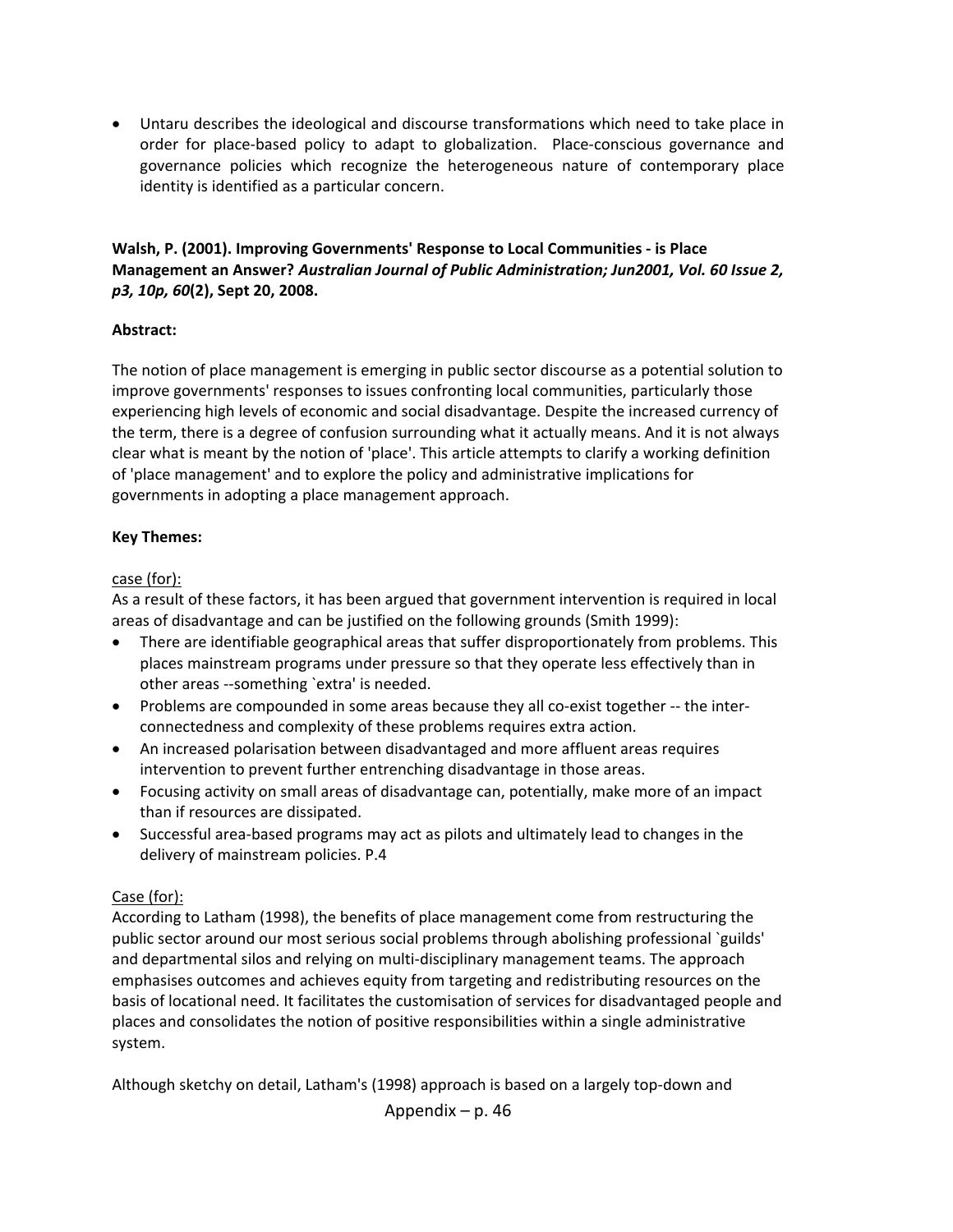- Untaru describes the ideological and discourse transformations which need to take place in order for place-based policy to adapt to globalization. Place-conscious governance and governance policies which recognize the heterogeneous nature of contemporary place identity is identified as a particular concern.

**Walsh, P. (2001). Improving Governments' Response to Local Communities - is Place Management an Answer?** ***Australian Journal of Public Administration; Jun2001, Vol. 60 Issue 2, p3, 10p, 60*****(2), Sept 20, 2008.**

**Abstract:**

The notion of place management is emerging in public sector discourse as a potential solution to improve governments' responses to issues confronting local communities, particularly those experiencing high levels of economic and social disadvantage. Despite the increased currency of the term, there is a degree of confusion surrounding what it actually means. And it is not always clear what is meant by the notion of 'place'. This article attempts to clarify a working definition of 'place management' and to explore the policy and administrative implications for governments in adopting a place management approach.

**Key Themes:**

<u>case (for):</u>
As a result of these factors, it has been argued that government intervention is required in local areas of disadvantage and can be justified on the following grounds (Smith 1999):

- There are identifiable geographical areas that suffer disproportionately from problems. This places mainstream programs under pressure so that they operate less effectively than in other areas --something `extra' is needed.
- Problems are compounded in some areas because they all co-exist together -- the inter-connectedness and complexity of these problems requires extra action.
- An increased polarisation between disadvantaged and more affluent areas requires intervention to prevent further entrenching disadvantage in those areas.
- Focusing activity on small areas of disadvantage can, potentially, make more of an impact than if resources are dissipated.
- Successful area-based programs may act as pilots and ultimately lead to changes in the delivery of mainstream policies. P.4

<u>Case (for):</u>
According to Latham (1998), the benefits of place management come from restructuring the public sector around our most serious social problems through abolishing professional `guilds' and departmental silos and relying on multi-disciplinary management teams. The approach emphasises outcomes and achieves equity from targeting and redistributing resources on the basis of locational need. It facilitates the customisation of services for disadvantaged people and places and consolidates the notion of positive responsibilities within a single administrative system.

Although sketchy on detail, Latham's (1998) approach is based on a largely top-down and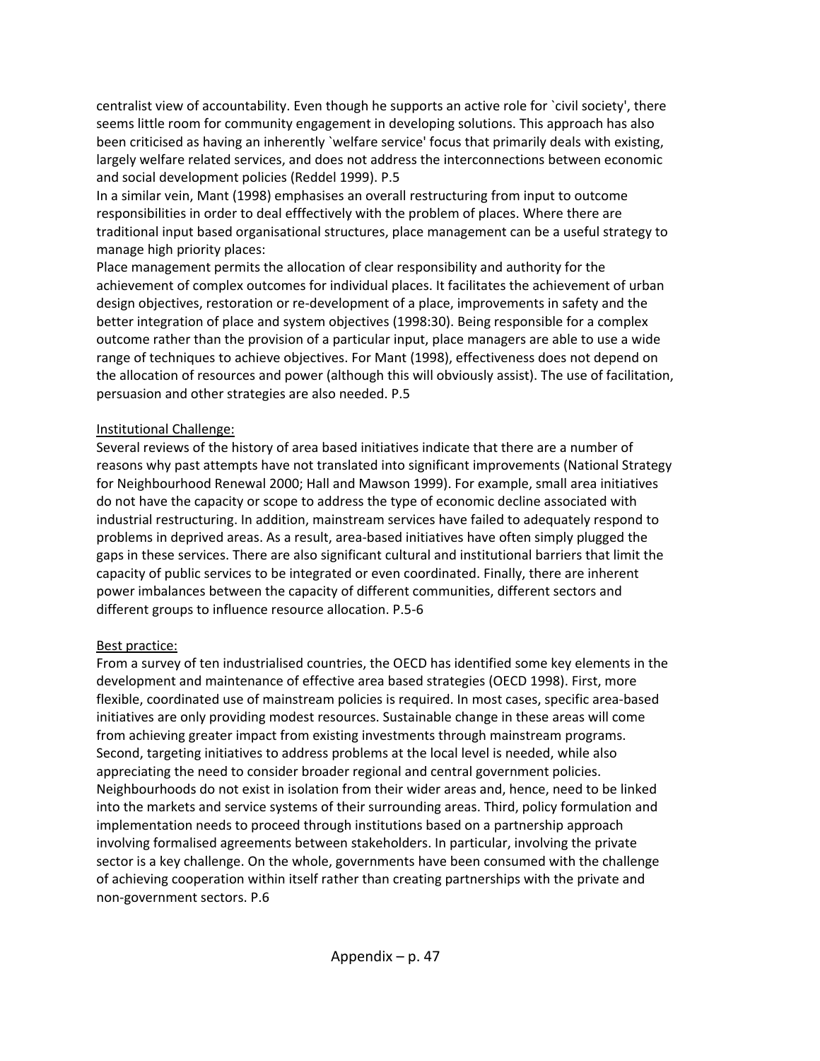centralist view of accountability. Even though he supports an active role for `civil society', there seems little room for community engagement in developing solutions. This approach has also been criticised as having an inherently `welfare service' focus that primarily deals with existing, largely welfare related services, and does not address the interconnections between economic and social development policies (Reddel 1999). P.5

In a similar vein, Mant (1998) emphasises an overall restructuring from input to outcome responsibilities in order to deal efffectively with the problem of places. Where there are traditional input based organisational structures, place management can be a useful strategy to manage high priority places:

Place management permits the allocation of clear responsibility and authority for the achievement of complex outcomes for individual places. It facilitates the achievement of urban design objectives, restoration or re-development of a place, improvements in safety and the better integration of place and system objectives (1998:30). Being responsible for a complex outcome rather than the provision of a particular input, place managers are able to use a wide range of techniques to achieve objectives. For Mant (1998), effectiveness does not depend on the allocation of resources and power (although this will obviously assist). The use of facilitation, persuasion and other strategies are also needed. P.5

<u>Institutional Challenge:</u>

Several reviews of the history of area based initiatives indicate that there are a number of reasons why past attempts have not translated into significant improvements (National Strategy for Neighbourhood Renewal 2000; Hall and Mawson 1999). For example, small area initiatives do not have the capacity or scope to address the type of economic decline associated with industrial restructuring. In addition, mainstream services have failed to adequately respond to problems in deprived areas. As a result, area-based initiatives have often simply plugged the gaps in these services. There are also significant cultural and institutional barriers that limit the capacity of public services to be integrated or even coordinated. Finally, there are inherent power imbalances between the capacity of different communities, different sectors and different groups to influence resource allocation. P.5-6

<u>Best practice:</u>

From a survey of ten industrialised countries, the OECD has identified some key elements in the development and maintenance of effective area based strategies (OECD 1998). First, more flexible, coordinated use of mainstream policies is required. In most cases, specific area-based initiatives are only providing modest resources. Sustainable change in these areas will come from achieving greater impact from existing investments through mainstream programs. Second, targeting initiatives to address problems at the local level is needed, while also appreciating the need to consider broader regional and central government policies. Neighbourhoods do not exist in isolation from their wider areas and, hence, need to be linked into the markets and service systems of their surrounding areas. Third, policy formulation and implementation needs to proceed through institutions based on a partnership approach involving formalised agreements between stakeholders. In particular, involving the private sector is a key challenge. On the whole, governments have been consumed with the challenge of achieving cooperation within itself rather than creating partnerships with the private and non-government sectors. P.6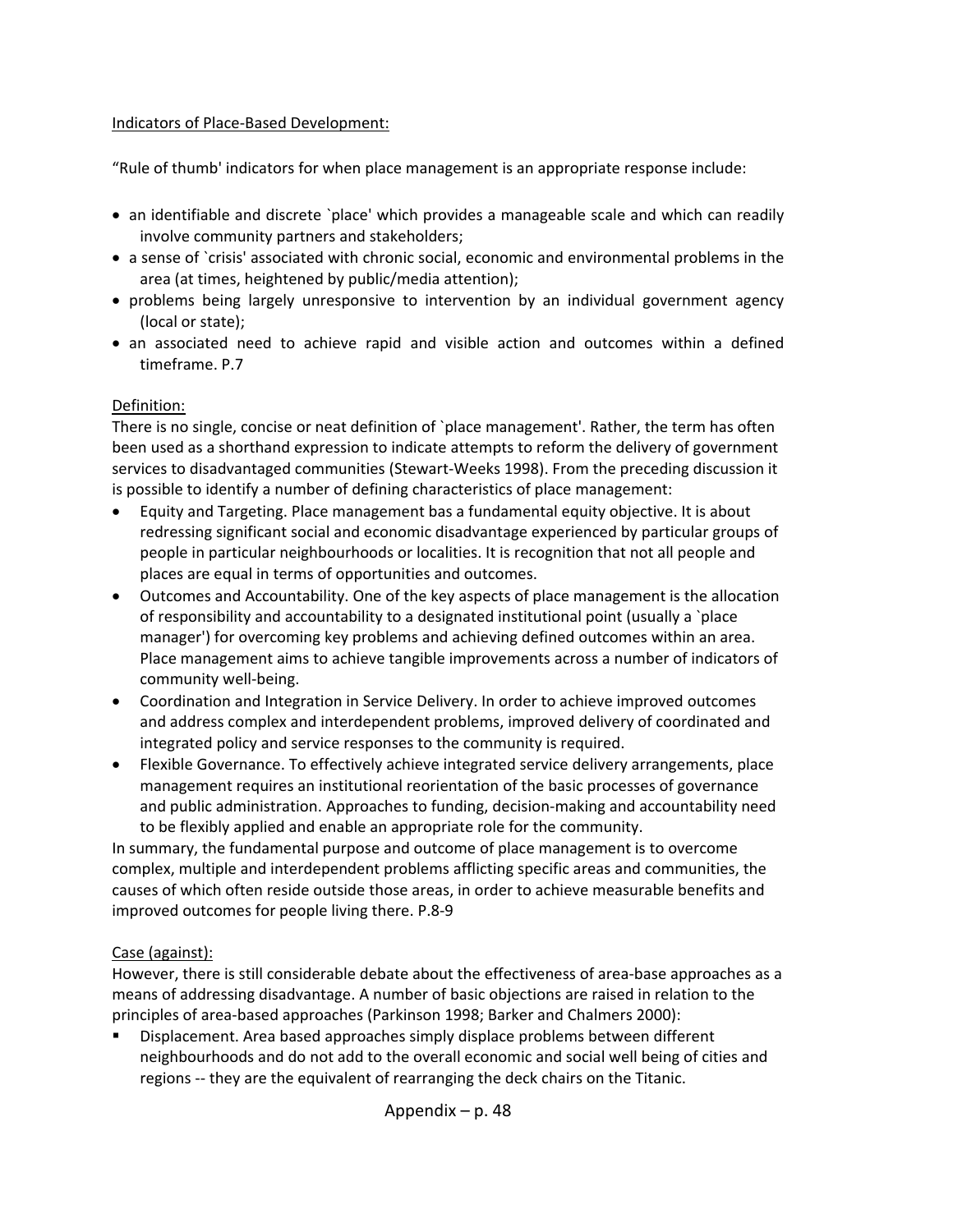<u>Indicators of Place-Based Development:</u>

"Rule of thumb' indicators for when place management is an appropriate response include:

- an identifiable and discrete `place' which provides a manageable scale and which can readily involve community partners and stakeholders;
- a sense of `crisis' associated with chronic social, economic and environmental problems in the area (at times, heightened by public/media attention);
- problems being largely unresponsive to intervention by an individual government agency (local or state);
- an associated need to achieve rapid and visible action and outcomes within a defined timeframe. P.7

<u>Definition:</u>

There is no single, concise or neat definition of `place management'. Rather, the term has often been used as a shorthand expression to indicate attempts to reform the delivery of government services to disadvantaged communities (Stewart-Weeks 1998). From the preceding discussion it is possible to identify a number of defining characteristics of place management:

- Equity and Targeting. Place management bas a fundamental equity objective. It is about redressing significant social and economic disadvantage experienced by particular groups of people in particular neighbourhoods or localities. It is recognition that not all people and places are equal in terms of opportunities and outcomes.
- Outcomes and Accountability. One of the key aspects of place management is the allocation of responsibility and accountability to a designated institutional point (usually a `place manager') for overcoming key problems and achieving defined outcomes within an area. Place management aims to achieve tangible improvements across a number of indicators of community well-being.
- Coordination and Integration in Service Delivery. In order to achieve improved outcomes and address complex and interdependent problems, improved delivery of coordinated and integrated policy and service responses to the community is required.
- Flexible Governance. To effectively achieve integrated service delivery arrangements, place management requires an institutional reorientation of the basic processes of governance and public administration. Approaches to funding, decision-making and accountability need to be flexibly applied and enable an appropriate role for the community.

In summary, the fundamental purpose and outcome of place management is to overcome complex, multiple and interdependent problems afflicting specific areas and communities, the causes of which often reside outside those areas, in order to achieve measurable benefits and improved outcomes for people living there. P.8-9

<u>Case (against):</u>

However, there is still considerable debate about the effectiveness of area-base approaches as a means of addressing disadvantage. A number of basic objections are raised in relation to the principles of area-based approaches (Parkinson 1998; Barker and Chalmers 2000):

- Displacement. Area based approaches simply displace problems between different neighbourhoods and do not add to the overall economic and social well being of cities and regions -- they are the equivalent of rearranging the deck chairs on the Titanic.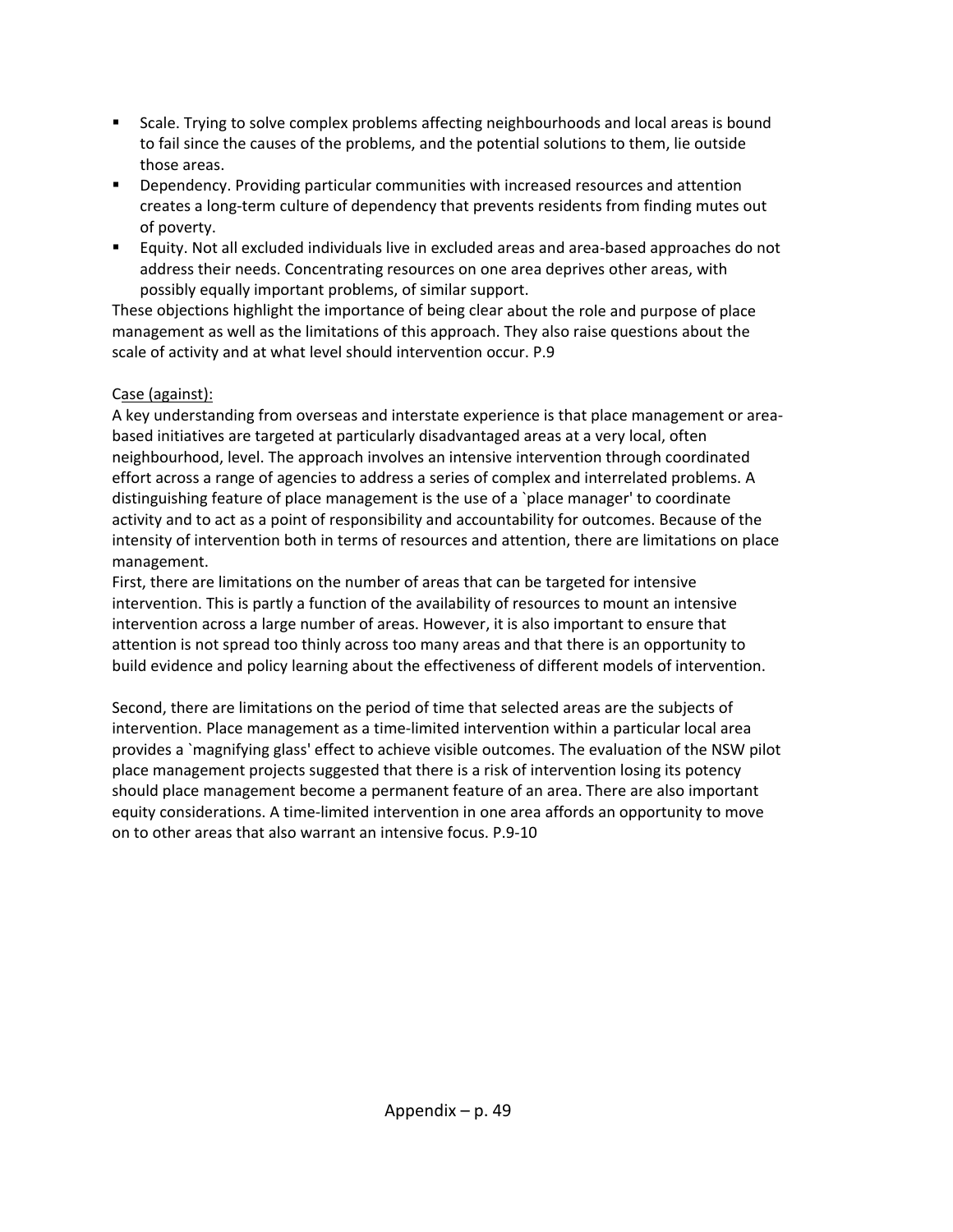- Scale. Trying to solve complex problems affecting neighbourhoods and local areas is bound to fail since the causes of the problems, and the potential solutions to them, lie outside those areas.
- Dependency. Providing particular communities with increased resources and attention creates a long-term culture of dependency that prevents residents from finding mutes out of poverty.
- Equity. Not all excluded individuals live in excluded areas and area-based approaches do not address their needs. Concentrating resources on one area deprives other areas, with possibly equally important problems, of similar support.

These objections highlight the importance of being clear about the role and purpose of place management as well as the limitations of this approach. They also raise questions about the scale of activity and at what level should intervention occur. P.9

Case (against):
A key understanding from overseas and interstate experience is that place management or area-based initiatives are targeted at particularly disadvantaged areas at a very local, often neighbourhood, level. The approach involves an intensive intervention through coordinated effort across a range of agencies to address a series of complex and interrelated problems. A distinguishing feature of place management is the use of a `place manager' to coordinate activity and to act as a point of responsibility and accountability for outcomes. Because of the intensity of intervention both in terms of resources and attention, there are limitations on place management.
First, there are limitations on the number of areas that can be targeted for intensive intervention. This is partly a function of the availability of resources to mount an intensive intervention across a large number of areas. However, it is also important to ensure that attention is not spread too thinly across too many areas and that there is an opportunity to build evidence and policy learning about the effectiveness of different models of intervention.

Second, there are limitations on the period of time that selected areas are the subjects of intervention. Place management as a time-limited intervention within a particular local area provides a `magnifying glass' effect to achieve visible outcomes. The evaluation of the NSW pilot place management projects suggested that there is a risk of intervention losing its potency should place management become a permanent feature of an area. There are also important equity considerations. A time-limited intervention in one area affords an opportunity to move on to other areas that also warrant an intensive focus. P.9-10